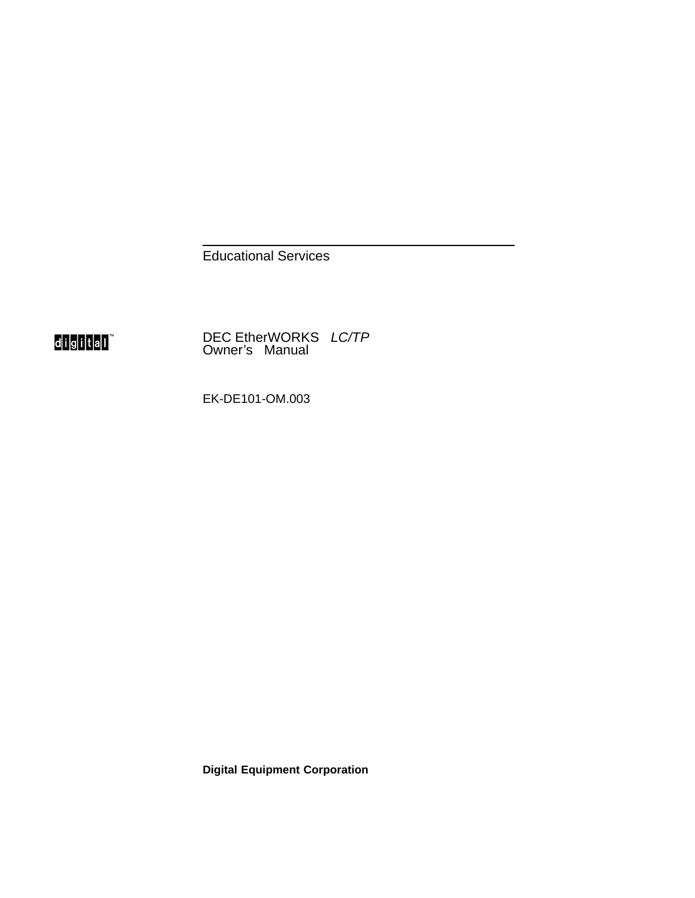Educational Services

digital™

# DEC EtherWORKS *LC/TP* Owner's Manual

EK-DE101-OM.003

**Digital Equipment Corporation**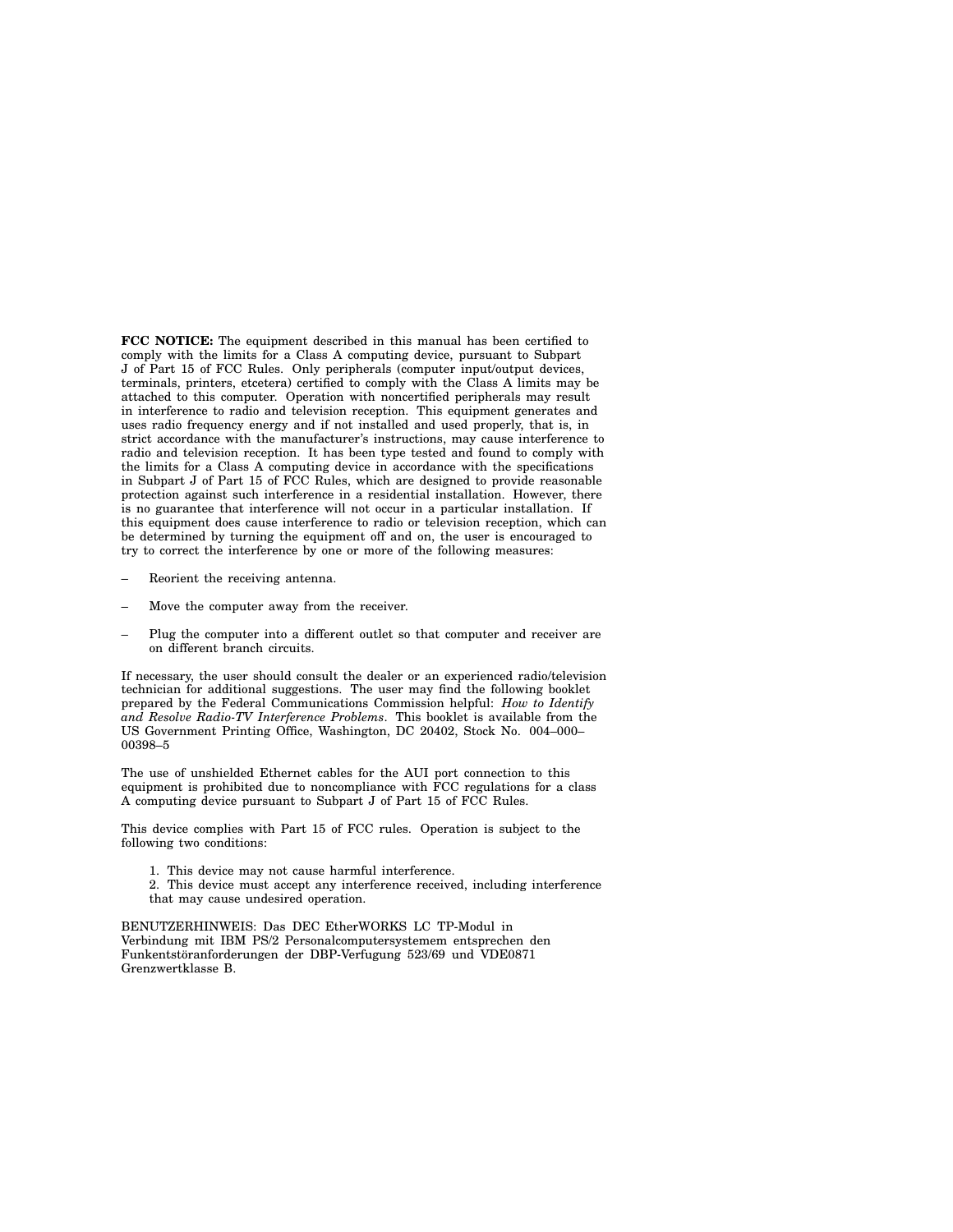**FCC NOTICE:** The equipment described in this manual has been certified to comply with the limits for a Class A computing device, pursuant to Subpart J of Part 15 of FCC Rules. Only peripherals (computer input/output devices, terminals, printers, etcetera) certified to comply with the Class A limits may be attached to this computer. Operation with noncertified peripherals may result in interference to radio and television reception. This equipment generates and uses radio frequency energy and if not installed and used properly, that is, in strict accordance with the manufacturer's instructions, may cause interference to radio and television reception. It has been type tested and found to comply with the limits for a Class A computing device in accordance with the specifications in Subpart J of Part 15 of FCC Rules, which are designed to provide reasonable protection against such interference in a residential installation. However, there is no guarantee that interference will not occur in a particular installation. If this equipment does cause interference to radio or television reception, which can be determined by turning the equipment off and on, the user is encouraged to try to correct the interference by one or more of the following measures:

- Reorient the receiving antenna.
- Move the computer away from the receiver.
- Plug the computer into a different outlet so that computer and receiver are on different branch circuits.

If necessary, the user should consult the dealer or an experienced radio/television technician for additional suggestions. The user may find the following booklet prepared by the Federal Communications Commission helpful: *How to Identify and Resolve Radio-TV Interference Problems*. This booklet is available from the US Government Printing Office, Washington, DC 20402, Stock No. 004–000–00398–5

The use of unshielded Ethernet cables for the AUI port connection to this equipment is prohibited due to noncompliance with FCC regulations for a class A computing device pursuant to Subpart J of Part 15 of FCC Rules.

This device complies with Part 15 of FCC rules. Operation is subject to the following two conditions:

1. This device may not cause harmful interference.
2. This device must accept any interference received, including interference that may cause undesired operation.

BENUTZERHINWEIS: Das DEC EtherWORKS LC TP-Modul in Verbindung mit IBM PS/2 Personalcomputersystemem entsprechen den Funkentstöranforderungen der DBP-Verfugung 523/69 und VDE0871 Grenzwertklasse B.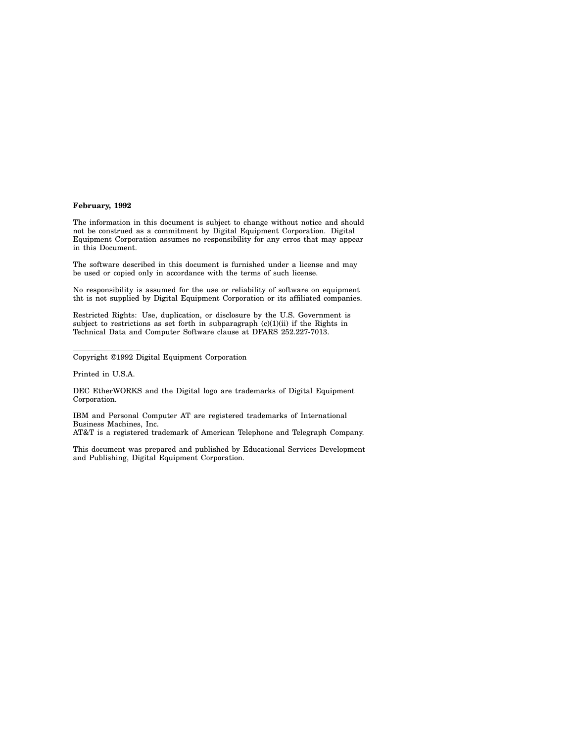**February, 1992**

The information in this document is subject to change without notice and should not be construed as a commitment by Digital Equipment Corporation. Digital Equipment Corporation assumes no responsibility for any erros that may appear in this Document.

The software described in this document is furnished under a license and may be used or copied only in accordance with the terms of such license.

No responsibility is assumed for the use or reliability of software on equipment tht is not supplied by Digital Equipment Corporation or its affiliated companies.

Restricted Rights: Use, duplication, or disclosure by the U.S. Government is subject to restrictions as set forth in subparagraph (c)(1)(ii) if the Rights in Technical Data and Computer Software clause at DFARS 252.227-7013.

---

Copyright ©1992 Digital Equipment Corporation

Printed in U.S.A.

DEC EtherWORKS and the Digital logo are trademarks of Digital Equipment Corporation.

IBM and Personal Computer AT are registered trademarks of International Business Machines, Inc.
AT&T is a registered trademark of American Telephone and Telegraph Company.

This document was prepared and published by Educational Services Development and Publishing, Digital Equipment Corporation.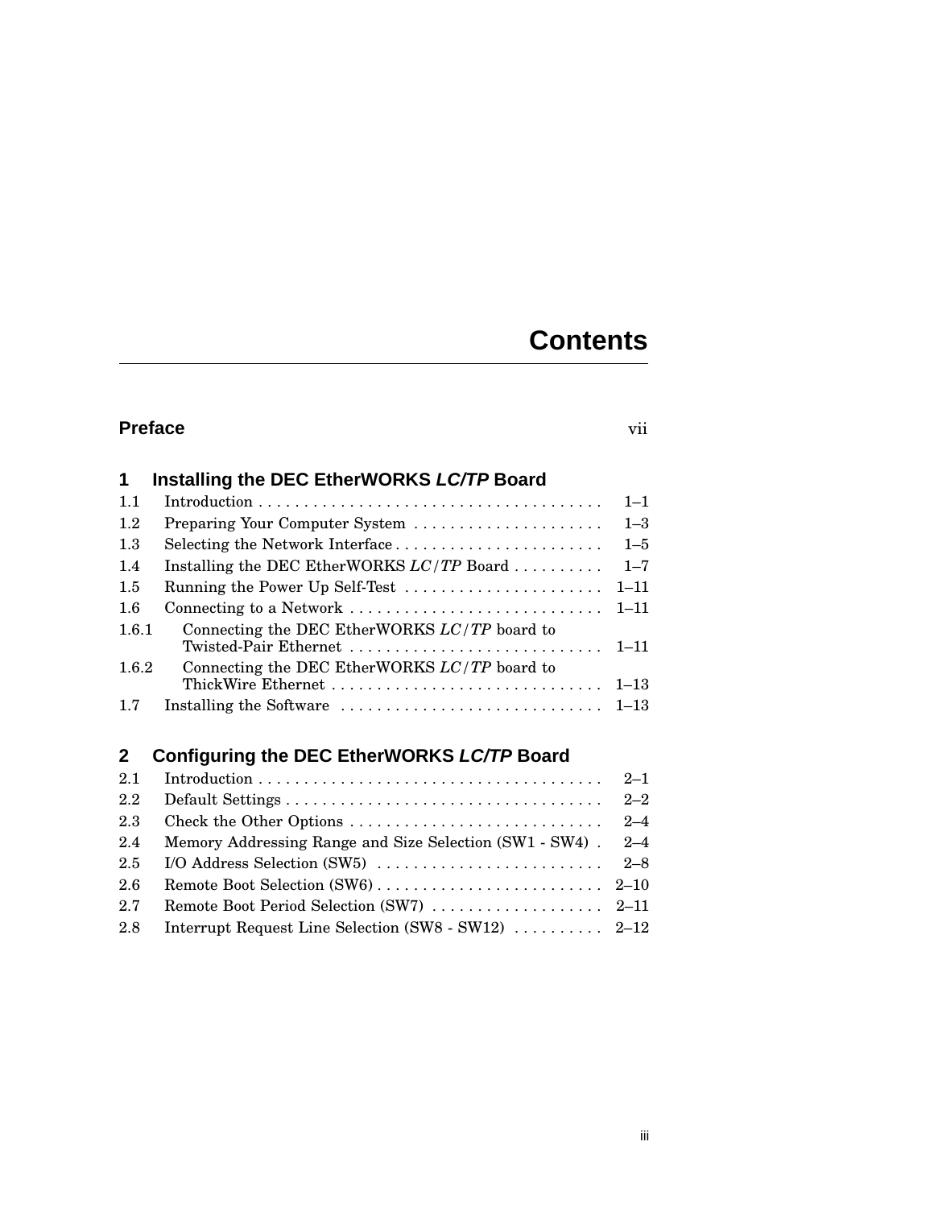# Contents

**Preface** vii

## 1 Installing the DEC EtherWORKS *LC/TP* Board

| | | |
|---|---|---|
| 1.1 | Introduction | 1–1 |
| 1.2 | Preparing Your Computer System | 1–3 |
| 1.3 | Selecting the Network Interface | 1–5 |
| 1.4 | Installing the DEC EtherWORKS *LC/TP* Board | 1–7 |
| 1.5 | Running the Power Up Self-Test | 1–11 |
| 1.6 | Connecting to a Network | 1–11 |
| 1.6.1 | Connecting the DEC EtherWORKS *LC/TP* board to Twisted-Pair Ethernet | 1–11 |
| 1.6.2 | Connecting the DEC EtherWORKS *LC/TP* board to ThickWire Ethernet | 1–13 |
| 1.7 | Installing the Software | 1–13 |

## 2 Configuring the DEC EtherWORKS *LC/TP* Board

| | | |
|---|---|---|
| 2.1 | Introduction | 2–1 |
| 2.2 | Default Settings | 2–2 |
| 2.3 | Check the Other Options | 2–4 |
| 2.4 | Memory Addressing Range and Size Selection (SW1 - SW4) | 2–4 |
| 2.5 | I/O Address Selection (SW5) | 2–8 |
| 2.6 | Remote Boot Selection (SW6) | 2–10 |
| 2.7 | Remote Boot Period Selection (SW7) | 2–11 |
| 2.8 | Interrupt Request Line Selection (SW8 - SW12) | 2–12 |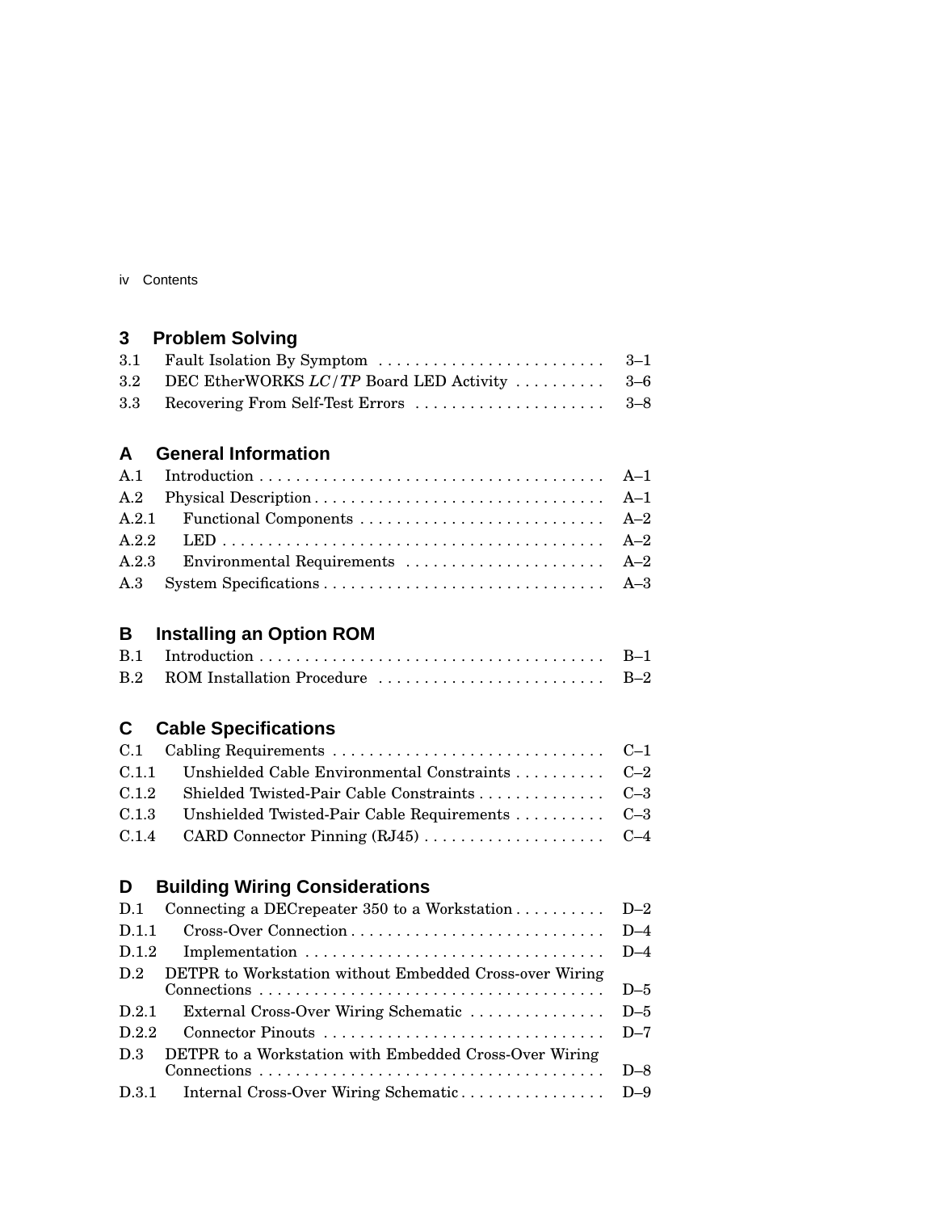## 3 Problem Solving

| | | |
|---|---|---|
| 3.1 | Fault Isolation By Symptom | 3–1 |
| 3.2 | DEC EtherWORKS *LC/TP* Board LED Activity | 3–6 |
| 3.3 | Recovering From Self-Test Errors | 3–8 |

## A General Information

| | | |
|---|---|---|
| A.1 | Introduction | A–1 |
| A.2 | Physical Description | A–1 |
| A.2.1 | Functional Components | A–2 |
| A.2.2 | LED | A–2 |
| A.2.3 | Environmental Requirements | A–2 |
| A.3 | System Specifications | A–3 |

## B Installing an Option ROM

| | | |
|---|---|---|
| B.1 | Introduction | B–1 |
| B.2 | ROM Installation Procedure | B–2 |

## C Cable Specifications

| | | |
|---|---|---|
| C.1 | Cabling Requirements | C–1 |
| C.1.1 | Unshielded Cable Environmental Constraints | C–2 |
| C.1.2 | Shielded Twisted-Pair Cable Constraints | C–3 |
| C.1.3 | Unshielded Twisted-Pair Cable Requirements | C–3 |
| C.1.4 | CARD Connector Pinning (RJ45) | C–4 |

## D Building Wiring Considerations

| | | |
|---|---|---|
| D.1 | Connecting a DECrepeater 350 to a Workstation | D–2 |
| D.1.1 | Cross-Over Connection | D–4 |
| D.1.2 | Implementation | D–4 |
| D.2 | DETPR to Workstation without Embedded Cross-over Wiring Connections | D–5 |
| D.2.1 | External Cross-Over Wiring Schematic | D–5 |
| D.2.2 | Connector Pinouts | D–7 |
| D.3 | DETPR to a Workstation with Embedded Cross-Over Wiring Connections | D–8 |
| D.3.1 | Internal Cross-Over Wiring Schematic | D–9 |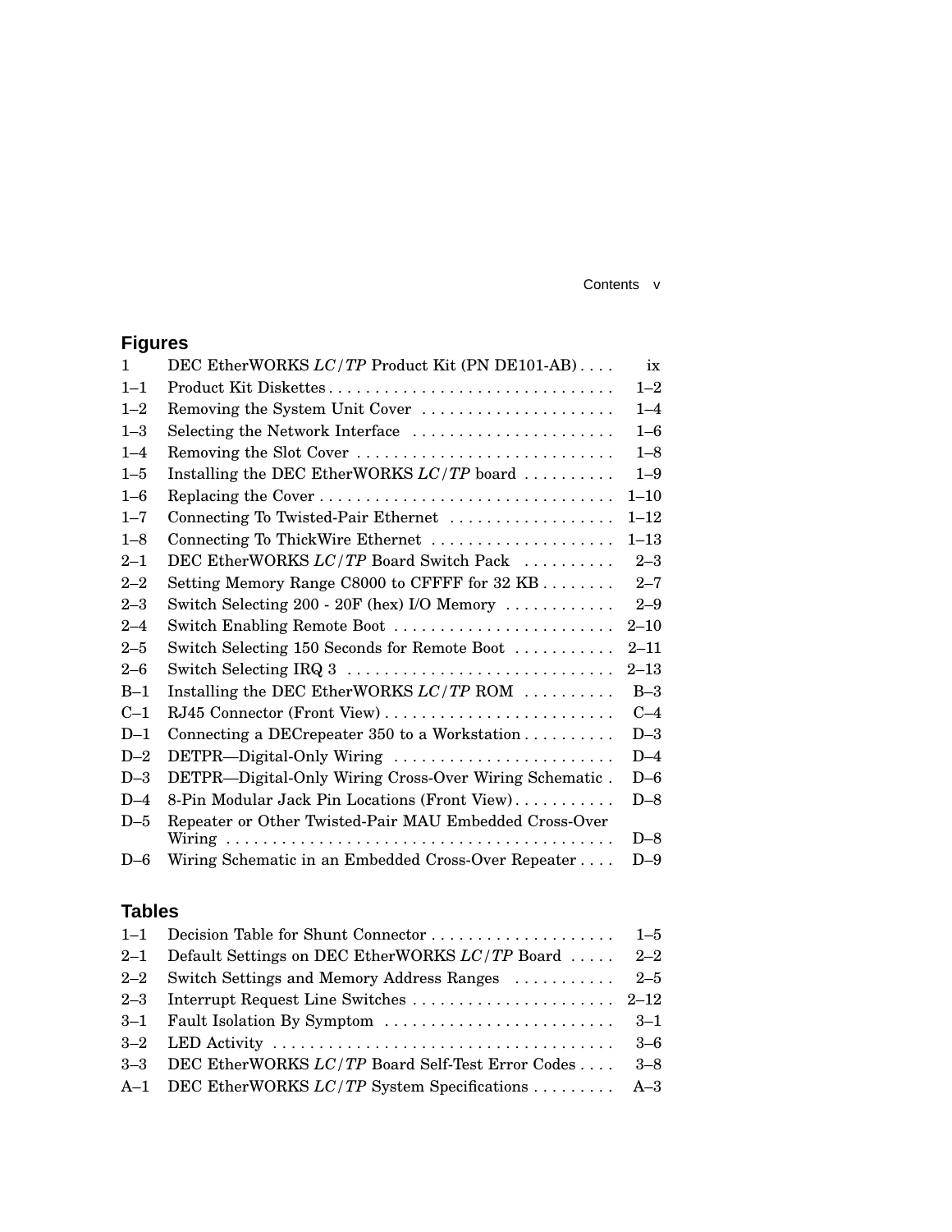## Figures

| | | |
|---|---|---|
| 1 | DEC EtherWORKS *LC/TP* Product Kit (PN DE101-AB) | ix |
| 1–1 | Product Kit Diskettes | 1–2 |
| 1–2 | Removing the System Unit Cover | 1–4 |
| 1–3 | Selecting the Network Interface | 1–6 |
| 1–4 | Removing the Slot Cover | 1–8 |
| 1–5 | Installing the DEC EtherWORKS *LC/TP* board | 1–9 |
| 1–6 | Replacing the Cover | 1–10 |
| 1–7 | Connecting To Twisted-Pair Ethernet | 1–12 |
| 1–8 | Connecting To ThickWire Ethernet | 1–13 |
| 2–1 | DEC EtherWORKS *LC/TP* Board Switch Pack | 2–3 |
| 2–2 | Setting Memory Range C8000 to CFFFF for 32 KB | 2–7 |
| 2–3 | Switch Selecting 200 - 20F (hex) I/O Memory | 2–9 |
| 2–4 | Switch Enabling Remote Boot | 2–10 |
| 2–5 | Switch Selecting 150 Seconds for Remote Boot | 2–11 |
| 2–6 | Switch Selecting IRQ 3 | 2–13 |
| B–1 | Installing the DEC EtherWORKS *LC/TP* ROM | B–3 |
| C–1 | RJ45 Connector (Front View) | C–4 |
| D–1 | Connecting a DECrepeater 350 to a Workstation | D–3 |
| D–2 | DETPR—Digital-Only Wiring | D–4 |
| D–3 | DETPR—Digital-Only Wiring Cross-Over Wiring Schematic | D–6 |
| D–4 | 8-Pin Modular Jack Pin Locations (Front View) | D–8 |
| D–5 | Repeater or Other Twisted-Pair MAU Embedded Cross-Over Wiring | D–8 |
| D–6 | Wiring Schematic in an Embedded Cross-Over Repeater | D–9 |

## Tables

| | | |
|---|---|---|
| 1–1 | Decision Table for Shunt Connector | 1–5 |
| 2–1 | Default Settings on DEC EtherWORKS *LC/TP* Board | 2–2 |
| 2–2 | Switch Settings and Memory Address Ranges | 2–5 |
| 2–3 | Interrupt Request Line Switches | 2–12 |
| 3–1 | Fault Isolation By Symptom | 3–1 |
| 3–2 | LED Activity | 3–6 |
| 3–3 | DEC EtherWORKS *LC/TP* Board Self-Test Error Codes | 3–8 |
| A–1 | DEC EtherWORKS *LC/TP* System Specifications | A–3 |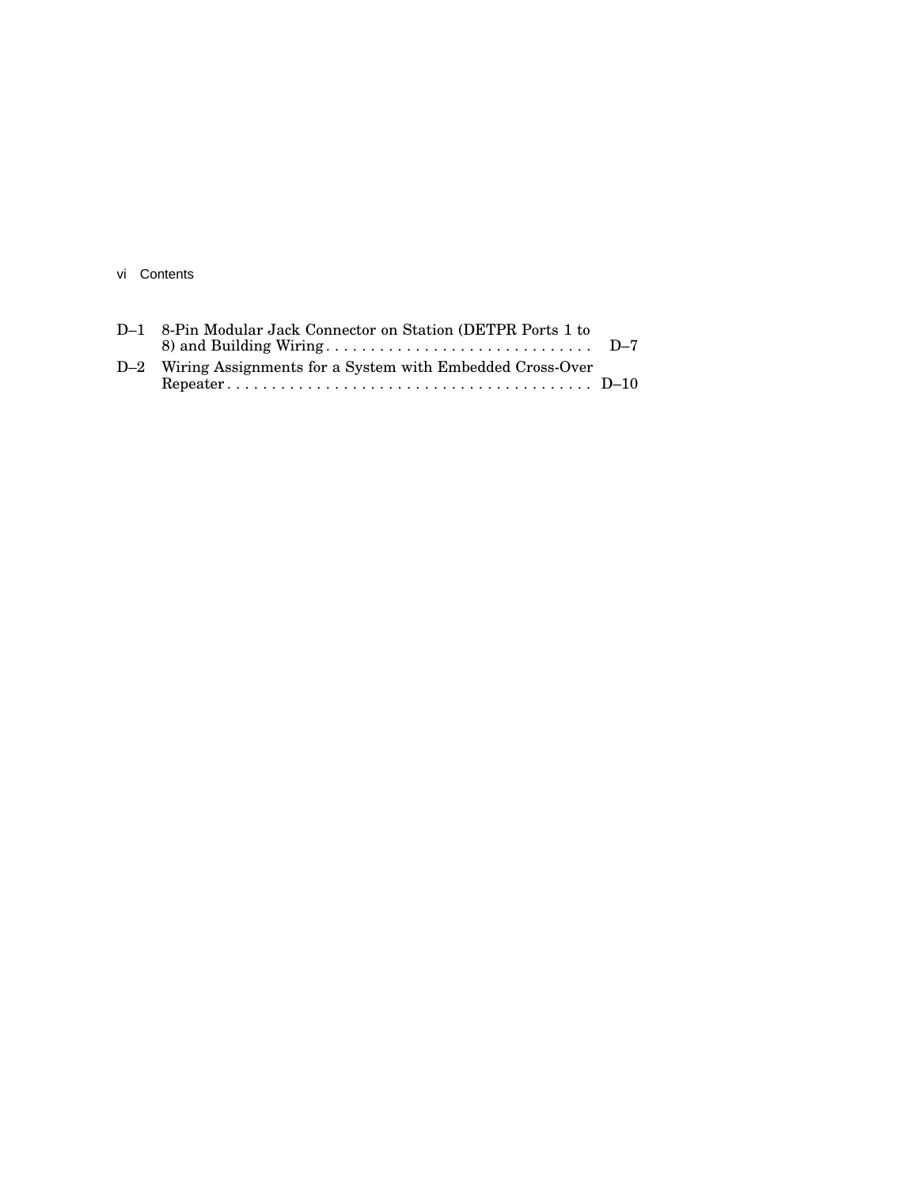| | | |
|---|---|---|
| D–1 | 8-Pin Modular Jack Connector on Station (DETPR Ports 1 to 8) and Building Wiring | D–7 |
| D–2 | Wiring Assignments for a System with Embedded Cross-Over Repeater | D–10 |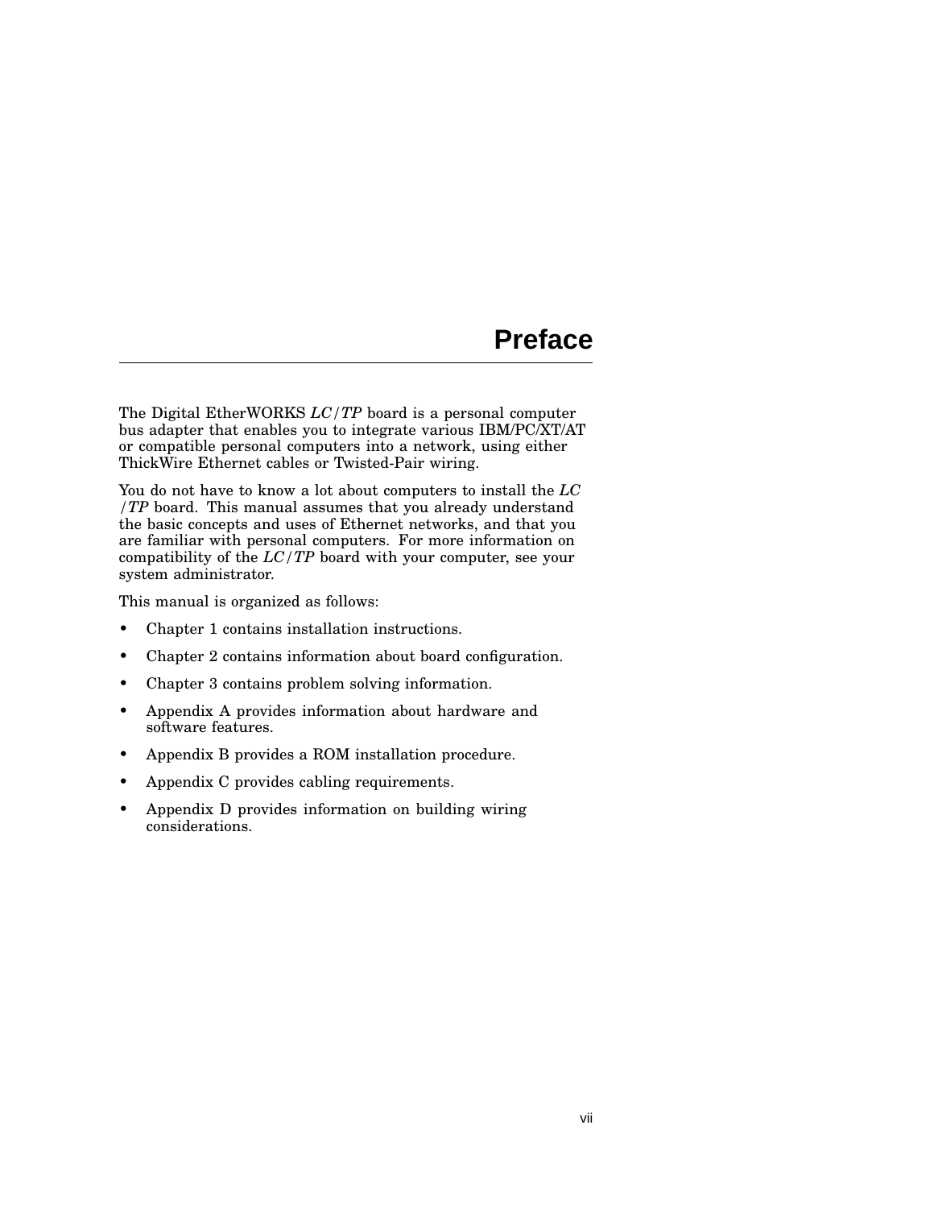# Preface

The Digital EtherWORKS *LC*/*TP* board is a personal computer bus adapter that enables you to integrate various IBM/PC/XT/AT or compatible personal computers into a network, using either ThickWire Ethernet cables or Twisted-Pair wiring.

You do not have to know a lot about computers to install the *LC*/*TP* board. This manual assumes that you already understand the basic concepts and uses of Ethernet networks, and that you are familiar with personal computers. For more information on compatibility of the *LC*/*TP* board with your computer, see your system administrator.

This manual is organized as follows:

- Chapter 1 contains installation instructions.
- Chapter 2 contains information about board configuration.
- Chapter 3 contains problem solving information.
- Appendix A provides information about hardware and software features.
- Appendix B provides a ROM installation procedure.
- Appendix C provides cabling requirements.
- Appendix D provides information on building wiring considerations.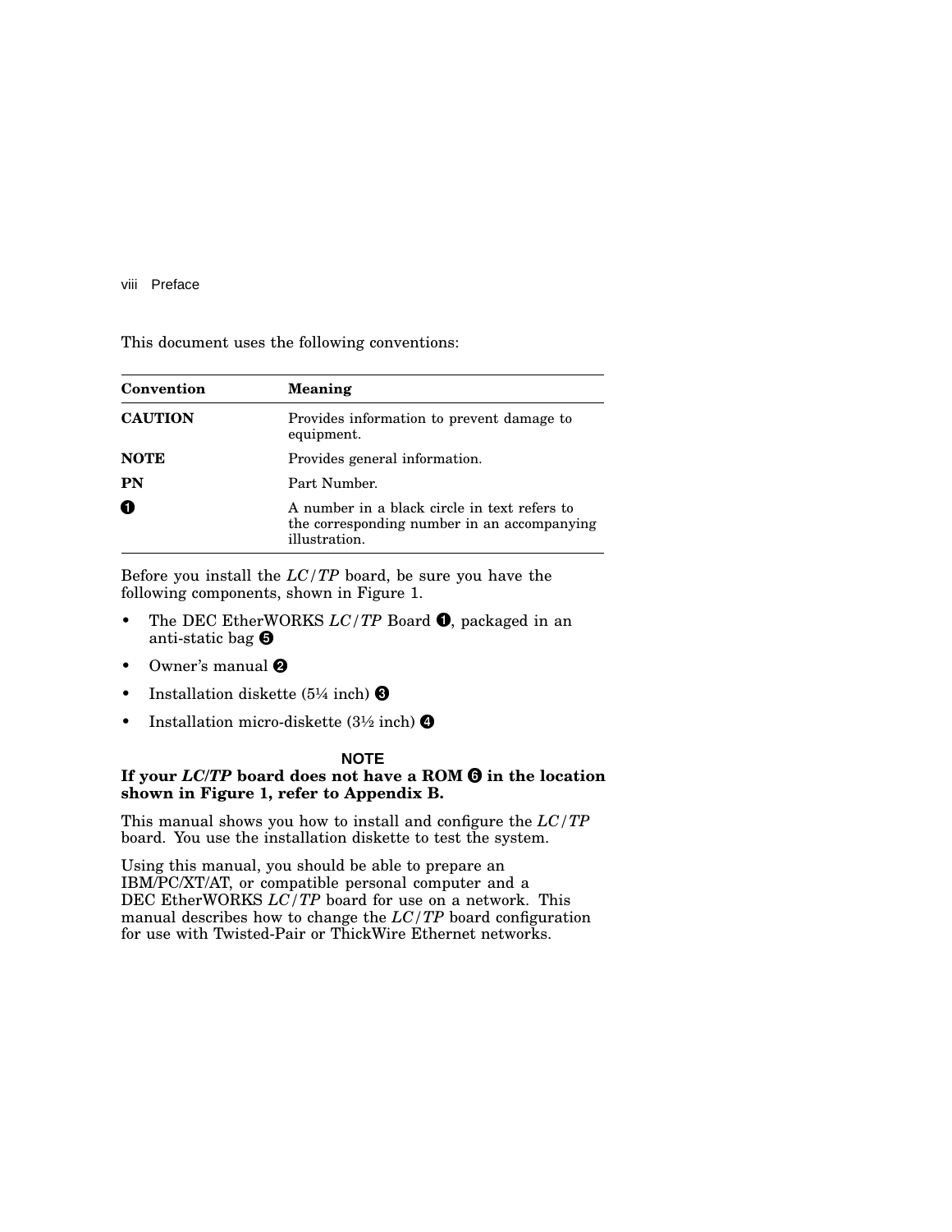This document uses the following conventions:

| Convention | Meaning |
|---|---|
| **CAUTION** | Provides information to prevent damage to equipment. |
| **NOTE** | Provides general information. |
| **PN** | Part Number. |
| ❶ | A number in a black circle in text refers to the corresponding number in an accompanying illustration. |

Before you install the *LC/TP* board, be sure you have the following components, shown in Figure 1.

- The DEC EtherWORKS *LC/TP* Board ❶, packaged in an anti-static bag ❺
- Owner's manual ❷
- Installation diskette (5¼ inch) ❸
- Installation micro-diskette (3½ inch) ❹

**NOTE**

**If your *LC/TP* board does not have a ROM ❻ in the location shown in Figure 1, refer to Appendix B.**

This manual shows you how to install and configure the *LC/TP* board. You use the installation diskette to test the system.

Using this manual, you should be able to prepare an IBM/PC/XT/AT, or compatible personal computer and a DEC EtherWORKS *LC/TP* board for use on a network. This manual describes how to change the *LC/TP* board configuration for use with Twisted-Pair or ThickWire Ethernet networks.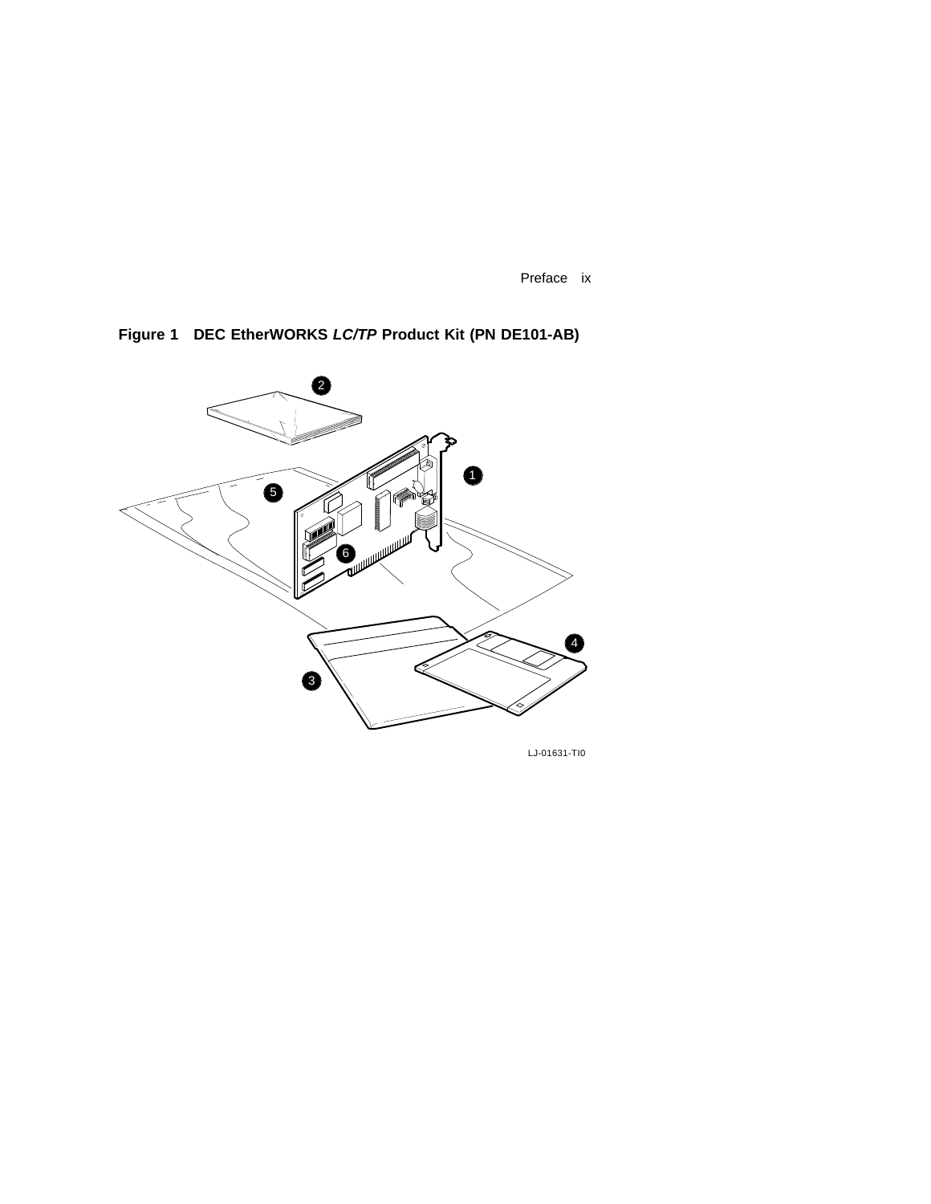**Figure 1 DEC EtherWORKS *LC/TP* Product Kit (PN DE101-AB)**

LJ-01631-TI0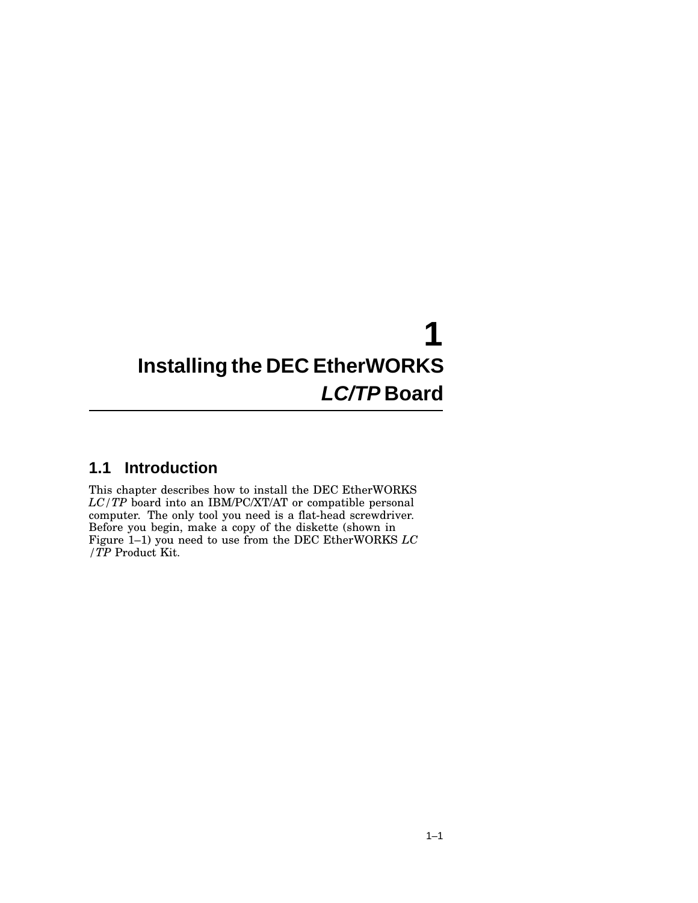# 1 Installing the DEC EtherWORKS *LC/TP* Board

## 1.1 Introduction

This chapter describes how to install the DEC EtherWORKS *LC*/*TP* board into an IBM/PC/XT/AT or compatible personal computer. The only tool you need is a flat-head screwdriver. Before you begin, make a copy of the diskette (shown in Figure 1–1) you need to use from the DEC EtherWORKS *LC* /*TP* Product Kit.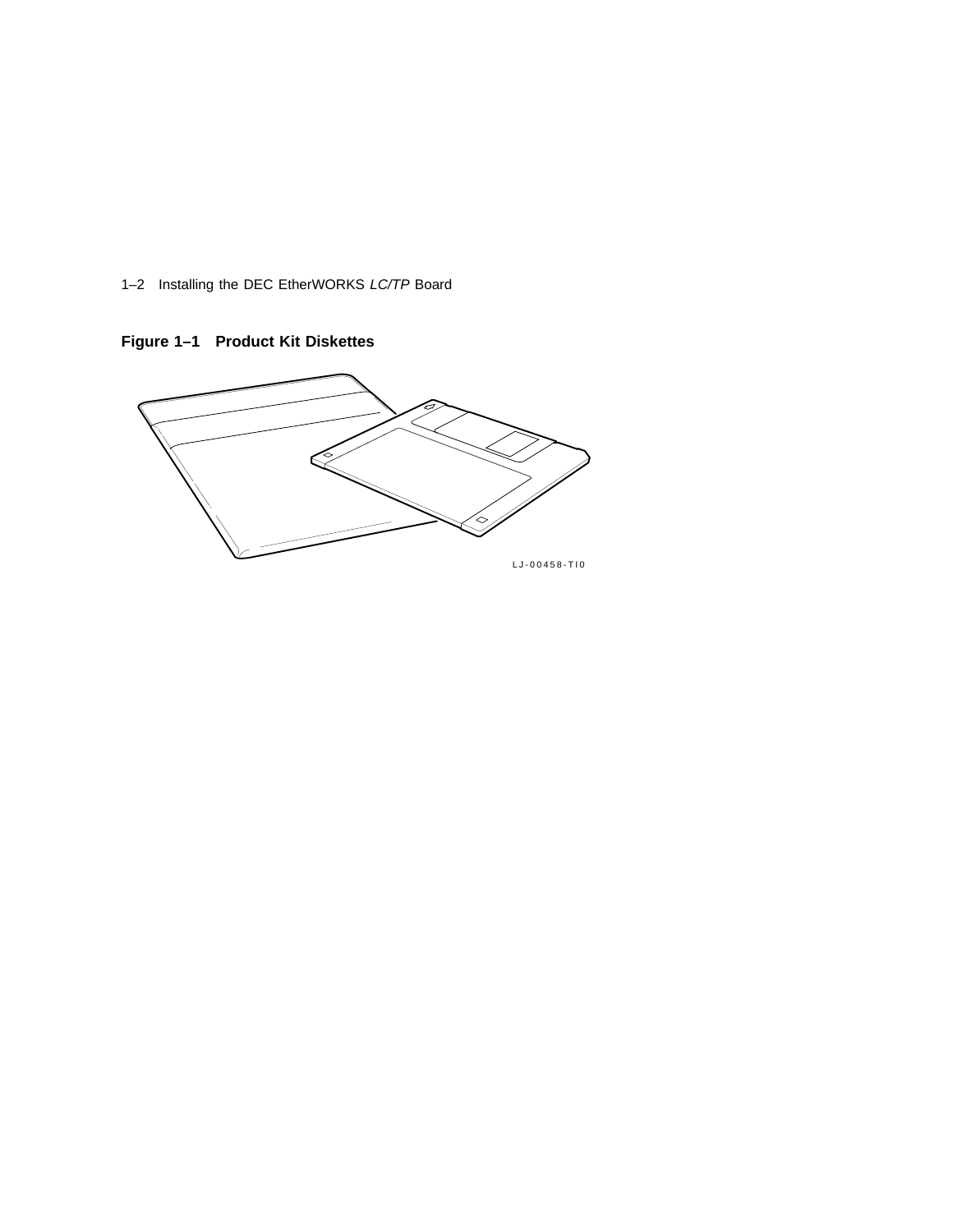**Figure 1–1 Product Kit Diskettes**

LJ-00458-TI0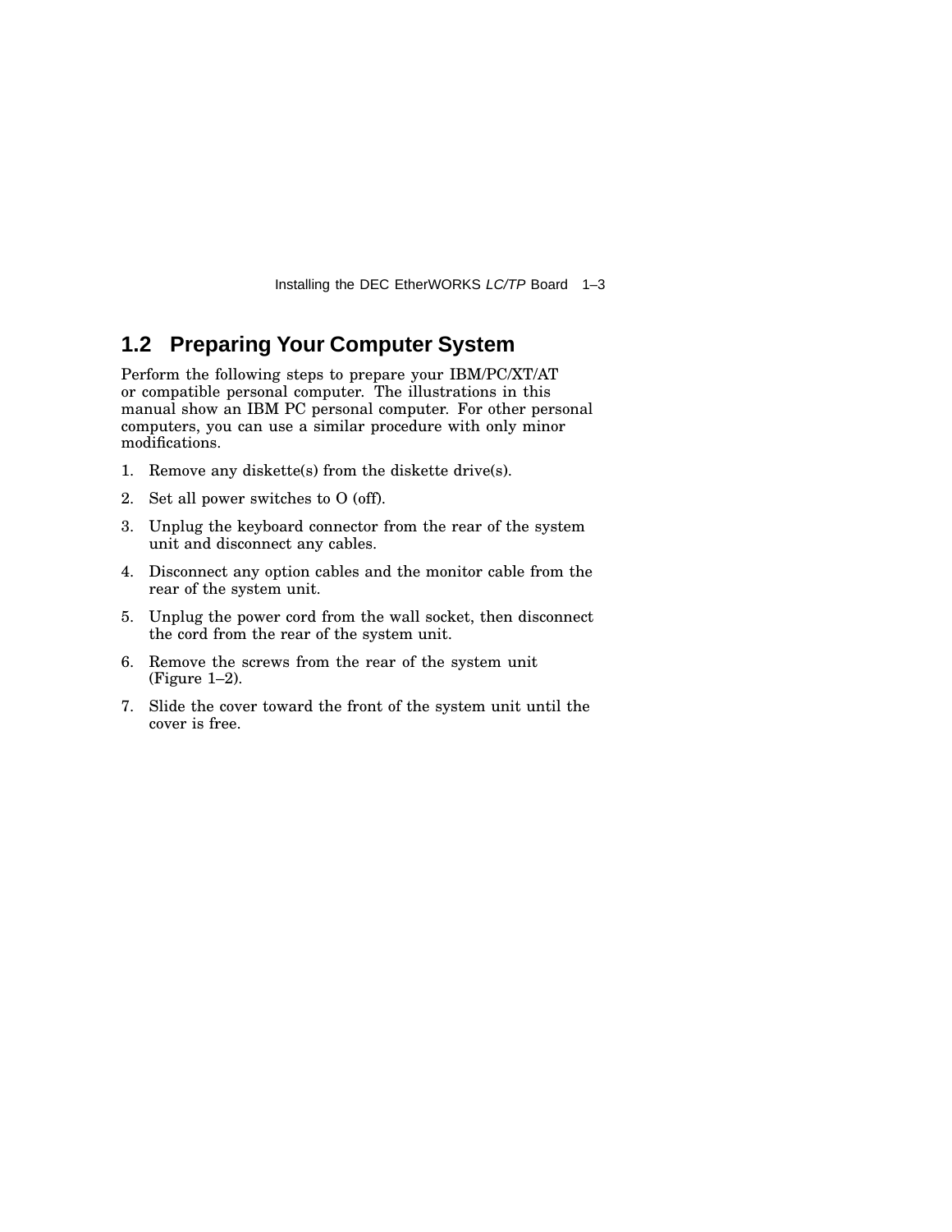## 1.2 Preparing Your Computer System

Perform the following steps to prepare your IBM/PC/XT/AT or compatible personal computer. The illustrations in this manual show an IBM PC personal computer. For other personal computers, you can use a similar procedure with only minor modifications.

1. Remove any diskette(s) from the diskette drive(s).
2. Set all power switches to O (off).
3. Unplug the keyboard connector from the rear of the system unit and disconnect any cables.
4. Disconnect any option cables and the monitor cable from the rear of the system unit.
5. Unplug the power cord from the wall socket, then disconnect the cord from the rear of the system unit.
6. Remove the screws from the rear of the system unit (Figure 1–2).
7. Slide the cover toward the front of the system unit until the cover is free.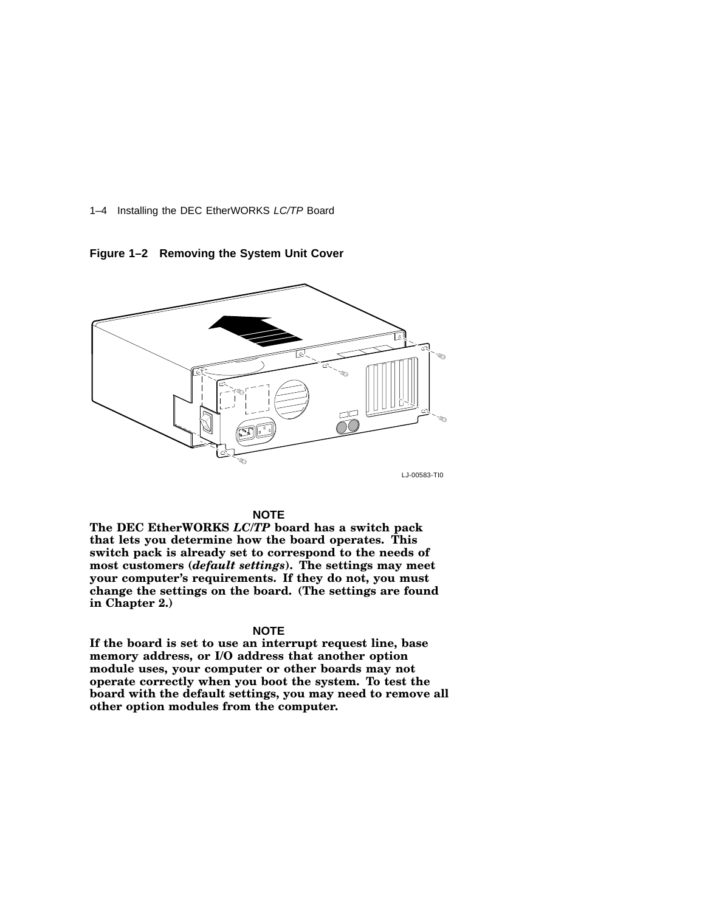**Figure 1–2 Removing the System Unit Cover**

LJ-00583-TI0

**NOTE**

**The DEC EtherWORKS *LC/TP* board has a switch pack that lets you determine how the board operates. This switch pack is already set to correspond to the needs of most customers (*default settings*). The settings may meet your computer's requirements. If they do not, you must change the settings on the board. (The settings are found in Chapter 2.)**

**NOTE**

**If the board is set to use an interrupt request line, base memory address, or I/O address that another option module uses, your computer or other boards may not operate correctly when you boot the system. To test the board with the default settings, you may need to remove all other option modules from the computer.**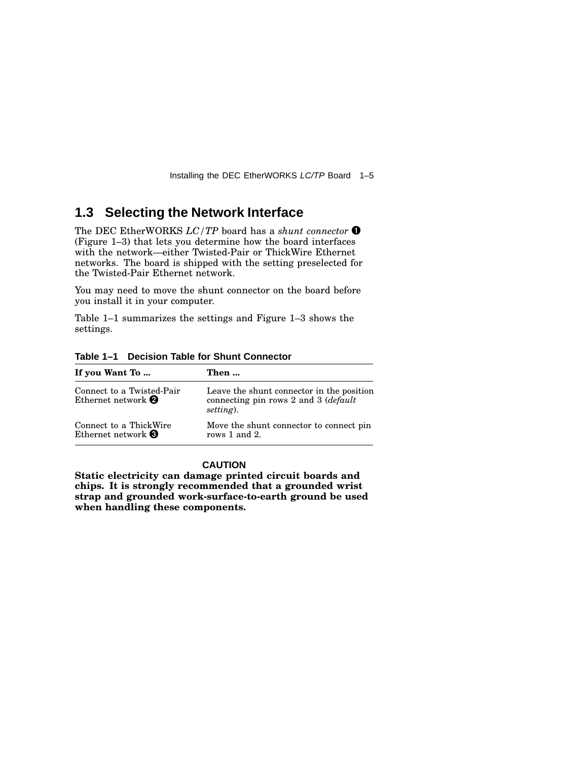## 1.3 Selecting the Network Interface

The DEC EtherWORKS *LC/TP* board has a *shunt connector* ❶ (Figure 1–3) that lets you determine how the board interfaces with the network—either Twisted-Pair or ThickWire Ethernet networks. The board is shipped with the setting preselected for the Twisted-Pair Ethernet network.

You may need to move the shunt connector on the board before you install it in your computer.

Table 1–1 summarizes the settings and Figure 1–3 shows the settings.

**Table 1–1 Decision Table for Shunt Connector**

| If you Want To ... | Then ... |
|---|---|
| Connect to a Twisted-Pair Ethernet network ❷ | Leave the shunt connector in the position connecting pin rows 2 and 3 (*default setting*). |
| Connect to a ThickWire Ethernet network ❸ | Move the shunt connector to connect pin rows 1 and 2. |

**CAUTION**

**Static electricity can damage printed circuit boards and chips. It is strongly recommended that a grounded wrist strap and grounded work-surface-to-earth ground be used when handling these components.**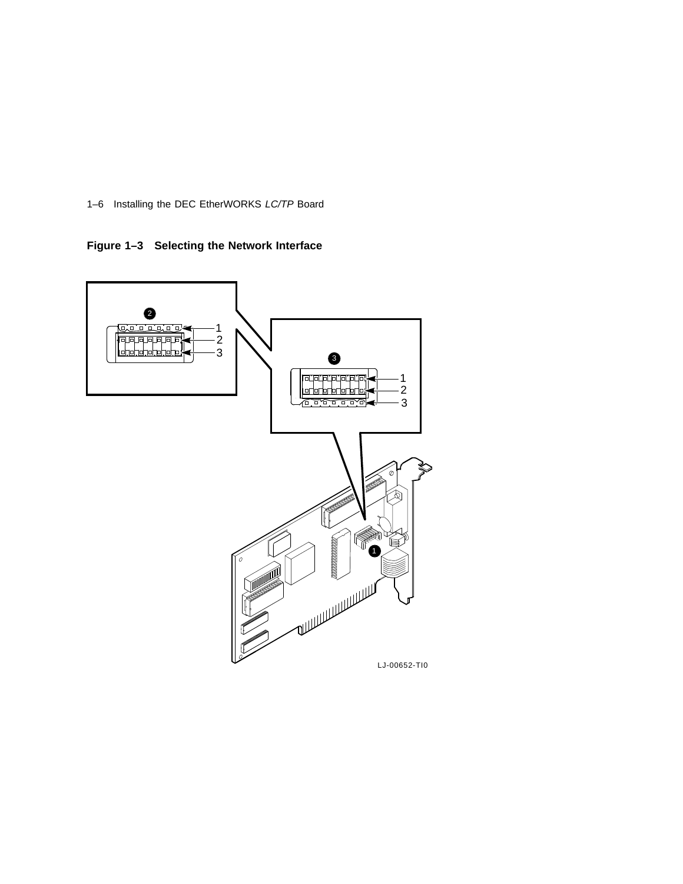**Figure 1–3 Selecting the Network Interface**

LJ-00652-TI0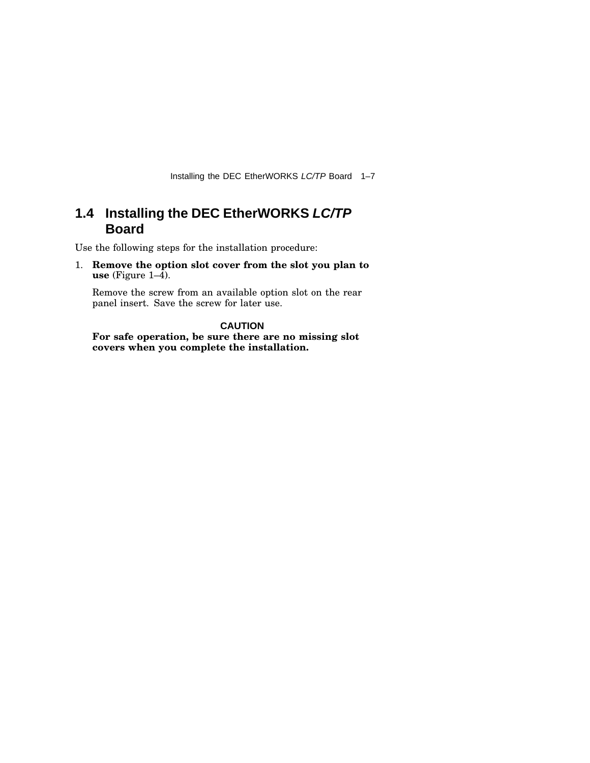## 1.4 Installing the DEC EtherWORKS *LC/TP* Board

Use the following steps for the installation procedure:

1. **Remove the option slot cover from the slot you plan to use** (Figure 1–4).

   Remove the screw from an available option slot on the rear panel insert. Save the screw for later use.

   **CAUTION**

   **For safe operation, be sure there are no missing slot covers when you complete the installation.**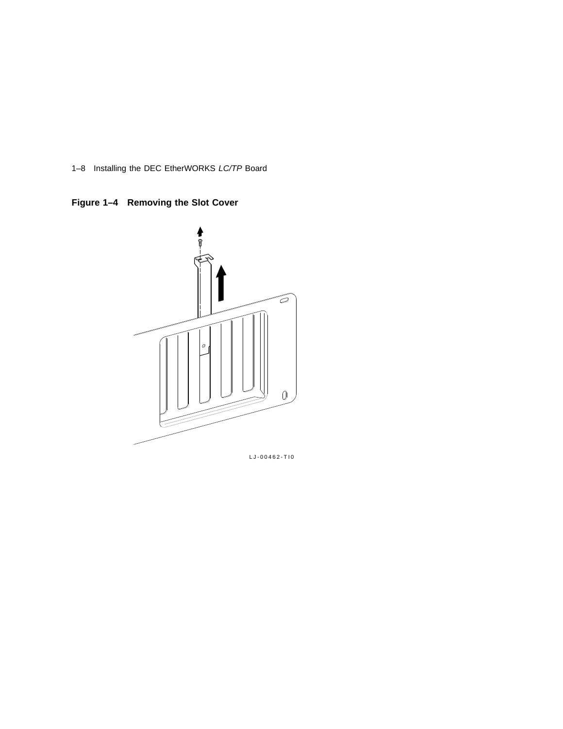**Figure 1–4 Removing the Slot Cover**

LJ-00462-TI0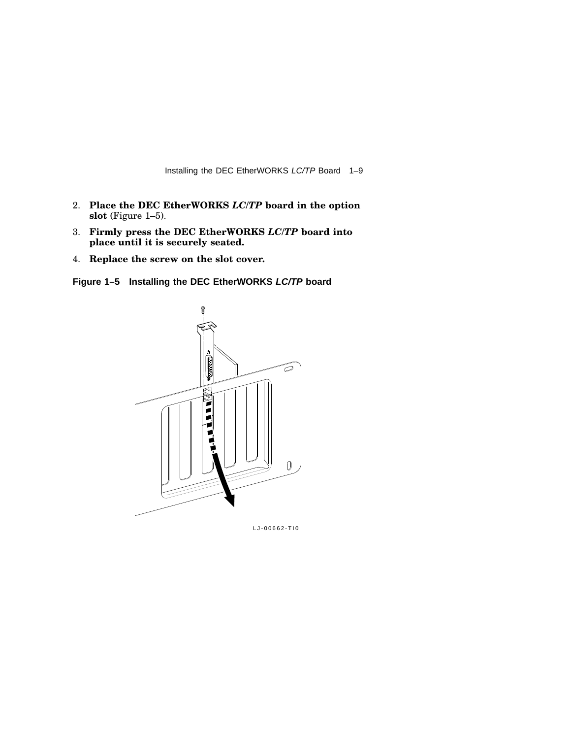2. **Place the DEC EtherWORKS *LC/TP* board in the option slot** (Figure 1–5).
3. **Firmly press the DEC EtherWORKS *LC/TP* board into place until it is securely seated.**
4. **Replace the screw on the slot cover.**

**Figure 1–5 Installing the DEC EtherWORKS *LC/TP* board**

LJ-00662-TI0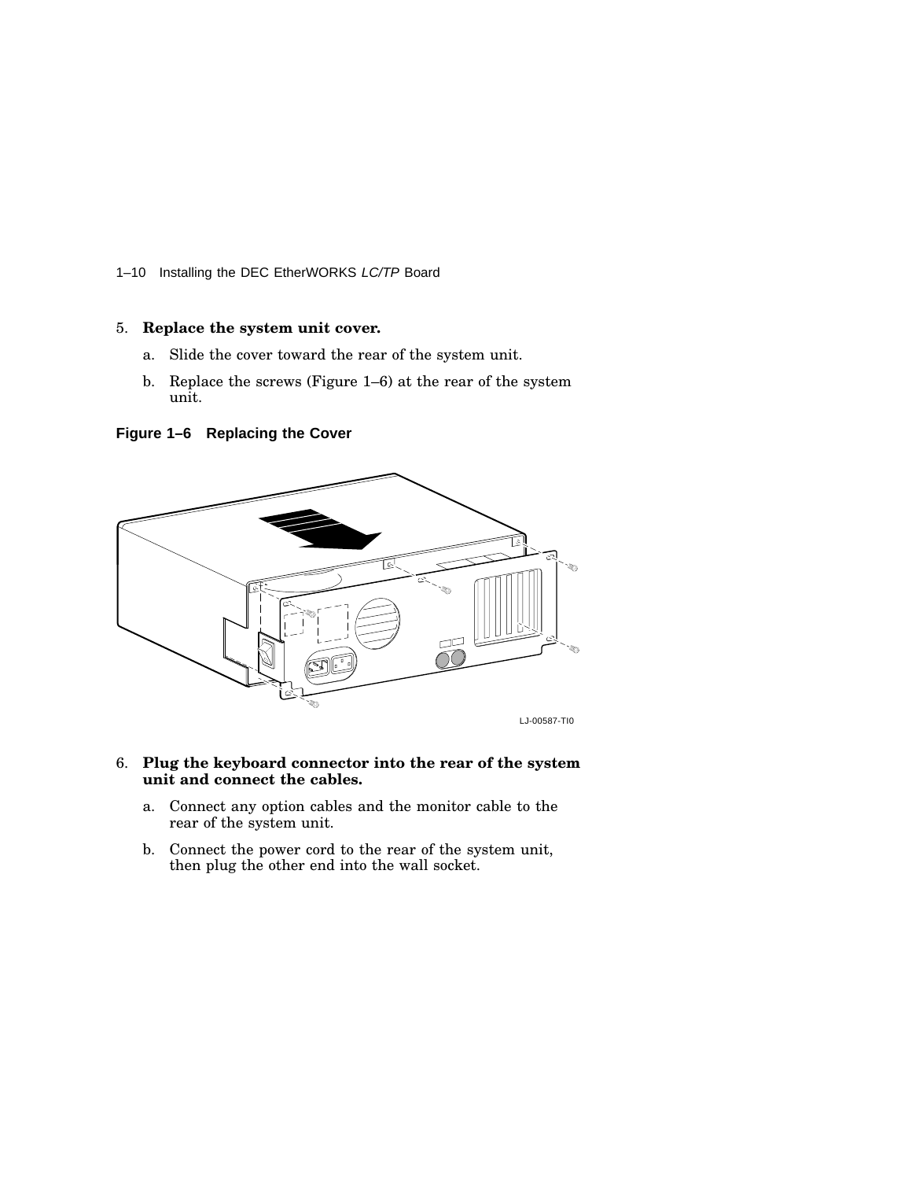5. **Replace the system unit cover.**

   a. Slide the cover toward the rear of the system unit.

   b. Replace the screws (Figure 1–6) at the rear of the system unit.

**Figure 1–6 Replacing the Cover**

LJ-00587-TI0

6. **Plug the keyboard connector into the rear of the system unit and connect the cables.**

   a. Connect any option cables and the monitor cable to the rear of the system unit.

   b. Connect the power cord to the rear of the system unit, then plug the other end into the wall socket.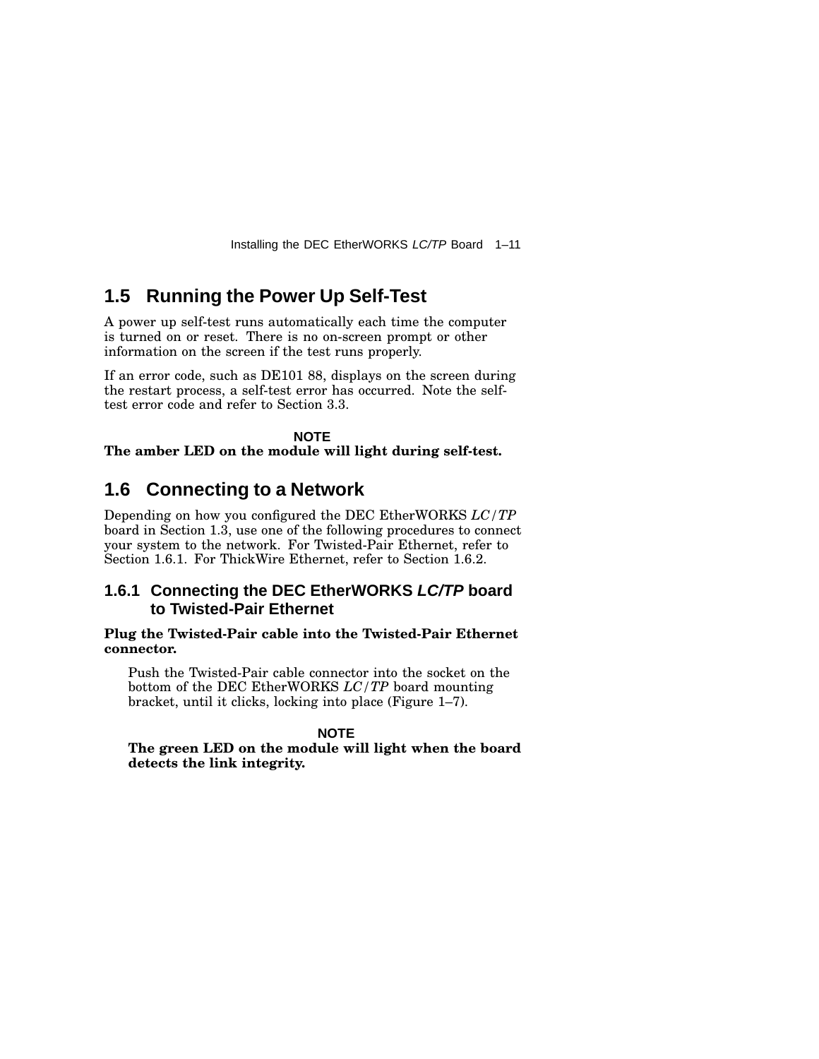## 1.5 Running the Power Up Self-Test

A power up self-test runs automatically each time the computer is turned on or reset. There is no on-screen prompt or other information on the screen if the test runs properly.

If an error code, such as DE101 88, displays on the screen during the restart process, a self-test error has occurred. Note the self-test error code and refer to Section 3.3.

**NOTE**

**The amber LED on the module will light during self-test.**

## 1.6 Connecting to a Network

Depending on how you configured the DEC EtherWORKS *LC/TP* board in Section 1.3, use one of the following procedures to connect your system to the network. For Twisted-Pair Ethernet, refer to Section 1.6.1. For ThickWire Ethernet, refer to Section 1.6.2.

### 1.6.1 Connecting the DEC EtherWORKS *LC/TP* board to Twisted-Pair Ethernet

**Plug the Twisted-Pair cable into the Twisted-Pair Ethernet connector.**

Push the Twisted-Pair cable connector into the socket on the bottom of the DEC EtherWORKS *LC/TP* board mounting bracket, until it clicks, locking into place (Figure 1–7).

**NOTE**

**The green LED on the module will light when the board detects the link integrity.**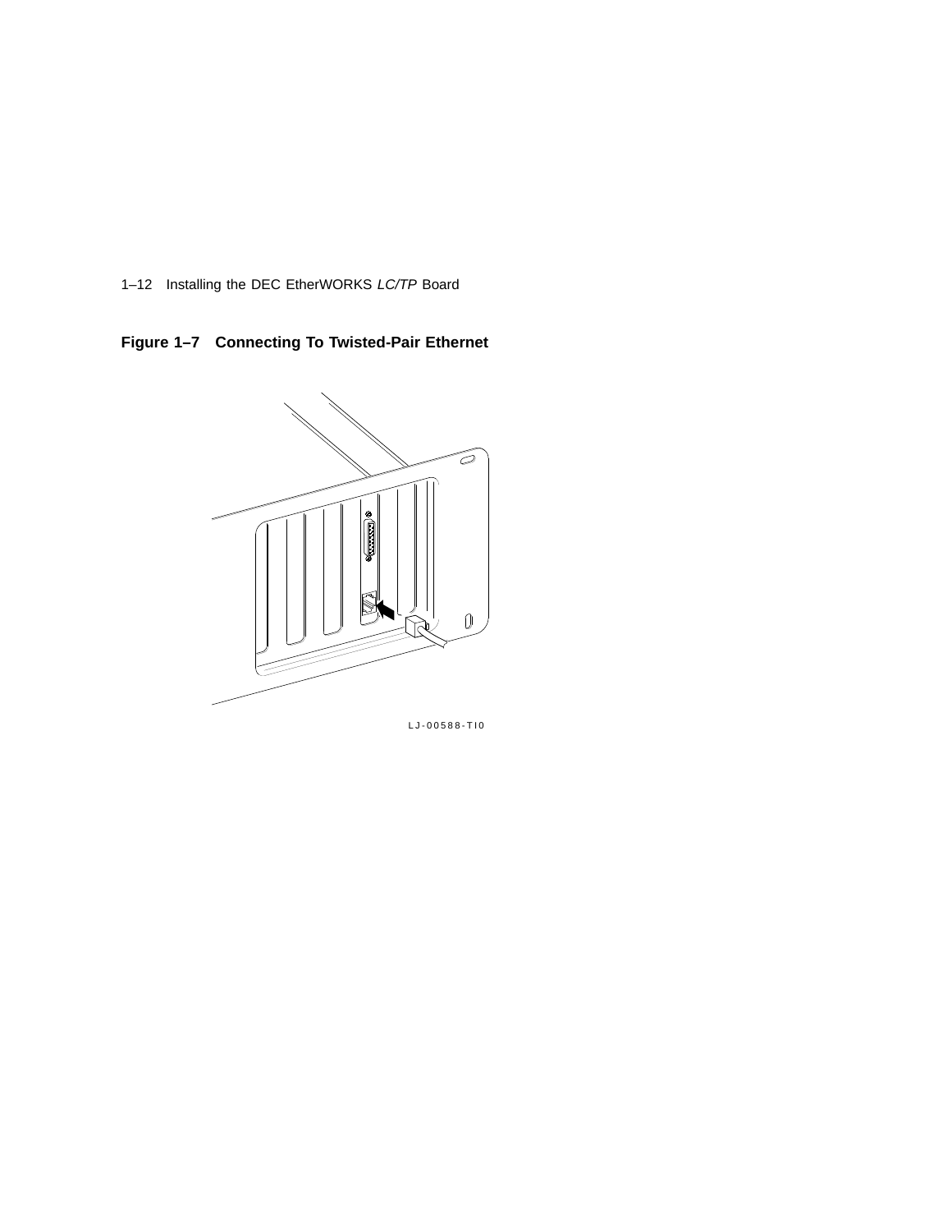**Figure 1–7 Connecting To Twisted-Pair Ethernet**

LJ-00588-TI0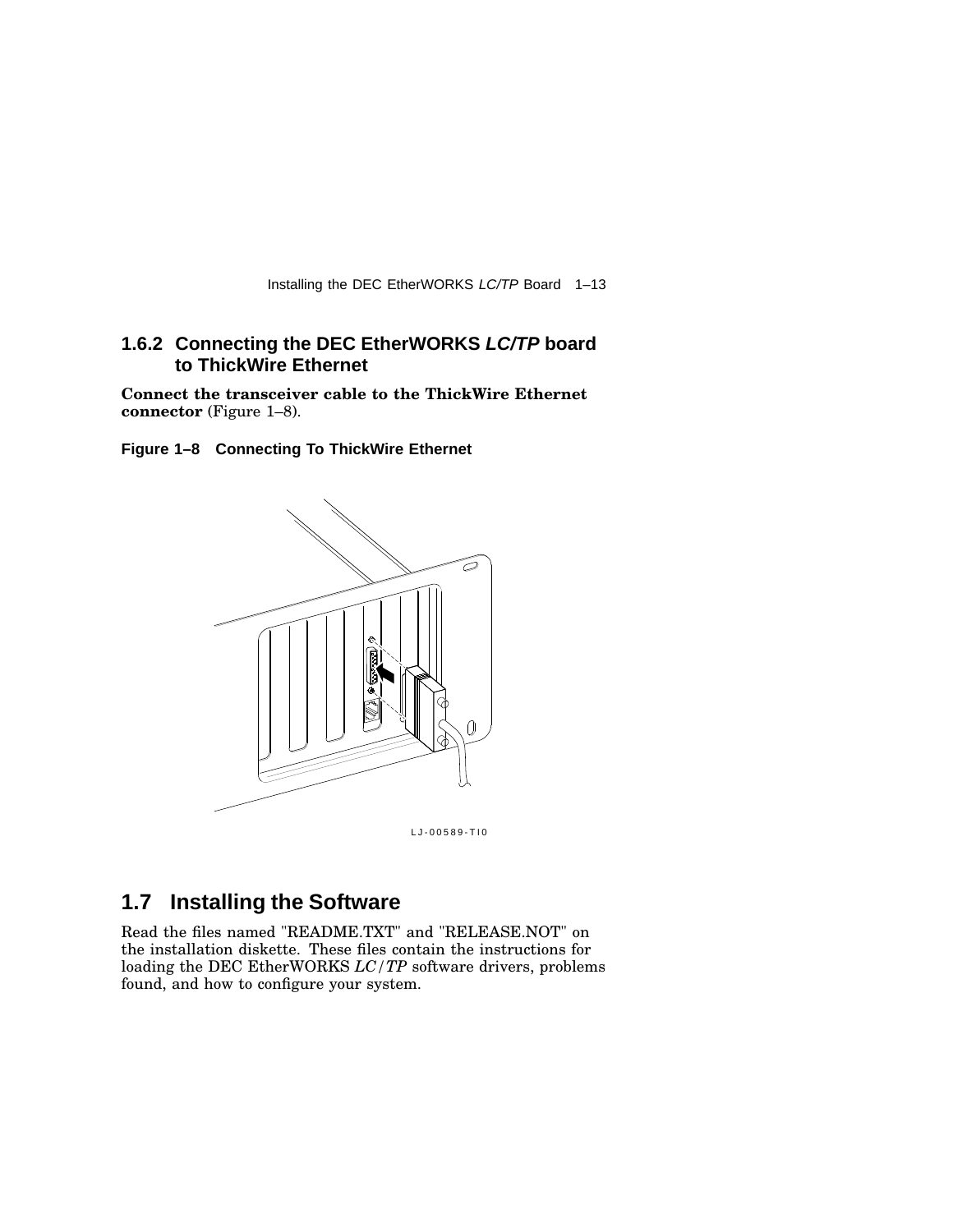### 1.6.2 Connecting the DEC EtherWORKS *LC/TP* board to ThickWire Ethernet

**Connect the transceiver cable to the ThickWire Ethernet connector** (Figure 1–8).

**Figure 1–8 Connecting To ThickWire Ethernet**

LJ-00589-TI0

## 1.7 Installing the Software

Read the files named "README.TXT" and "RELEASE.NOT" on the installation diskette. These files contain the instructions for loading the DEC EtherWORKS *LC/TP* software drivers, problems found, and how to configure your system.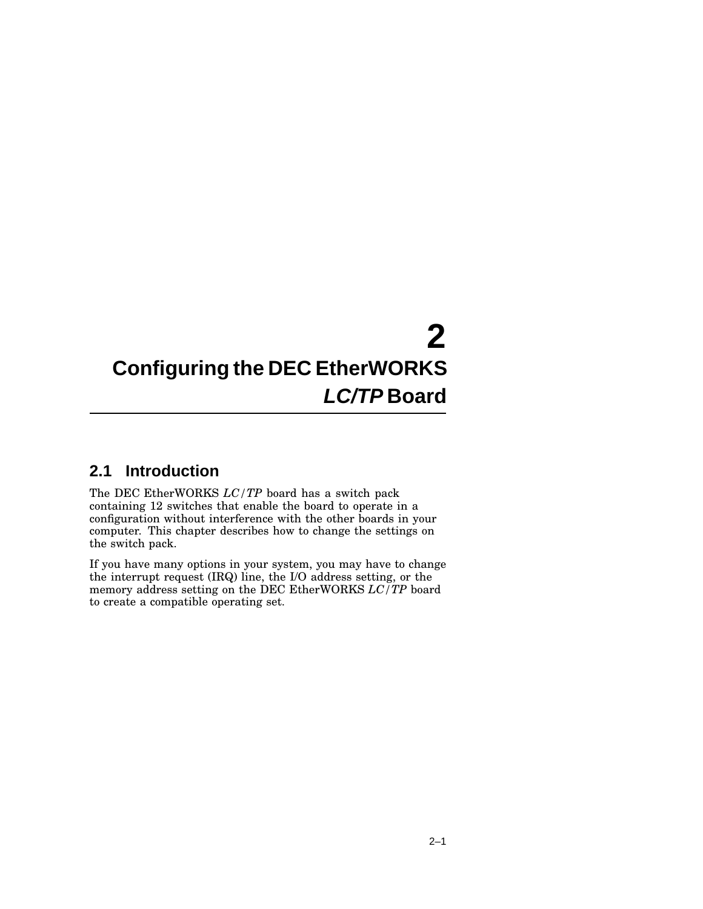# 2 Configuring the DEC EtherWORKS *LC/TP* Board

## 2.1 Introduction

The DEC EtherWORKS *LC/TP* board has a switch pack containing 12 switches that enable the board to operate in a configuration without interference with the other boards in your computer. This chapter describes how to change the settings on the switch pack.

If you have many options in your system, you may have to change the interrupt request (IRQ) line, the I/O address setting, or the memory address setting on the DEC EtherWORKS *LC/TP* board to create a compatible operating set.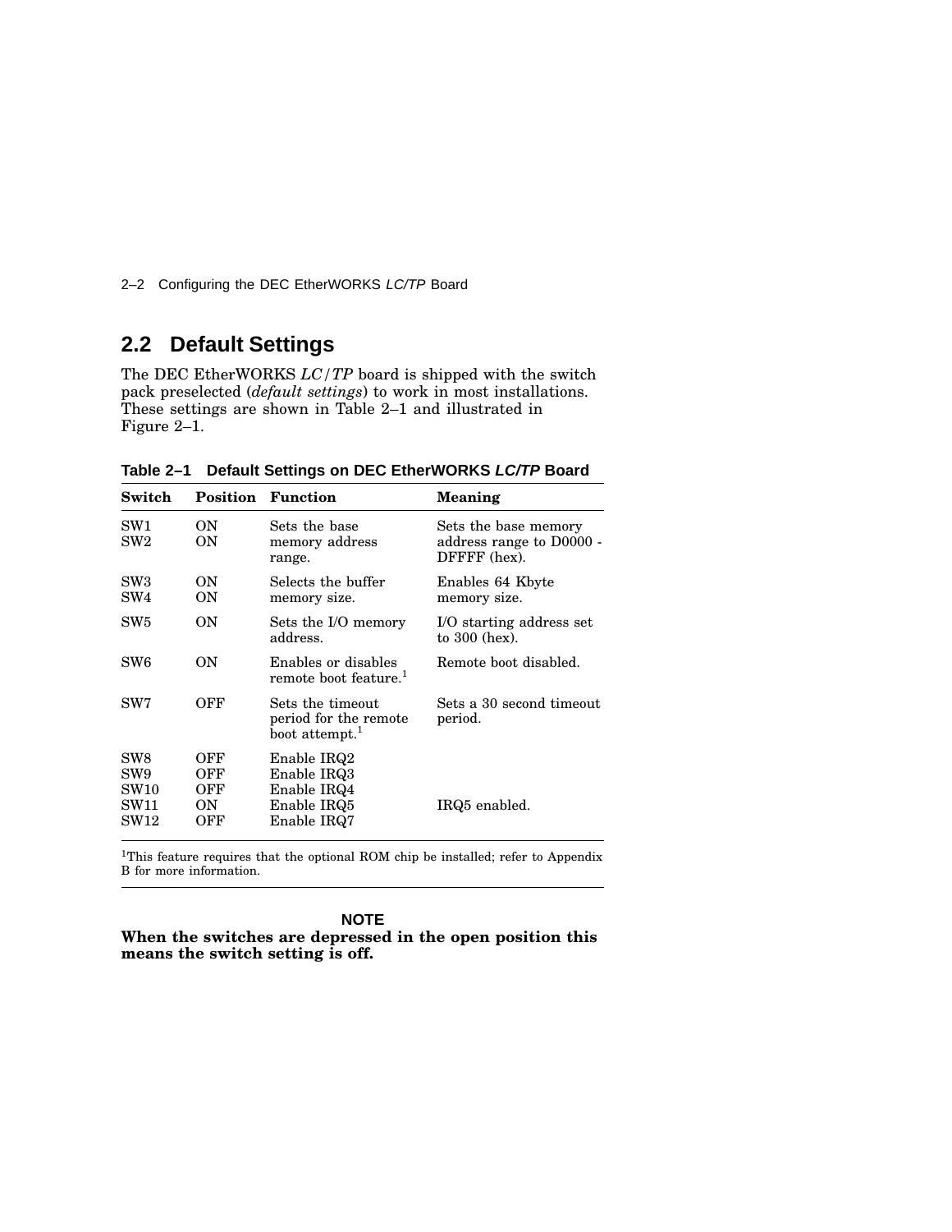## 2.2 Default Settings

The DEC EtherWORKS *LC/TP* board is shipped with the switch pack preselected (*default settings*) to work in most installations. These settings are shown in Table 2–1 and illustrated in Figure 2–1.

**Table 2–1 Default Settings on DEC EtherWORKS *LC/TP* Board**

| Switch | Position | Function | Meaning |
|---|---|---|---|
| SW1<br>SW2 | ON<br>ON | Sets the base memory address range. | Sets the base memory address range to D0000 - DFFFF (hex). |
| SW3<br>SW4 | ON<br>ON | Selects the buffer memory size. | Enables 64 Kbyte memory size. |
| SW5 | ON | Sets the I/O memory address. | I/O starting address set to 300 (hex). |
| SW6 | ON | Enables or disables remote boot feature.[1] | Remote boot disabled. |
| SW7 | OFF | Sets the timeout period for the remote boot attempt.[1] | Sets a 30 second timeout period. |
| SW8 | OFF | Enable IRQ2 | |
| SW9 | OFF | Enable IRQ3 | |
| SW10 | OFF | Enable IRQ4 | |
| SW11 | ON | Enable IRQ5 | IRQ5 enabled. |
| SW12 | OFF | Enable IRQ7 | |

[1]This feature requires that the optional ROM chip be installed; refer to Appendix B for more information.

**NOTE**

**When the switches are depressed in the open position this means the switch setting is off.**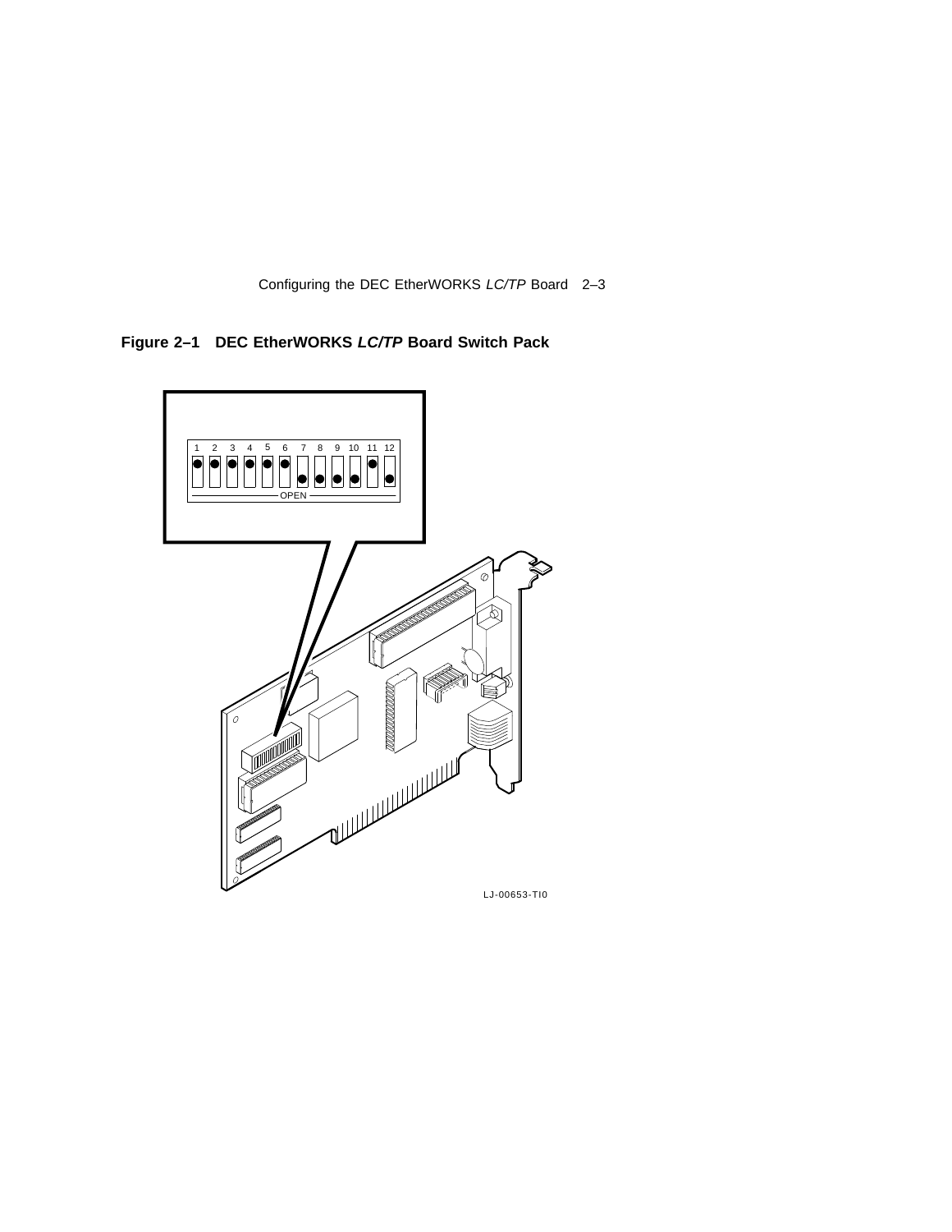**Figure 2–1 DEC EtherWORKS *LC/TP* Board Switch Pack**

LJ-00653-TI0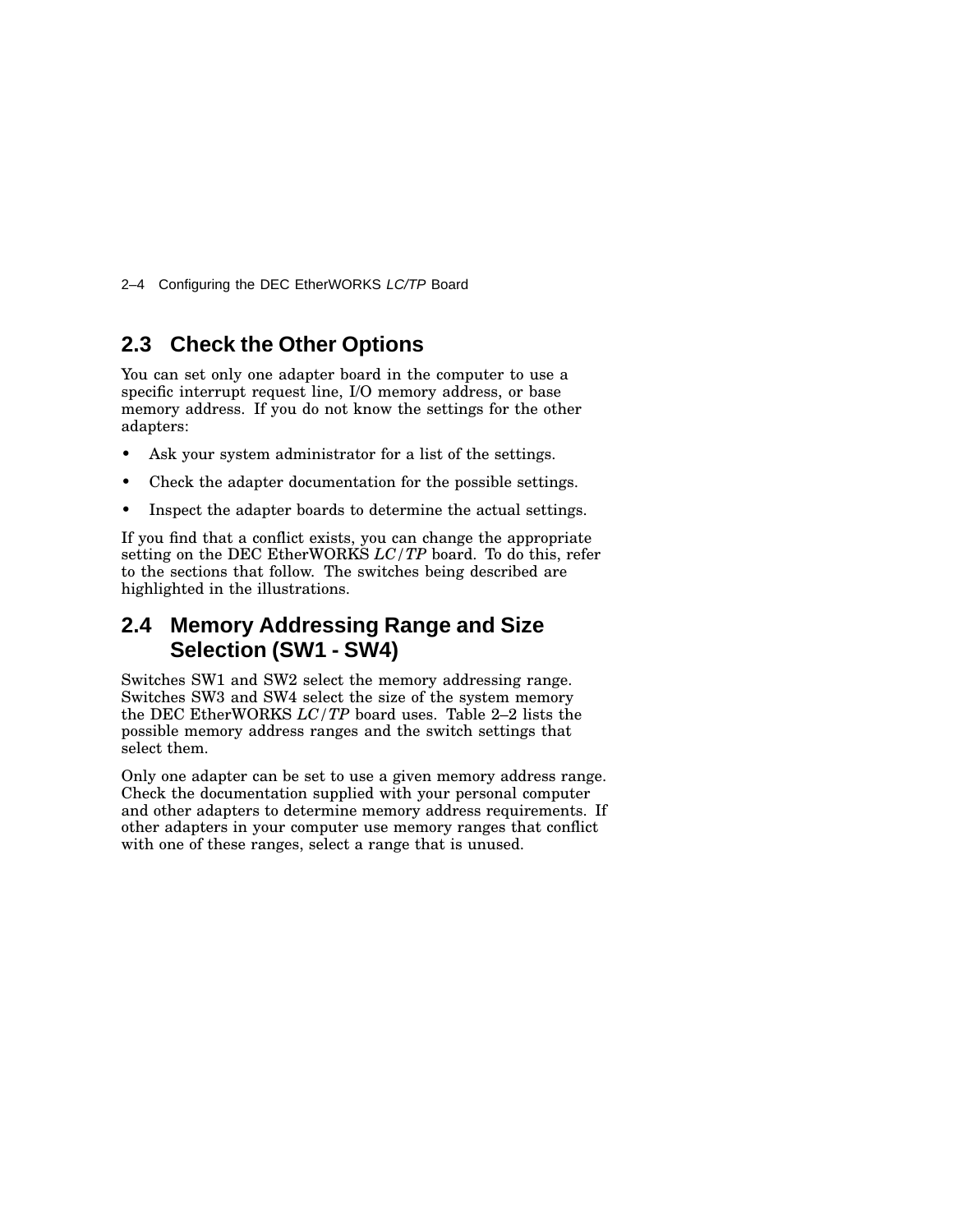## 2.3 Check the Other Options

You can set only one adapter board in the computer to use a specific interrupt request line, I/O memory address, or base memory address. If you do not know the settings for the other adapters:

- Ask your system administrator for a list of the settings.
- Check the adapter documentation for the possible settings.
- Inspect the adapter boards to determine the actual settings.

If you find that a conflict exists, you can change the appropriate setting on the DEC EtherWORKS *LC/TP* board. To do this, refer to the sections that follow. The switches being described are highlighted in the illustrations.

## 2.4 Memory Addressing Range and Size Selection (SW1 - SW4)

Switches SW1 and SW2 select the memory addressing range. Switches SW3 and SW4 select the size of the system memory the DEC EtherWORKS *LC/TP* board uses. Table 2–2 lists the possible memory address ranges and the switch settings that select them.

Only one adapter can be set to use a given memory address range. Check the documentation supplied with your personal computer and other adapters to determine memory address requirements. If other adapters in your computer use memory ranges that conflict with one of these ranges, select a range that is unused.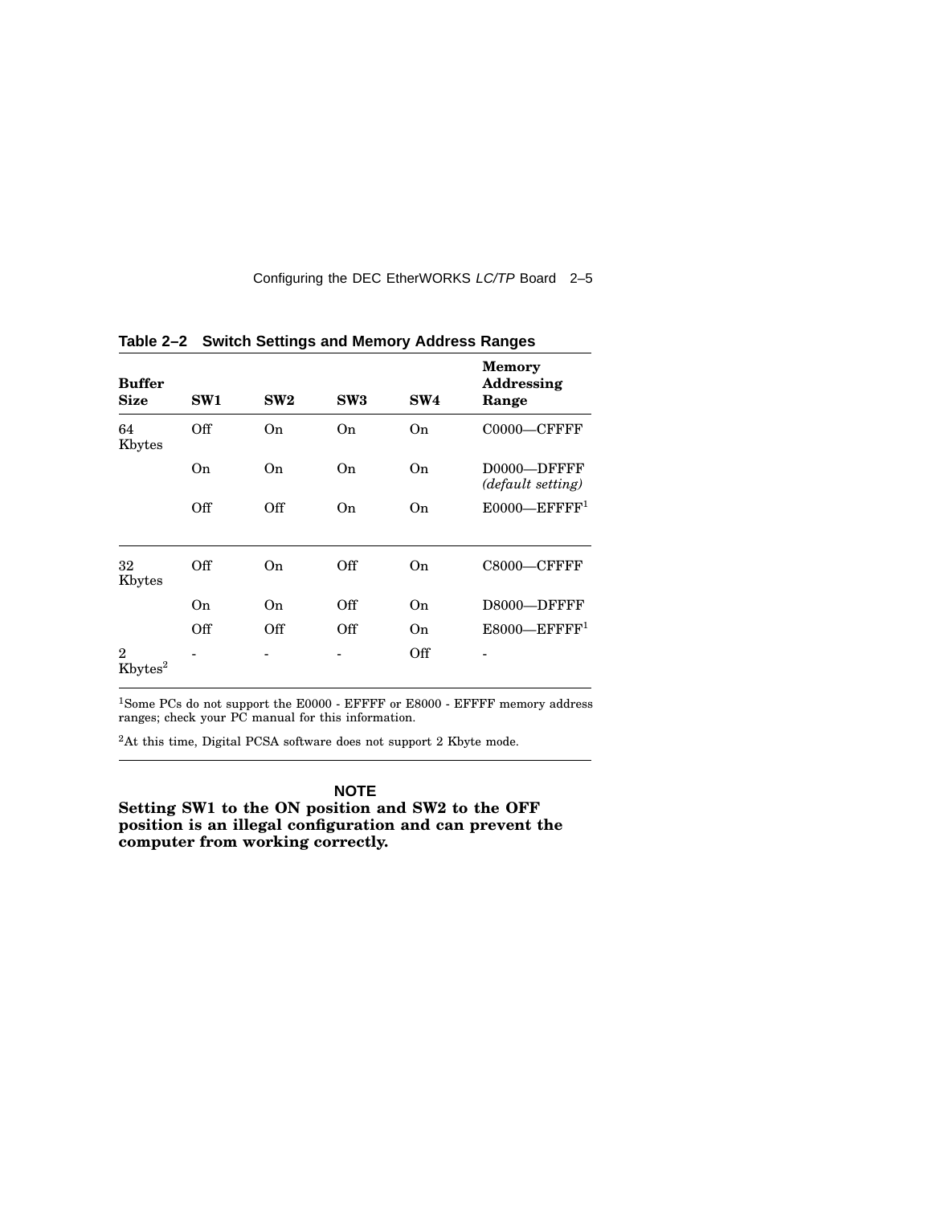**Table 2–2 Switch Settings and Memory Address Ranges**

| Buffer Size | SW1 | SW2 | SW3 | SW4 | Memory Addressing Range |
|---|---|---|---|---|---|
| 64 Kbytes | Off | On | On | On | C0000—CFFFF |
| | On | On | On | On | D0000—DFFFF *(default setting)* |
| | Off | Off | On | On | E0000—EFFFF[1] |
| 32 Kbytes | Off | On | Off | On | C8000—CFFFF |
| | On | On | Off | On | D8000—DFFFF |
| | Off | Off | Off | On | E8000—EFFFF[1] |
| 2 Kbytes[2] | - | - | - | Off | - |

[1]Some PCs do not support the E0000 - EFFFF or E8000 - EFFFF memory address ranges; check your PC manual for this information.

[2]At this time, Digital PCSA software does not support 2 Kbyte mode.

**NOTE**

**Setting SW1 to the ON position and SW2 to the OFF position is an illegal configuration and can prevent the computer from working correctly.**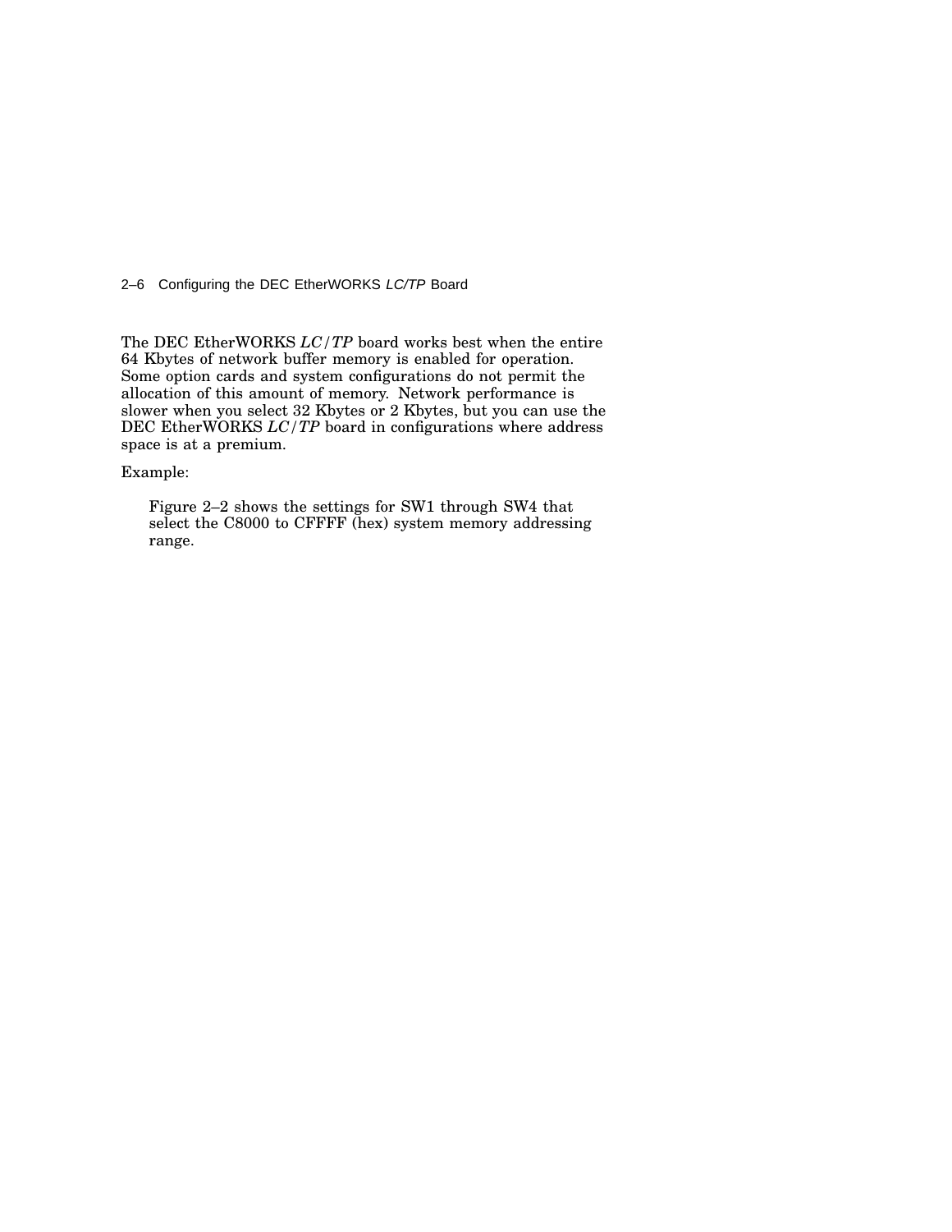The DEC EtherWORKS *LC/TP* board works best when the entire 64 Kbytes of network buffer memory is enabled for operation. Some option cards and system configurations do not permit the allocation of this amount of memory. Network performance is slower when you select 32 Kbytes or 2 Kbytes, but you can use the DEC EtherWORKS *LC/TP* board in configurations where address space is at a premium.

Example:

> Figure 2–2 shows the settings for SW1 through SW4 that select the C8000 to CFFFF (hex) system memory addressing range.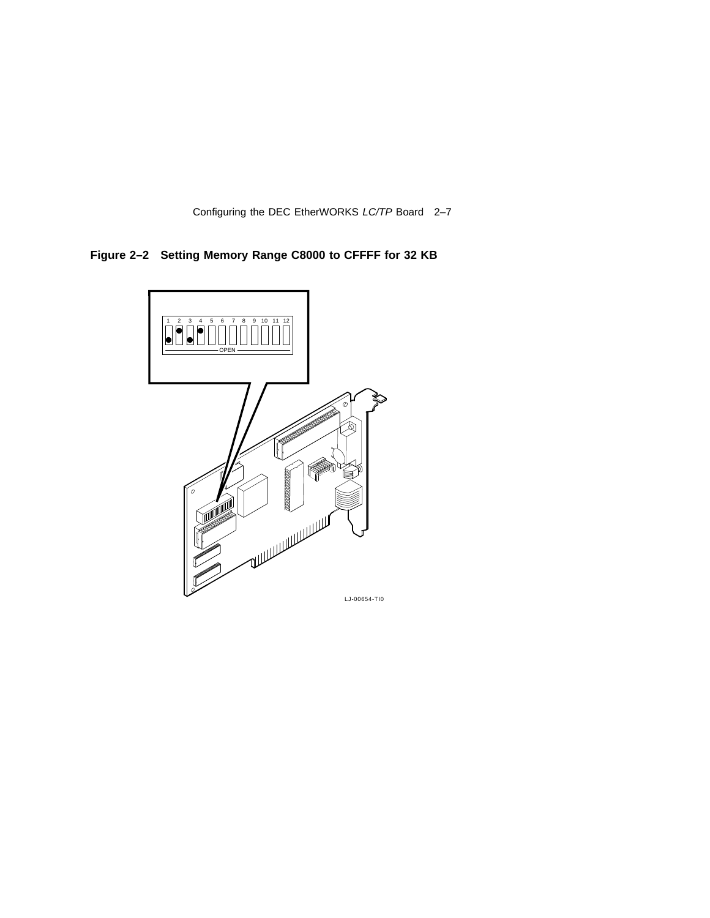**Figure 2–2 Setting Memory Range C8000 to CFFFF for 32 KB**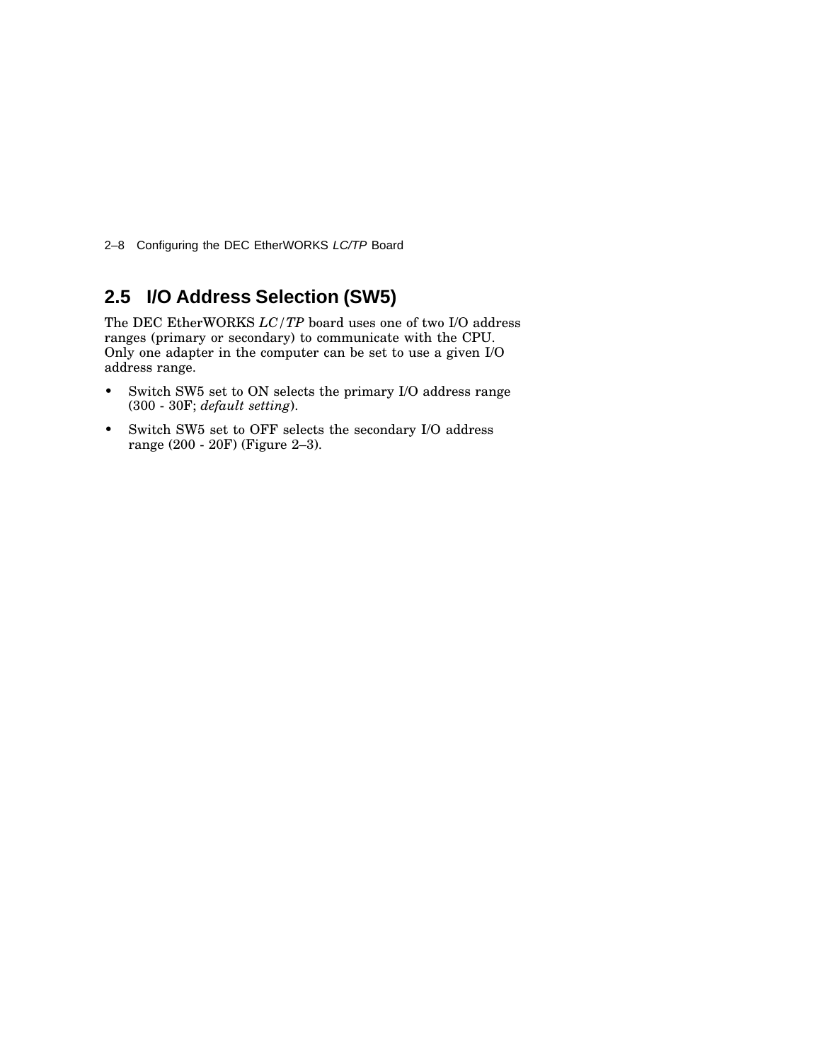## 2.5 I/O Address Selection (SW5)

The DEC EtherWORKS *LC/TP* board uses one of two I/O address ranges (primary or secondary) to communicate with the CPU. Only one adapter in the computer can be set to use a given I/O address range.

- Switch SW5 set to ON selects the primary I/O address range (300 - 30F; *default setting*).
- Switch SW5 set to OFF selects the secondary I/O address range (200 - 20F) (Figure 2–3).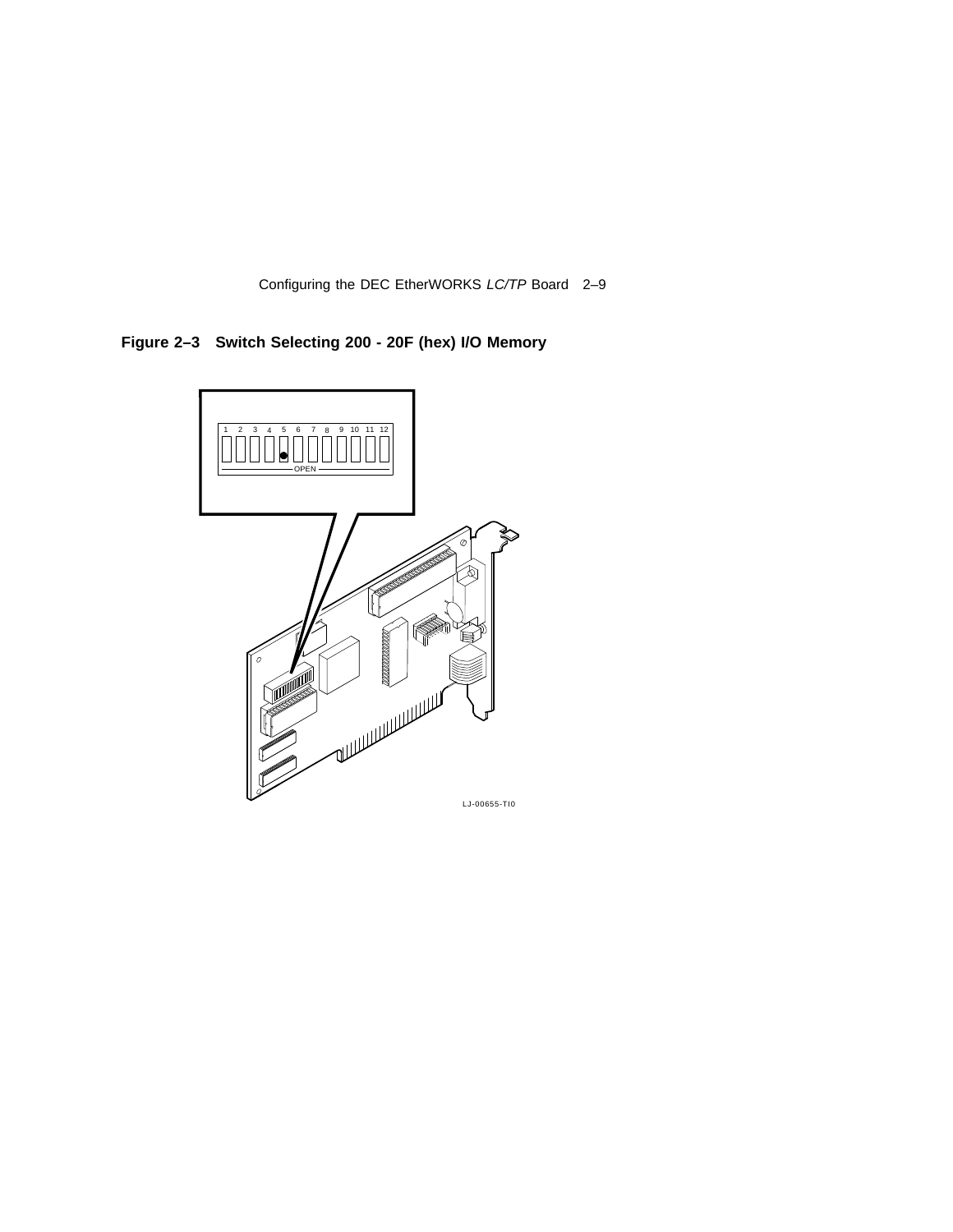**Figure 2–3 Switch Selecting 200 - 20F (hex) I/O Memory**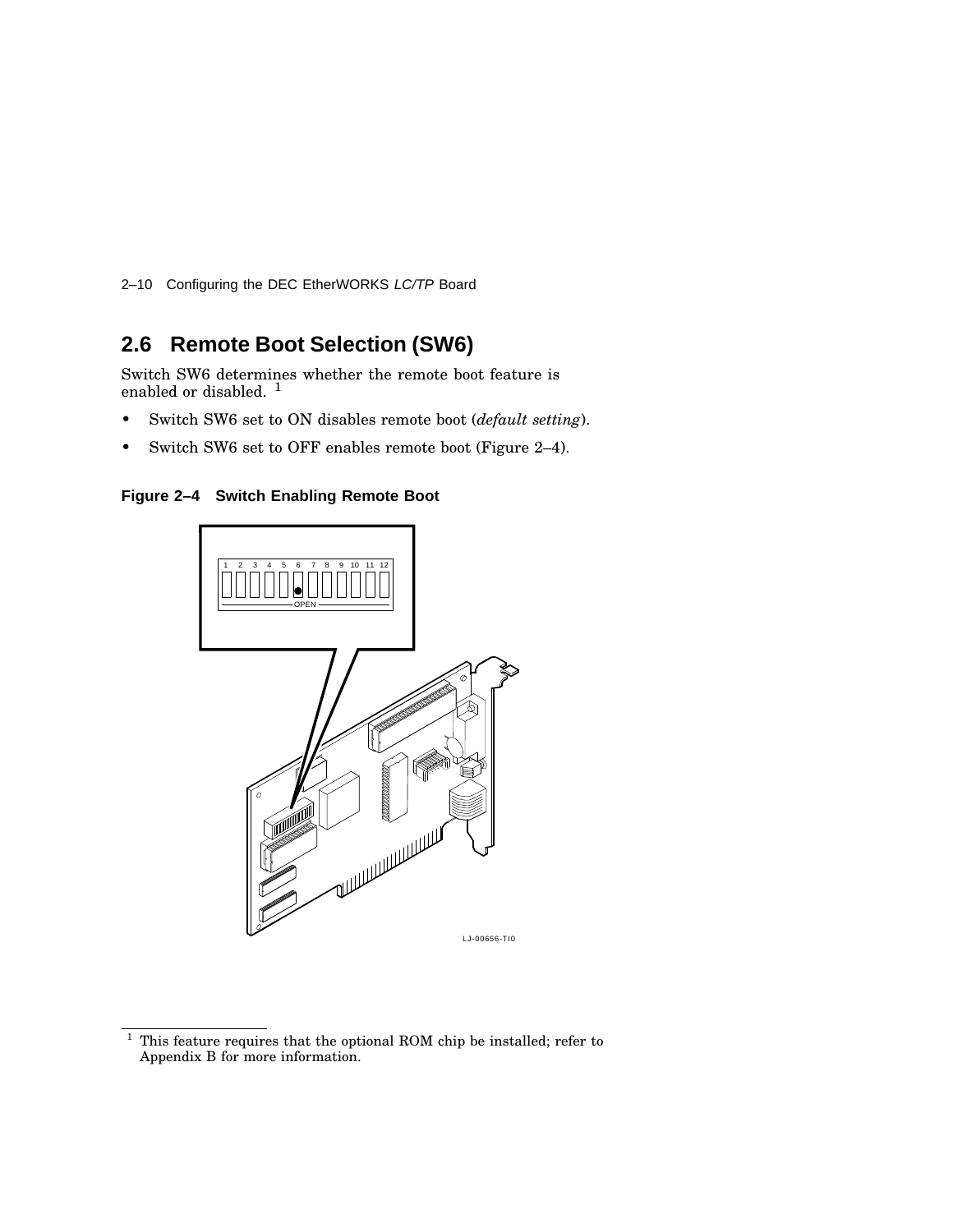## 2.6 Remote Boot Selection (SW6)

Switch SW6 determines whether the remote boot feature is enabled or disabled. [1]

- Switch SW6 set to ON disables remote boot (*default setting*).
- Switch SW6 set to OFF enables remote boot (Figure 2–4).

**Figure 2–4 Switch Enabling Remote Boot**

[1] This feature requires that the optional ROM chip be installed; refer to Appendix B for more information.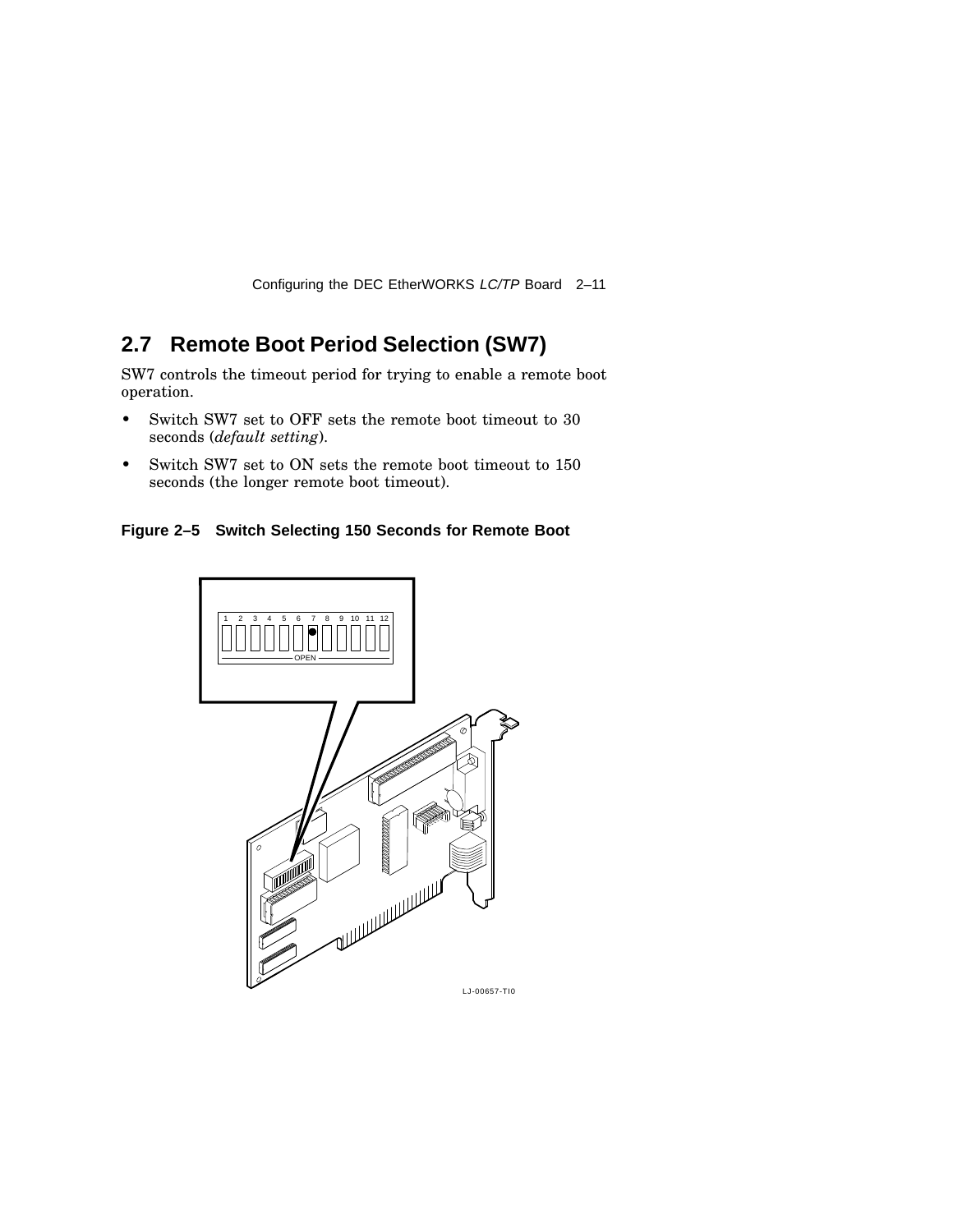## 2.7 Remote Boot Period Selection (SW7)

SW7 controls the timeout period for trying to enable a remote boot operation.

- Switch SW7 set to OFF sets the remote boot timeout to 30 seconds (*default setting*).
- Switch SW7 set to ON sets the remote boot timeout to 150 seconds (the longer remote boot timeout).

**Figure 2–5 Switch Selecting 150 Seconds for Remote Boot**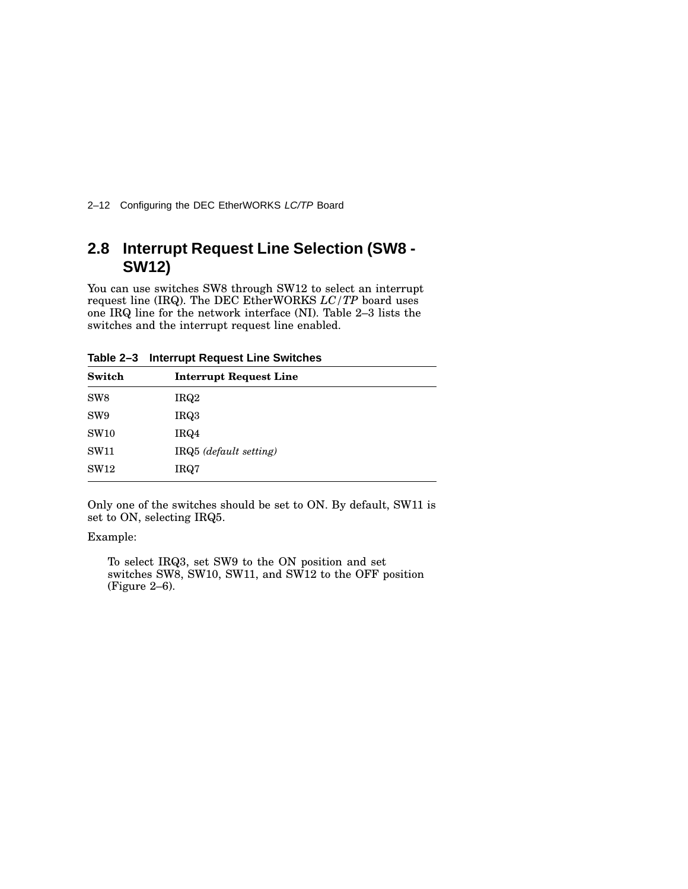## 2.8 Interrupt Request Line Selection (SW8 - SW12)

You can use switches SW8 through SW12 to select an interrupt request line (IRQ). The DEC EtherWORKS *LC/TP* board uses one IRQ line for the network interface (NI). Table 2–3 lists the switches and the interrupt request line enabled.

**Table 2–3 Interrupt Request Line Switches**

| Switch | Interrupt Request Line |
|---|---|
| SW8 | IRQ2 |
| SW9 | IRQ3 |
| SW10 | IRQ4 |
| SW11 | IRQ5 *(default setting)* |
| SW12 | IRQ7 |

Only one of the switches should be set to ON. By default, SW11 is set to ON, selecting IRQ5.

Example:

> To select IRQ3, set SW9 to the ON position and set switches SW8, SW10, SW11, and SW12 to the OFF position (Figure 2–6).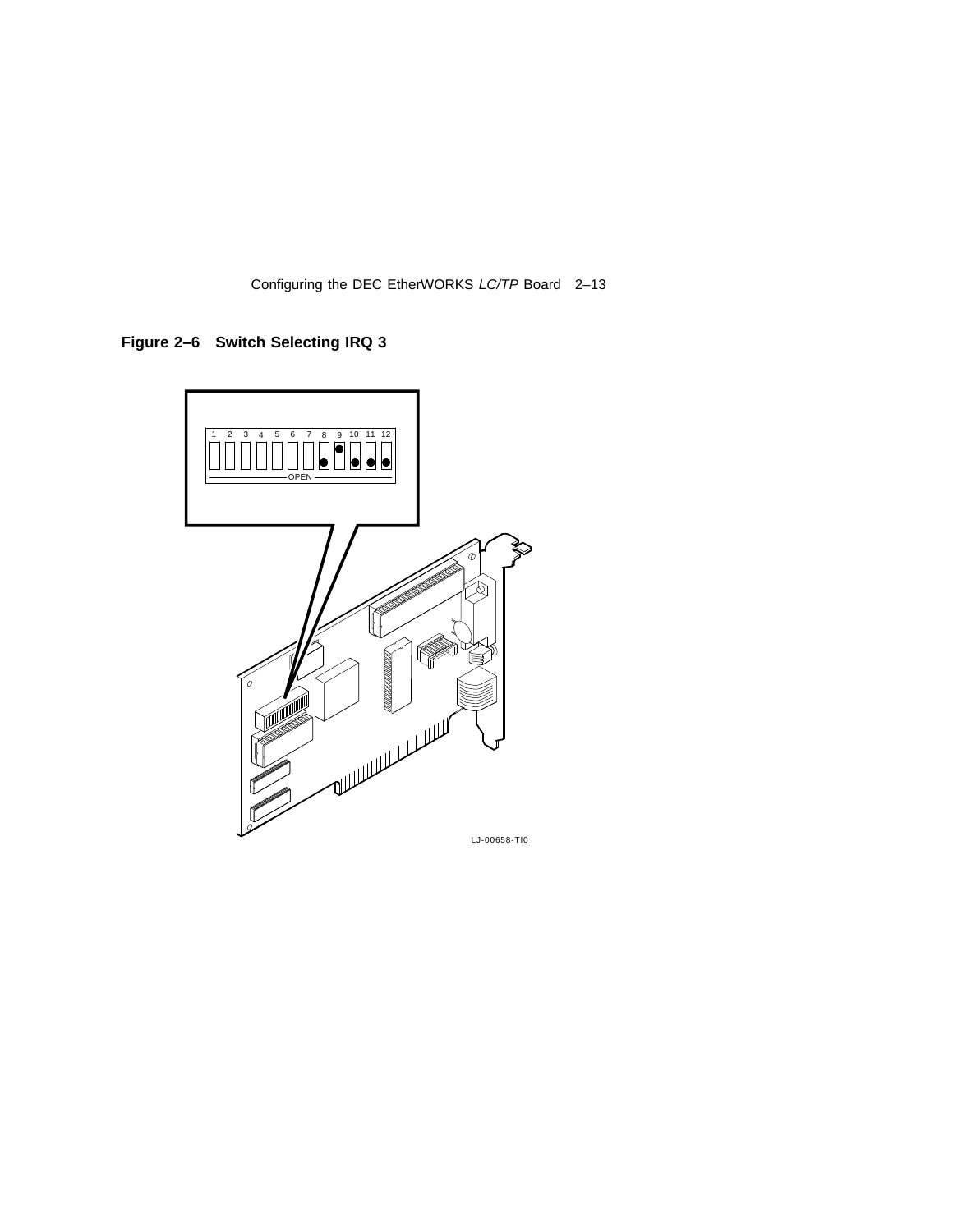**Figure 2–6 Switch Selecting IRQ 3**

LJ-00658-TI0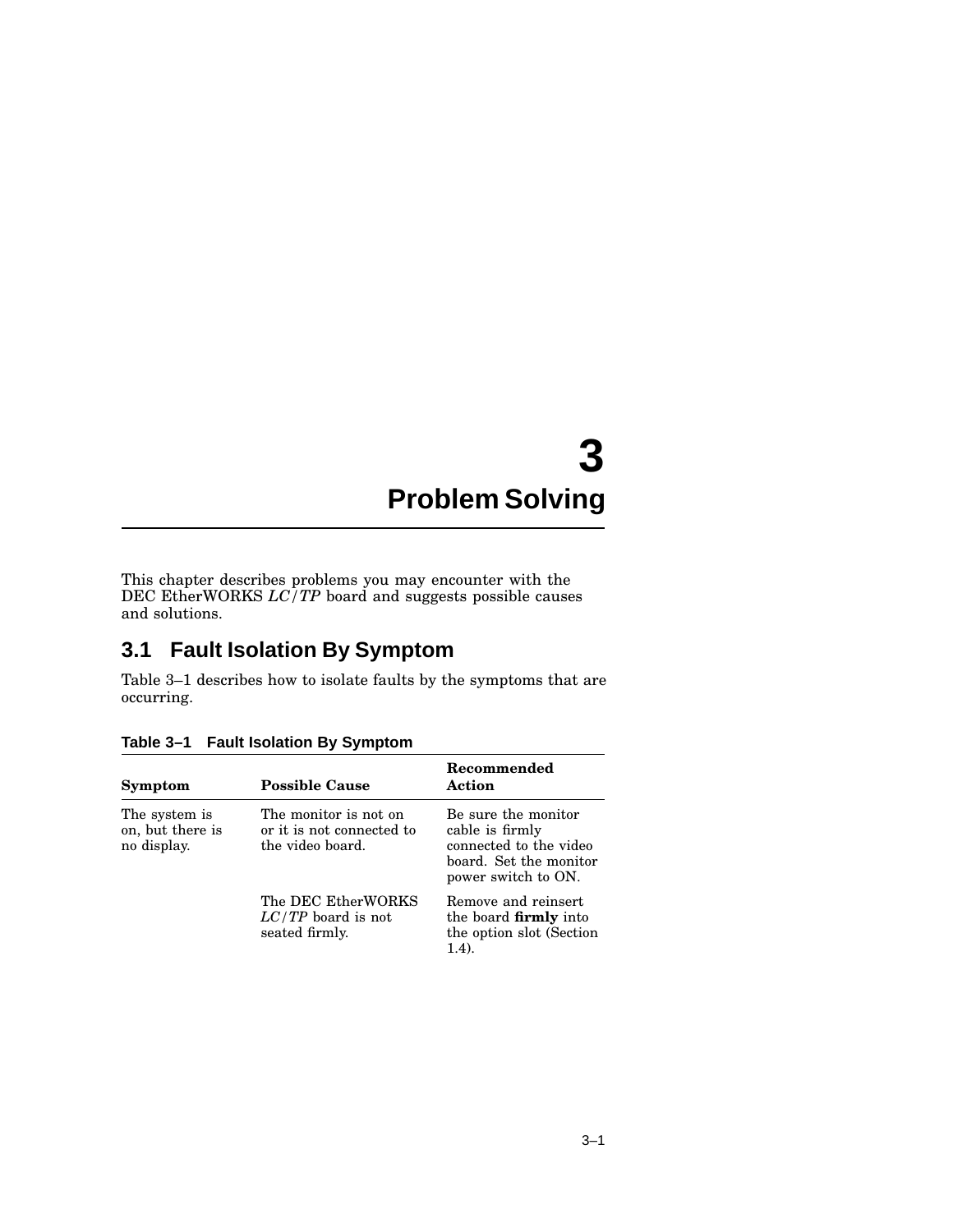# 3 Problem Solving

This chapter describes problems you may encounter with the DEC EtherWORKS *LC/TP* board and suggests possible causes and solutions.

## 3.1 Fault Isolation By Symptom

Table 3–1 describes how to isolate faults by the symptoms that are occurring.

**Table 3–1 Fault Isolation By Symptom**

| Symptom | Possible Cause | Recommended Action |
|---|---|---|
| The system is on, but there is no display. | The monitor is not on or it is not connected to the video board. | Be sure the monitor cable is firmly connected to the video board. Set the monitor power switch to ON. |
| | The DEC EtherWORKS *LC/TP* board is not seated firmly. | Remove and reinsert the board **firmly** into the option slot (Section 1.4). |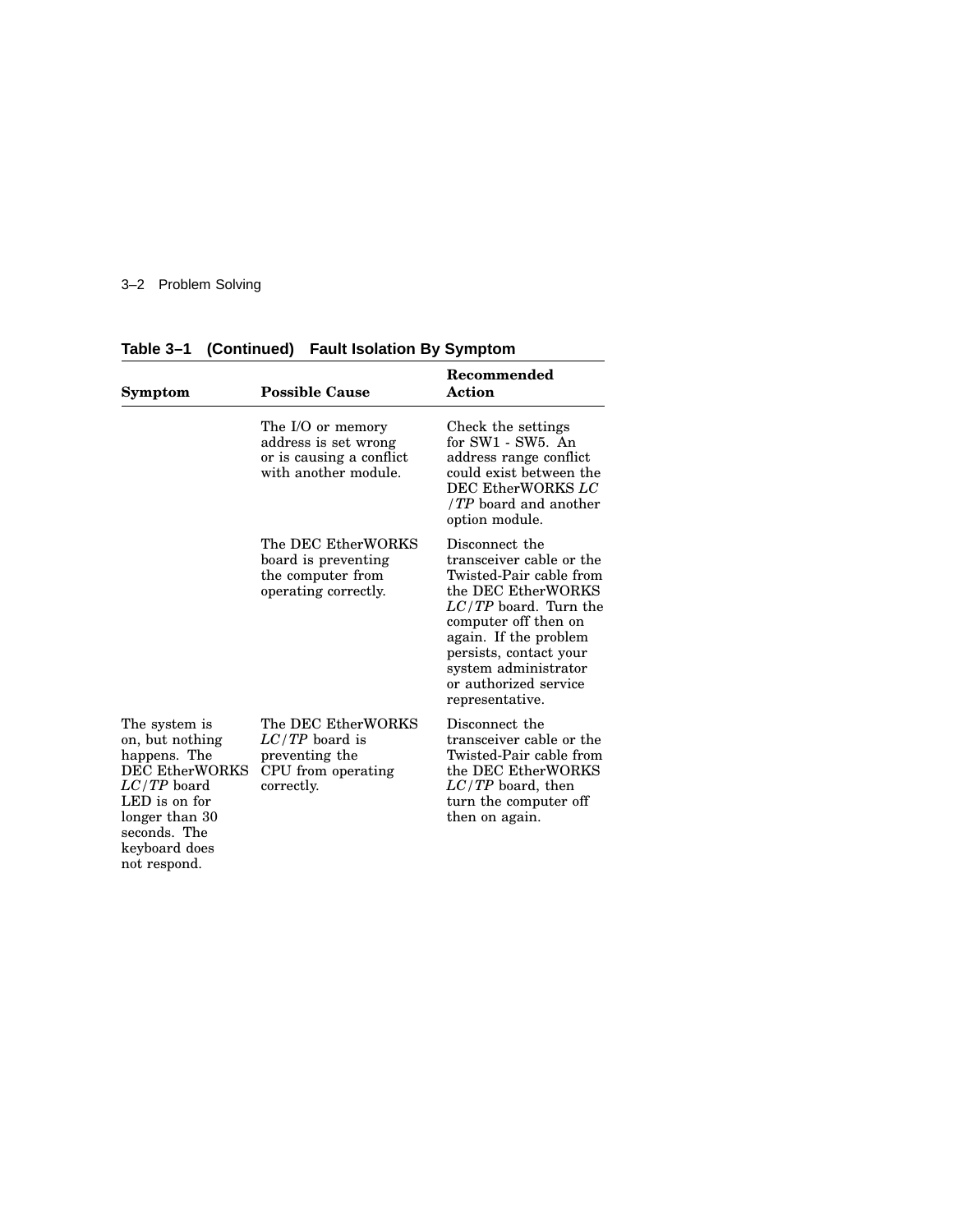**Table 3–1 (Continued) Fault Isolation By Symptom**

| Symptom | Possible Cause | Recommended Action |
|---|---|---|
| | The I/O or memory address is set wrong or is causing a conflict with another module. | Check the settings for SW1 - SW5. An address range conflict could exist between the DEC EtherWORKS *LC/TP* board and another option module. |
| | The DEC EtherWORKS board is preventing the computer from operating correctly. | Disconnect the transceiver cable or the Twisted-Pair cable from the DEC EtherWORKS *LC/TP* board. Turn the computer off then on again. If the problem persists, contact your system administrator or authorized service representative. |
| The system is on, but nothing happens. The DEC EtherWORKS *LC/TP* board LED is on for longer than 30 seconds. The keyboard does not respond. | The DEC EtherWORKS *LC/TP* board is preventing the CPU from operating correctly. | Disconnect the transceiver cable or the Twisted-Pair cable from the DEC EtherWORKS *LC/TP* board, then turn the computer off then on again. |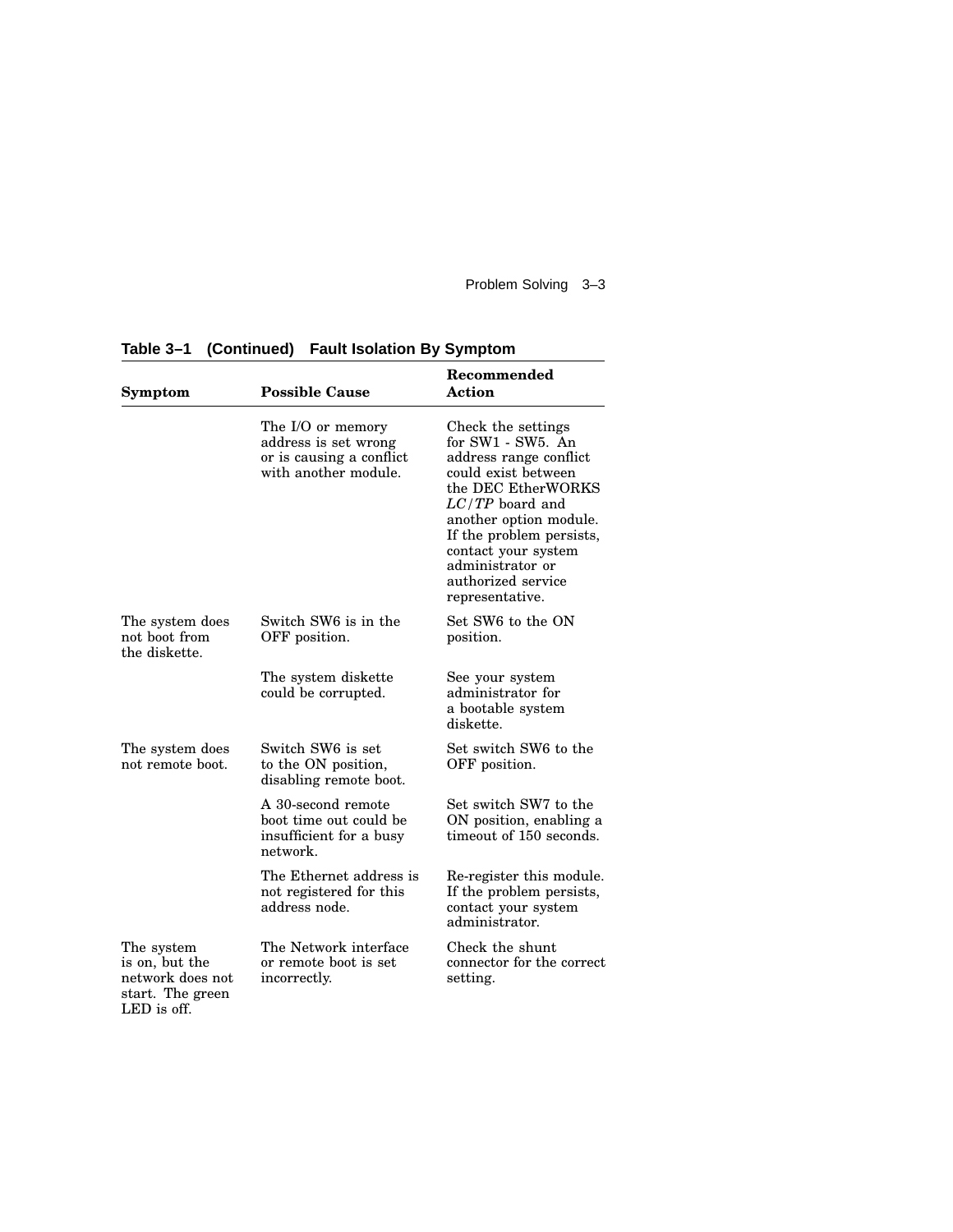**Table 3–1 (Continued) Fault Isolation By Symptom**

| Symptom | Possible Cause | Recommended Action |
|---|---|---|
| | The I/O or memory address is set wrong or is causing a conflict with another module. | Check the settings for SW1 - SW5. An address range conflict could exist between the DEC EtherWORKS *LC/TP* board and another option module. If the problem persists, contact your system administrator or authorized service representative. |
| The system does not boot from the diskette. | Switch SW6 is in the OFF position. | Set SW6 to the ON position. |
| | The system diskette could be corrupted. | See your system administrator for a bootable system diskette. |
| The system does not remote boot. | Switch SW6 is set to the ON position, disabling remote boot. | Set switch SW6 to the OFF position. |
| | A 30-second remote boot time out could be insufficient for a busy network. | Set switch SW7 to the ON position, enabling a timeout of 150 seconds. |
| | The Ethernet address is not registered for this address node. | Re-register this module. If the problem persists, contact your system administrator. |
| The system is on, but the network does not start. The green LED is off. | The Network interface or remote boot is set incorrectly. | Check the shunt connector for the correct setting. |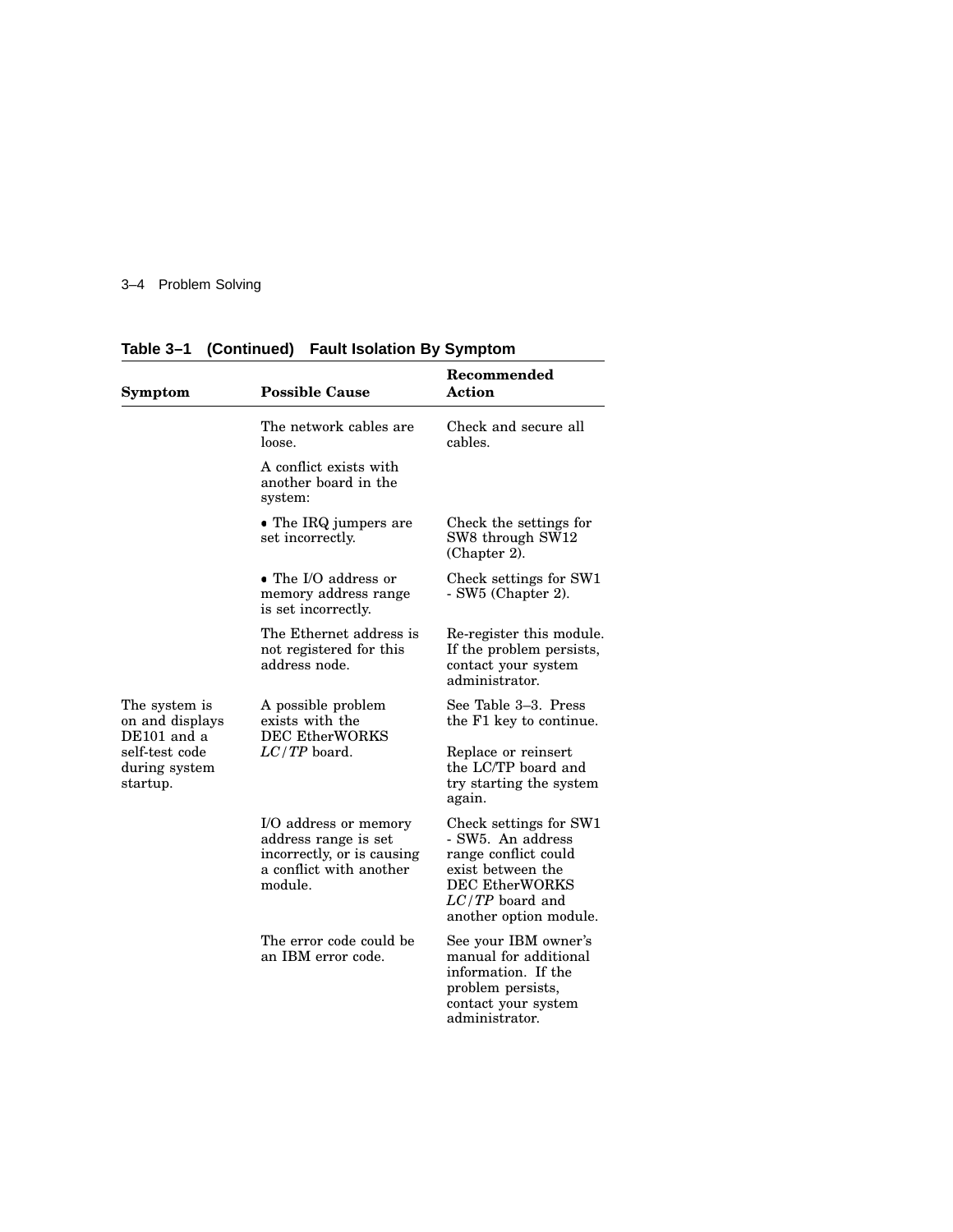**Table 3–1 (Continued) Fault Isolation By Symptom**

| Symptom | Possible Cause | Recommended Action |
|---|---|---|
| | The network cables are loose. | Check and secure all cables. |
| | A conflict exists with another board in the system: | |
| | • The IRQ jumpers are set incorrectly. | Check the settings for SW8 through SW12 (Chapter 2). |
| | • The I/O address or memory address range is set incorrectly. | Check settings for SW1 - SW5 (Chapter 2). |
| | The Ethernet address is not registered for this address node. | Re-register this module. If the problem persists, contact your system administrator. |
| The system is on and displays DE101 and a self-test code during system startup. | A possible problem exists with the DEC EtherWORKS *LC/TP* board. | See Table 3–3. Press the F1 key to continue. Replace or reinsert the LC/TP board and try starting the system again. |
| | I/O address or memory address range is set incorrectly, or is causing a conflict with another module. | Check settings for SW1 - SW5. An address range conflict could exist between the DEC EtherWORKS *LC/TP* board and another option module. |
| | The error code could be an IBM error code. | See your IBM owner's manual for additional information. If the problem persists, contact your system administrator. |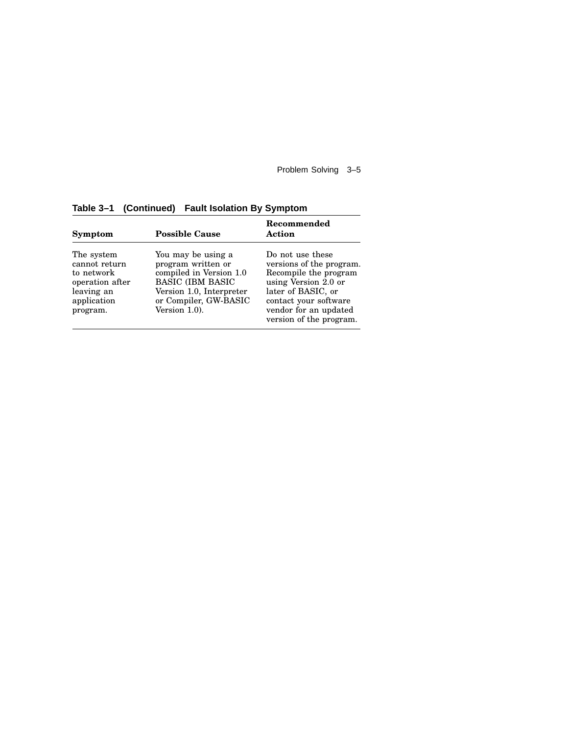**Table 3–1 (Continued) Fault Isolation By Symptom**

| Symptom | Possible Cause | Recommended Action |
|---|---|---|
| The system cannot return to network operation after leaving an application program. | You may be using a program written or compiled in Version 1.0 BASIC (IBM BASIC Version 1.0, Interpreter or Compiler, GW-BASIC Version 1.0). | Do not use these versions of the program. Recompile the program using Version 2.0 or later of BASIC, or contact your software vendor for an updated version of the program. |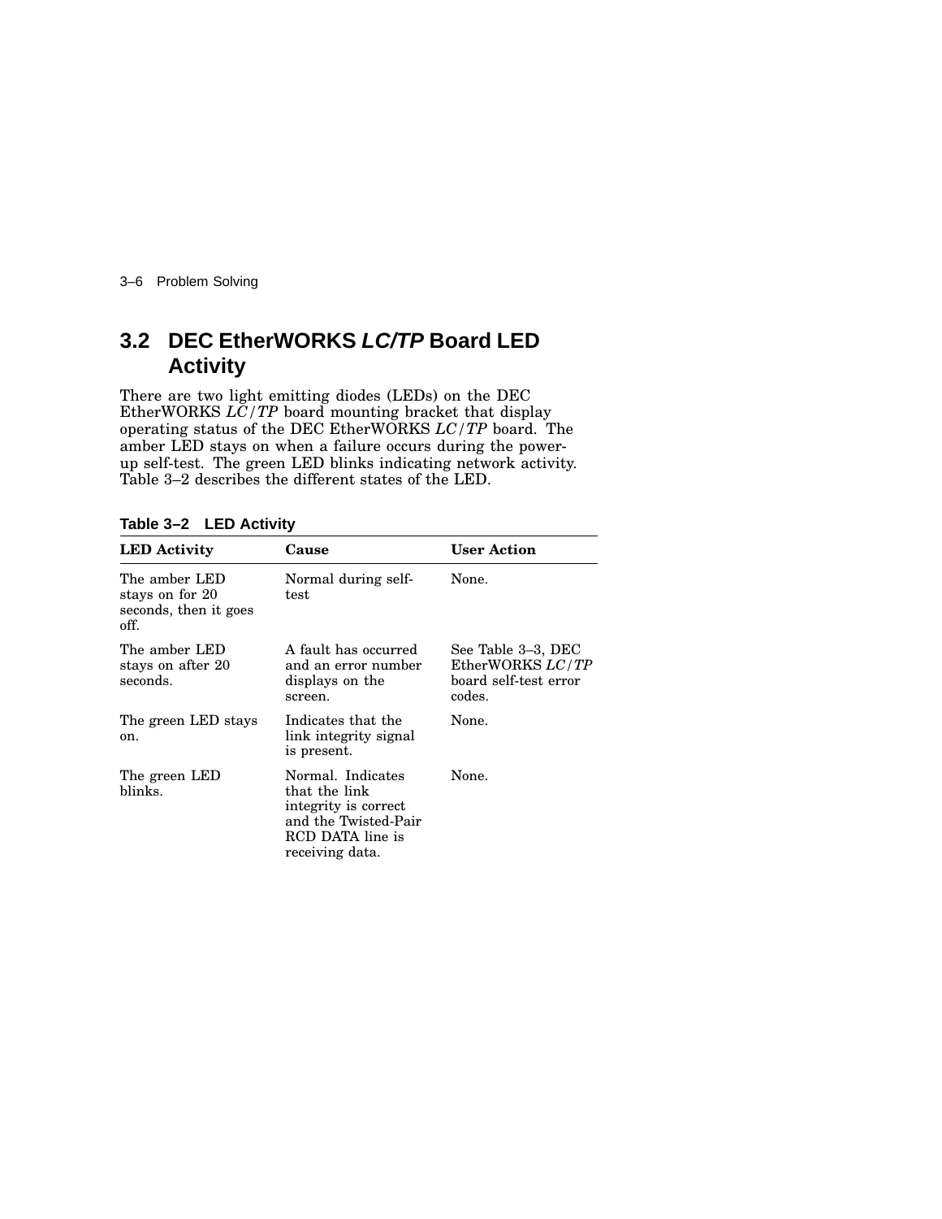## 3.2 DEC EtherWORKS *LC/TP* Board LED Activity

There are two light emitting diodes (LEDs) on the DEC EtherWORKS *LC/TP* board mounting bracket that display operating status of the DEC EtherWORKS *LC/TP* board. The amber LED stays on when a failure occurs during the power-up self-test. The green LED blinks indicating network activity. Table 3–2 describes the different states of the LED.

**Table 3–2 LED Activity**

| LED Activity | Cause | User Action |
|---|---|---|
| The amber LED stays on for 20 seconds, then it goes off. | Normal during self-test | None. |
| The amber LED stays on after 20 seconds. | A fault has occurred and an error number displays on the screen. | See Table 3–3, DEC EtherWORKS *LC/TP* board self-test error codes. |
| The green LED stays on. | Indicates that the link integrity signal is present. | None. |
| The green LED blinks. | Normal. Indicates that the link integrity is correct and the Twisted-Pair RCD DATA line is receiving data. | None. |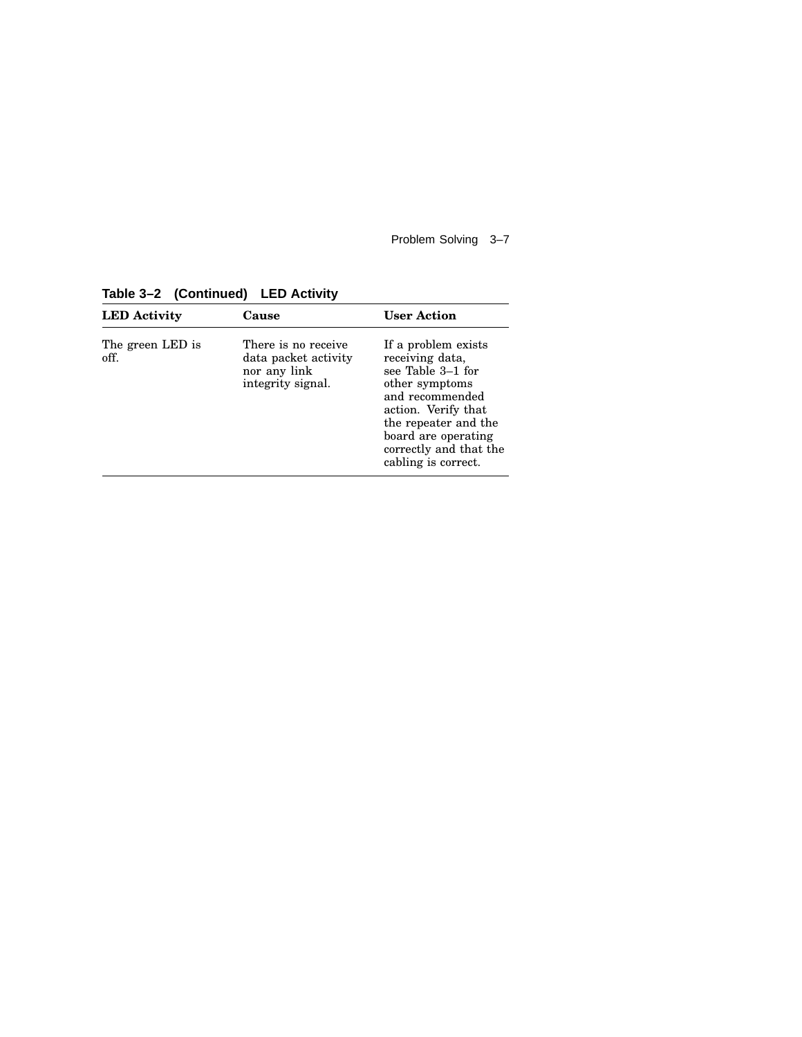**Table 3–2 (Continued) LED Activity**

| LED Activity | Cause | User Action |
| --- | --- | --- |
| The green LED is off. | There is no receive data packet activity nor any link integrity signal. | If a problem exists receiving data, see Table 3–1 for other symptoms and recommended action. Verify that the repeater and the board are operating correctly and that the cabling is correct. |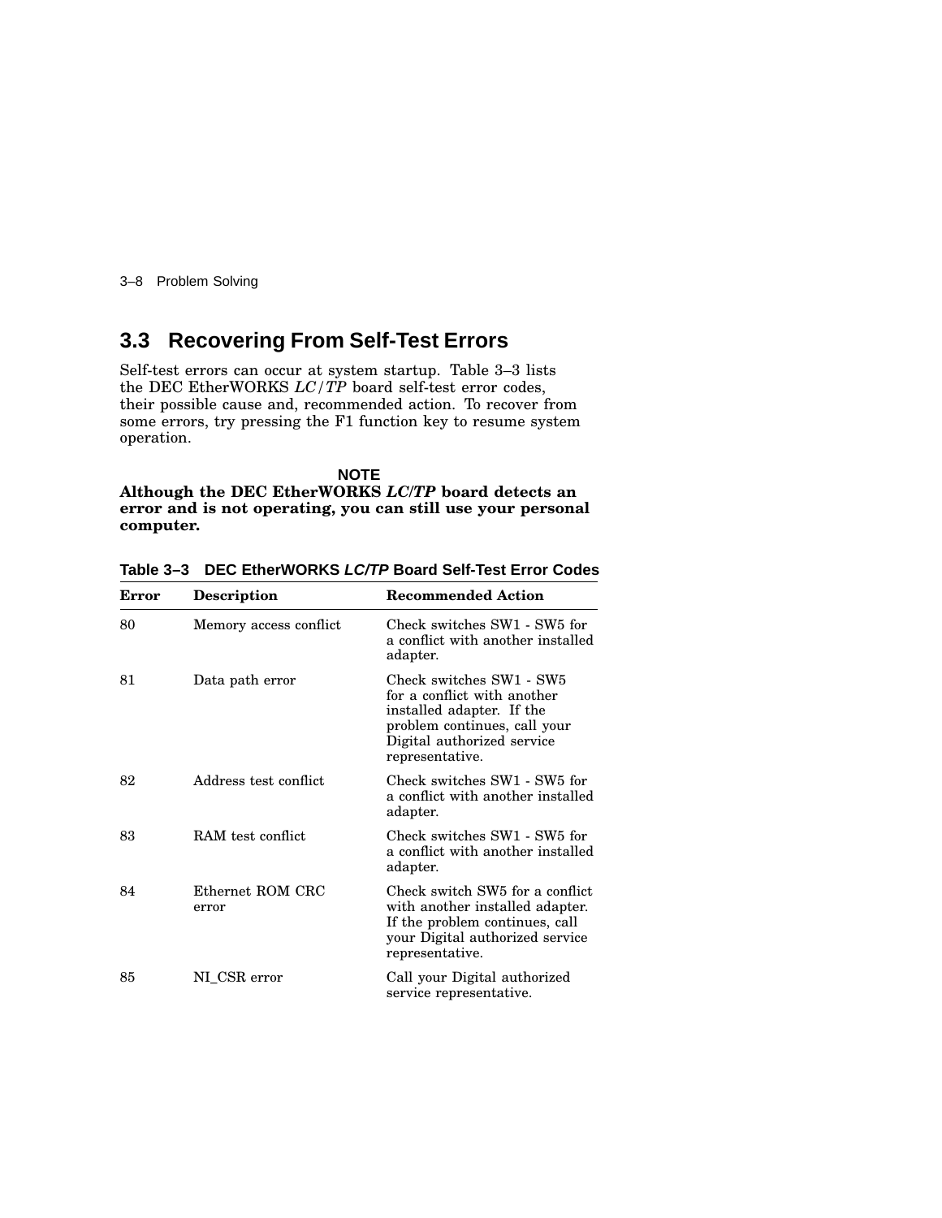## 3.3 Recovering From Self-Test Errors

Self-test errors can occur at system startup. Table 3–3 lists the DEC EtherWORKS *LC/TP* board self-test error codes, their possible cause and, recommended action. To recover from some errors, try pressing the F1 function key to resume system operation.

**NOTE**

**Although the DEC EtherWORKS *LC/TP* board detects an error and is not operating, you can still use your personal computer.**

**Table 3–3 DEC EtherWORKS *LC/TP* Board Self-Test Error Codes**

| Error | Description | Recommended Action |
|---|---|---|
| 80 | Memory access conflict | Check switches SW1 - SW5 for a conflict with another installed adapter. |
| 81 | Data path error | Check switches SW1 - SW5 for a conflict with another installed adapter. If the problem continues, call your Digital authorized service representative. |
| 82 | Address test conflict | Check switches SW1 - SW5 for a conflict with another installed adapter. |
| 83 | RAM test conflict | Check switches SW1 - SW5 for a conflict with another installed adapter. |
| 84 | Ethernet ROM CRC error | Check switch SW5 for a conflict with another installed adapter. If the problem continues, call your Digital authorized service representative. |
| 85 | NI_CSR error | Call your Digital authorized service representative. |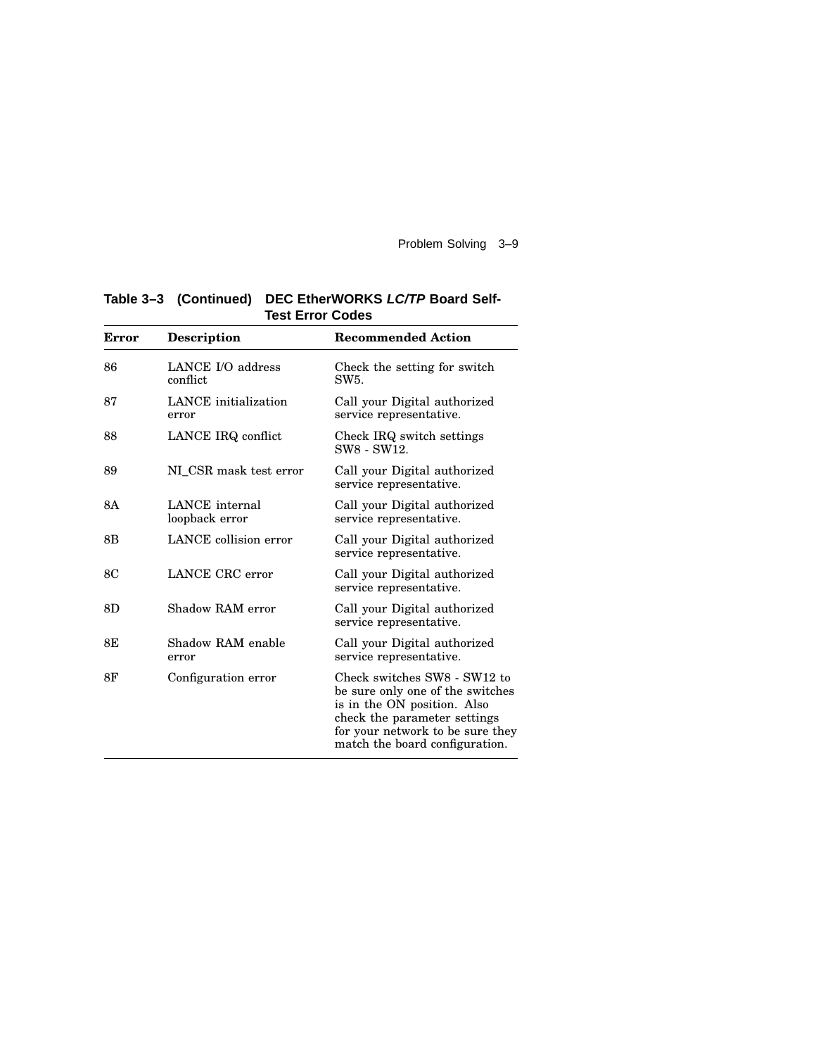**Table 3–3 (Continued) DEC EtherWORKS *LC/TP* Board Self-Test Error Codes**

| Error | Description | Recommended Action |
|---|---|---|
| 86 | LANCE I/O address conflict | Check the setting for switch SW5. |
| 87 | LANCE initialization error | Call your Digital authorized service representative. |
| 88 | LANCE IRQ conflict | Check IRQ switch settings SW8 - SW12. |
| 89 | NI_CSR mask test error | Call your Digital authorized service representative. |
| 8A | LANCE internal loopback error | Call your Digital authorized service representative. |
| 8B | LANCE collision error | Call your Digital authorized service representative. |
| 8C | LANCE CRC error | Call your Digital authorized service representative. |
| 8D | Shadow RAM error | Call your Digital authorized service representative. |
| 8E | Shadow RAM enable error | Call your Digital authorized service representative. |
| 8F | Configuration error | Check switches SW8 - SW12 to be sure only one of the switches is in the ON position. Also check the parameter settings for your network to be sure they match the board configuration. |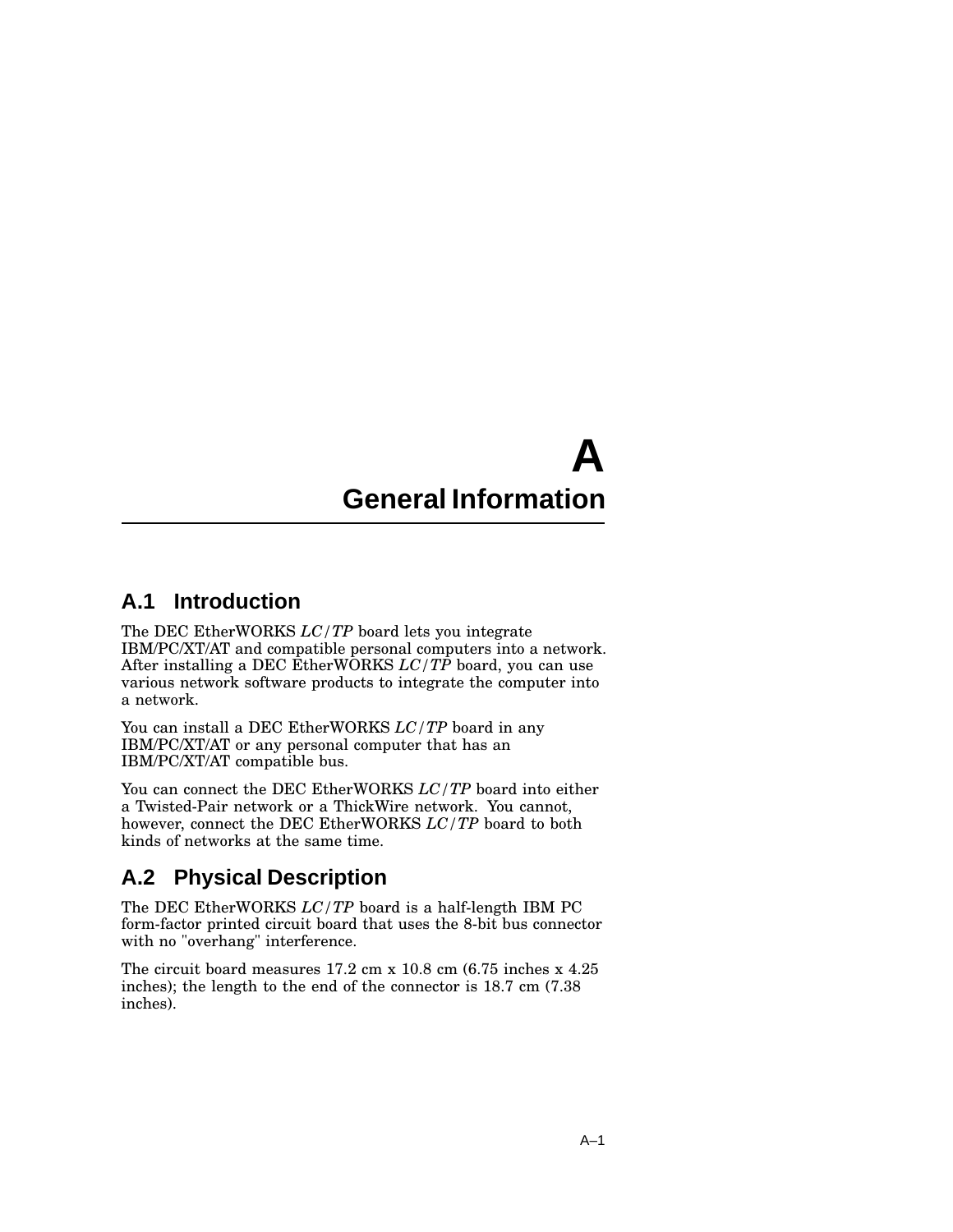# A General Information

## A.1 Introduction

The DEC EtherWORKS *LC/TP* board lets you integrate IBM/PC/XT/AT and compatible personal computers into a network. After installing a DEC EtherWORKS *LC/TP* board, you can use various network software products to integrate the computer into a network.

You can install a DEC EtherWORKS *LC/TP* board in any IBM/PC/XT/AT or any personal computer that has an IBM/PC/XT/AT compatible bus.

You can connect the DEC EtherWORKS *LC/TP* board into either a Twisted-Pair network or a ThickWire network. You cannot, however, connect the DEC EtherWORKS *LC/TP* board to both kinds of networks at the same time.

## A.2 Physical Description

The DEC EtherWORKS *LC/TP* board is a half-length IBM PC form-factor printed circuit board that uses the 8-bit bus connector with no "overhang" interference.

The circuit board measures 17.2 cm x 10.8 cm (6.75 inches x 4.25 inches); the length to the end of the connector is 18.7 cm (7.38 inches).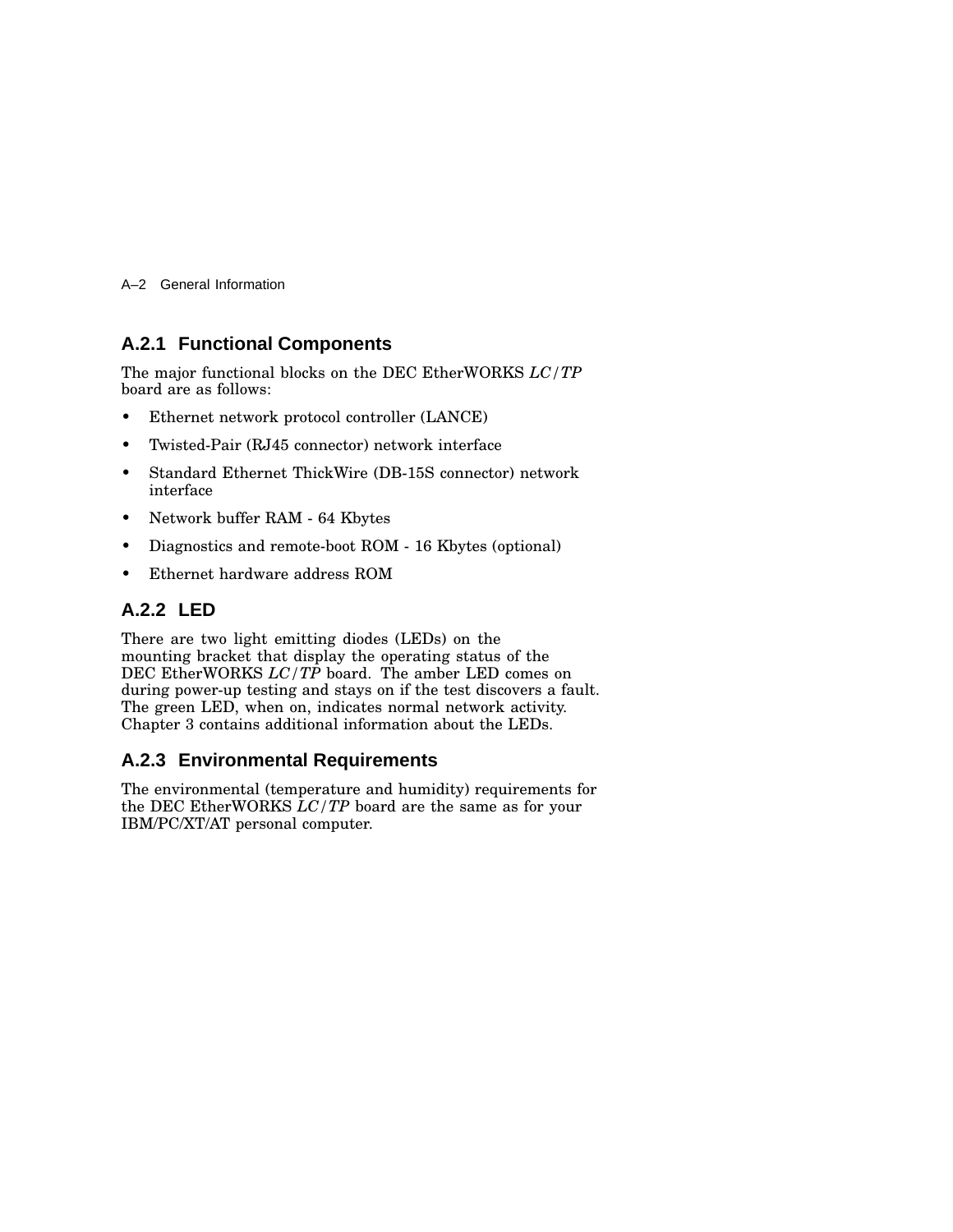### A.2.1 Functional Components

The major functional blocks on the DEC EtherWORKS *LC/TP* board are as follows:

- Ethernet network protocol controller (LANCE)
- Twisted-Pair (RJ45 connector) network interface
- Standard Ethernet ThickWire (DB-15S connector) network interface
- Network buffer RAM - 64 Kbytes
- Diagnostics and remote-boot ROM - 16 Kbytes (optional)
- Ethernet hardware address ROM

### A.2.2 LED

There are two light emitting diodes (LEDs) on the mounting bracket that display the operating status of the DEC EtherWORKS *LC/TP* board. The amber LED comes on during power-up testing and stays on if the test discovers a fault. The green LED, when on, indicates normal network activity. Chapter 3 contains additional information about the LEDs.

### A.2.3 Environmental Requirements

The environmental (temperature and humidity) requirements for the DEC EtherWORKS *LC/TP* board are the same as for your IBM/PC/XT/AT personal computer.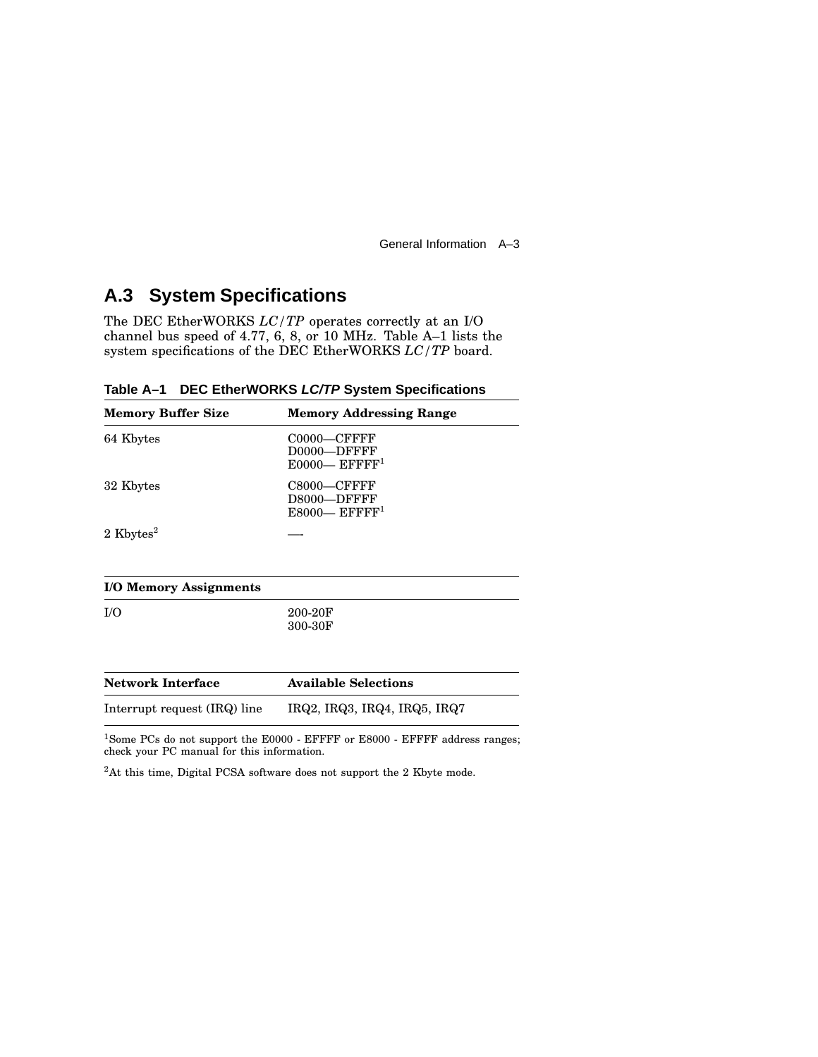## A.3 System Specifications

The DEC EtherWORKS *LC/TP* operates correctly at an I/O channel bus speed of 4.77, 6, 8, or 10 MHz. Table A–1 lists the system specifications of the DEC EtherWORKS *LC/TP* board.

**Table A–1 DEC EtherWORKS *LC/TP* System Specifications**

| Memory Buffer Size | Memory Addressing Range |
|---|---|
| 64 Kbytes | C0000—CFFFF<br>D0000—DFFFF<br>E0000— EFFFF[1] |
| 32 Kbytes | C8000—CFFFF<br>D8000—DFFFF<br>E8000— EFFFF[1] |
| 2 Kbytes[2] | —- |

| I/O Memory Assignments | |
|---|---|
| I/O | 200-20F<br>300-30F |

| Network Interface | Available Selections |
|---|---|
| Interrupt request (IRQ) line | IRQ2, IRQ3, IRQ4, IRQ5, IRQ7 |

[1]Some PCs do not support the E0000 - EFFFF or E8000 - EFFFF address ranges; check your PC manual for this information.

[2]At this time, Digital PCSA software does not support the 2 Kbyte mode.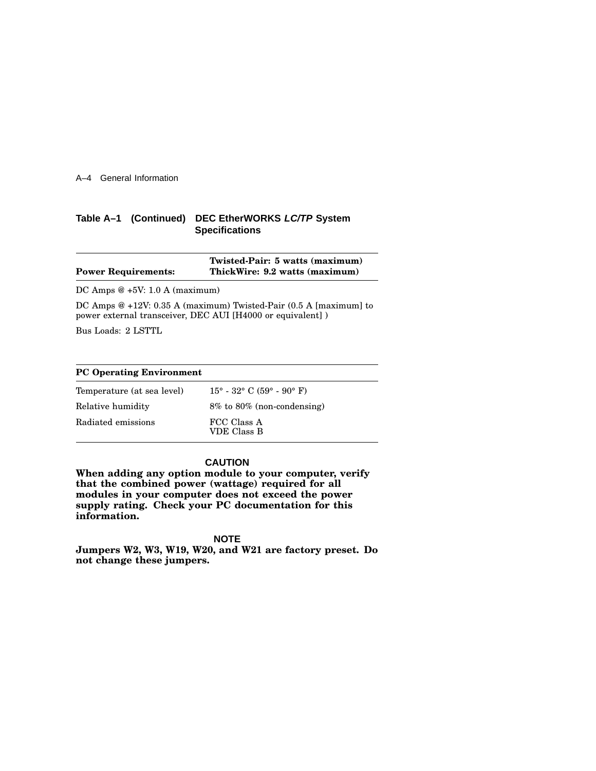**Table A–1 (Continued) DEC EtherWORKS *LC/TP* System Specifications**

| **Power Requirements:** | **Twisted-Pair: 5 watts (maximum)**<br>**ThickWire: 9.2 watts (maximum)** |
|---|---|

DC Amps @ +5V: 1.0 A (maximum)

DC Amps @ +12V: 0.35 A (maximum) Twisted-Pair (0.5 A [maximum] to power external transceiver, DEC AUI [H4000 or equivalent] )

Bus Loads: 2 LSTTL

| **PC Operating Environment** | |
|---|---|
| Temperature (at sea level) | 15° - 32° C (59° - 90° F) |
| Relative humidity | 8% to 80% (non-condensing) |
| Radiated emissions | FCC Class A<br>VDE Class B |

**CAUTION**

**When adding any option module to your computer, verify that the combined power (wattage) required for all modules in your computer does not exceed the power supply rating. Check your PC documentation for this information.**

**NOTE**

**Jumpers W2, W3, W19, W20, and W21 are factory preset. Do not change these jumpers.**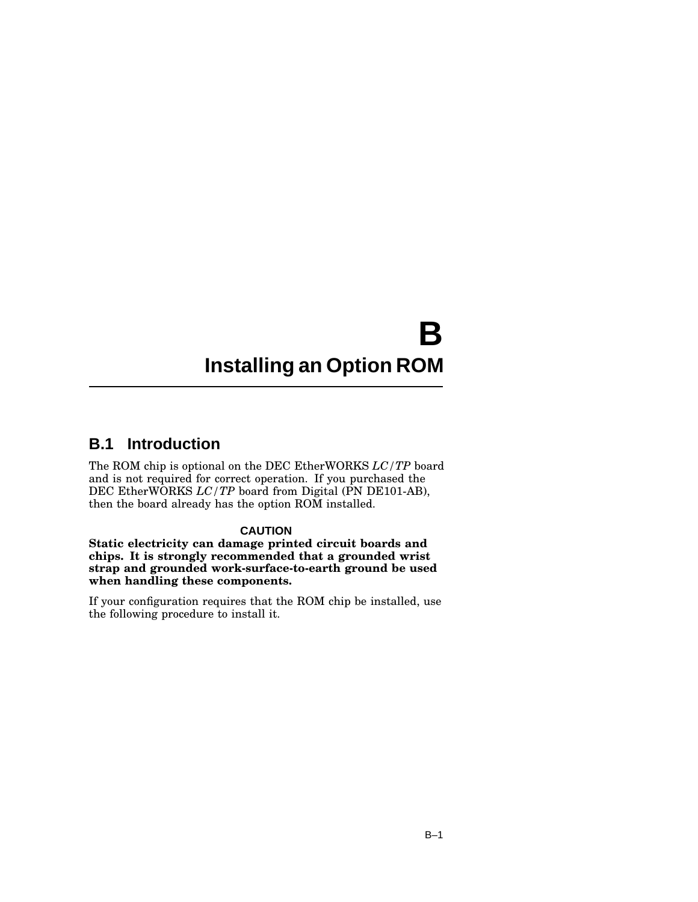# B Installing an Option ROM

## B.1 Introduction

The ROM chip is optional on the DEC EtherWORKS *LC/TP* board and is not required for correct operation. If you purchased the DEC EtherWORKS *LC/TP* board from Digital (PN DE101-AB), then the board already has the option ROM installed.

**CAUTION**

**Static electricity can damage printed circuit boards and chips. It is strongly recommended that a grounded wrist strap and grounded work-surface-to-earth ground be used when handling these components.**

If your configuration requires that the ROM chip be installed, use the following procedure to install it.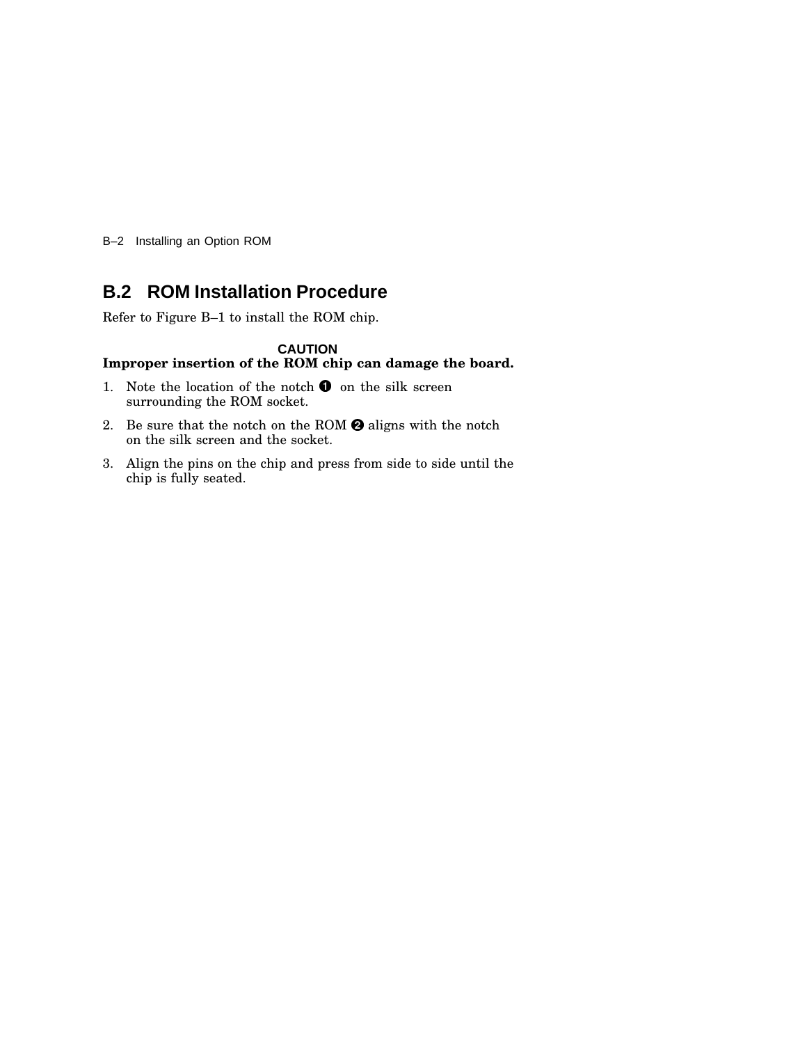## B.2 ROM Installation Procedure

Refer to Figure B–1 to install the ROM chip.

**CAUTION**

**Improper insertion of the ROM chip can damage the board.**

1. Note the location of the notch ❶ on the silk screen surrounding the ROM socket.
2. Be sure that the notch on the ROM ❷ aligns with the notch on the silk screen and the socket.
3. Align the pins on the chip and press from side to side until the chip is fully seated.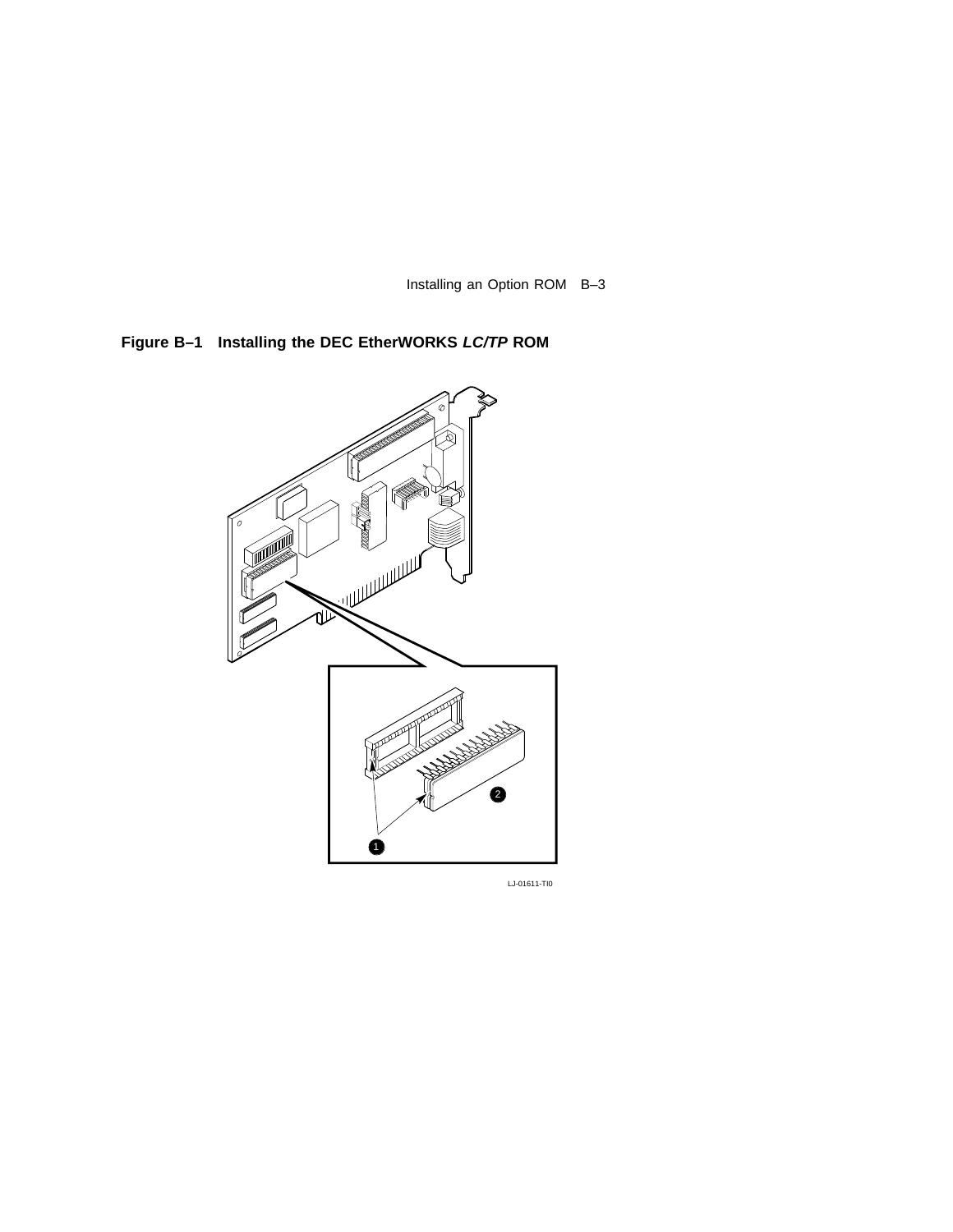**Figure B–1 Installing the DEC EtherWORKS *LC/TP* ROM**

LJ-01611-TI0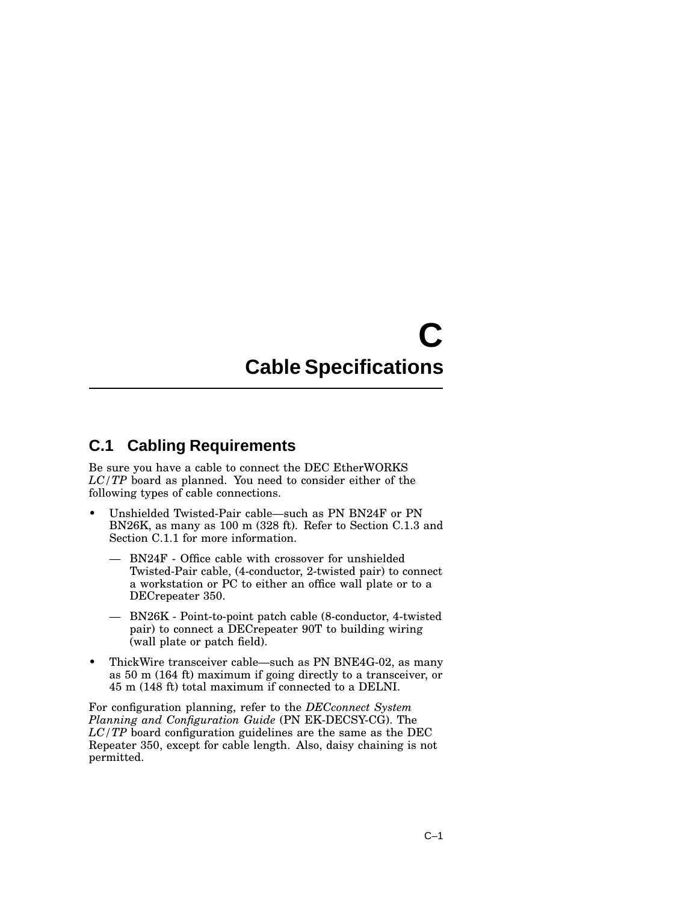# C Cable Specifications

## C.1 Cabling Requirements

Be sure you have a cable to connect the DEC EtherWORKS *LC/TP* board as planned. You need to consider either of the following types of cable connections.

- Unshielded Twisted-Pair cable—such as PN BN24F or PN BN26K, as many as 100 m (328 ft). Refer to Section C.1.3 and Section C.1.1 for more information.
  - — BN24F - Office cable with crossover for unshielded Twisted-Pair cable, (4-conductor, 2-twisted pair) to connect a workstation or PC to either an office wall plate or to a DECrepeater 350.
  - — BN26K - Point-to-point patch cable (8-conductor, 4-twisted pair) to connect a DECrepeater 90T to building wiring (wall plate or patch field).
- ThickWire transceiver cable—such as PN BNE4G-02, as many as 50 m (164 ft) maximum if going directly to a transceiver, or 45 m (148 ft) total maximum if connected to a DELNI.

For configuration planning, refer to the *DECconnect System Planning and Configuration Guide* (PN EK-DECSY-CG). The *LC/TP* board configuration guidelines are the same as the DEC Repeater 350, except for cable length. Also, daisy chaining is not permitted.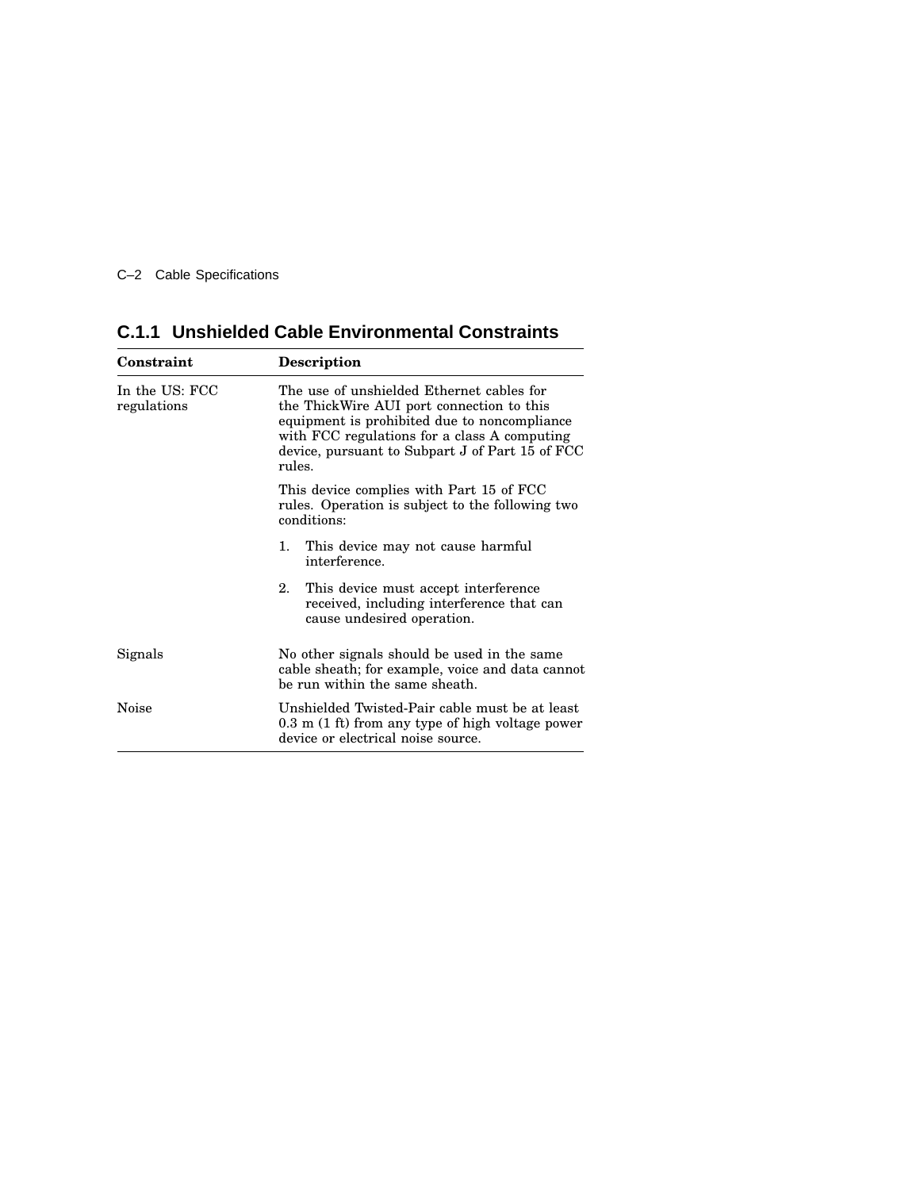### C.1.1 Unshielded Cable Environmental Constraints

| Constraint | Description |
|---|---|
| In the US: FCC regulations | The use of unshielded Ethernet cables for the ThickWire AUI port connection to this equipment is prohibited due to noncompliance with FCC regulations for a class A computing device, pursuant to Subpart J of Part 15 of FCC rules.<br><br>This device complies with Part 15 of FCC rules. Operation is subject to the following two conditions:<br><br>1. This device may not cause harmful interference.<br><br>2. This device must accept interference received, including interference that can cause undesired operation. |
| Signals | No other signals should be used in the same cable sheath; for example, voice and data cannot be run within the same sheath. |
| Noise | Unshielded Twisted-Pair cable must be at least 0.3 m (1 ft) from any type of high voltage power device or electrical noise source. |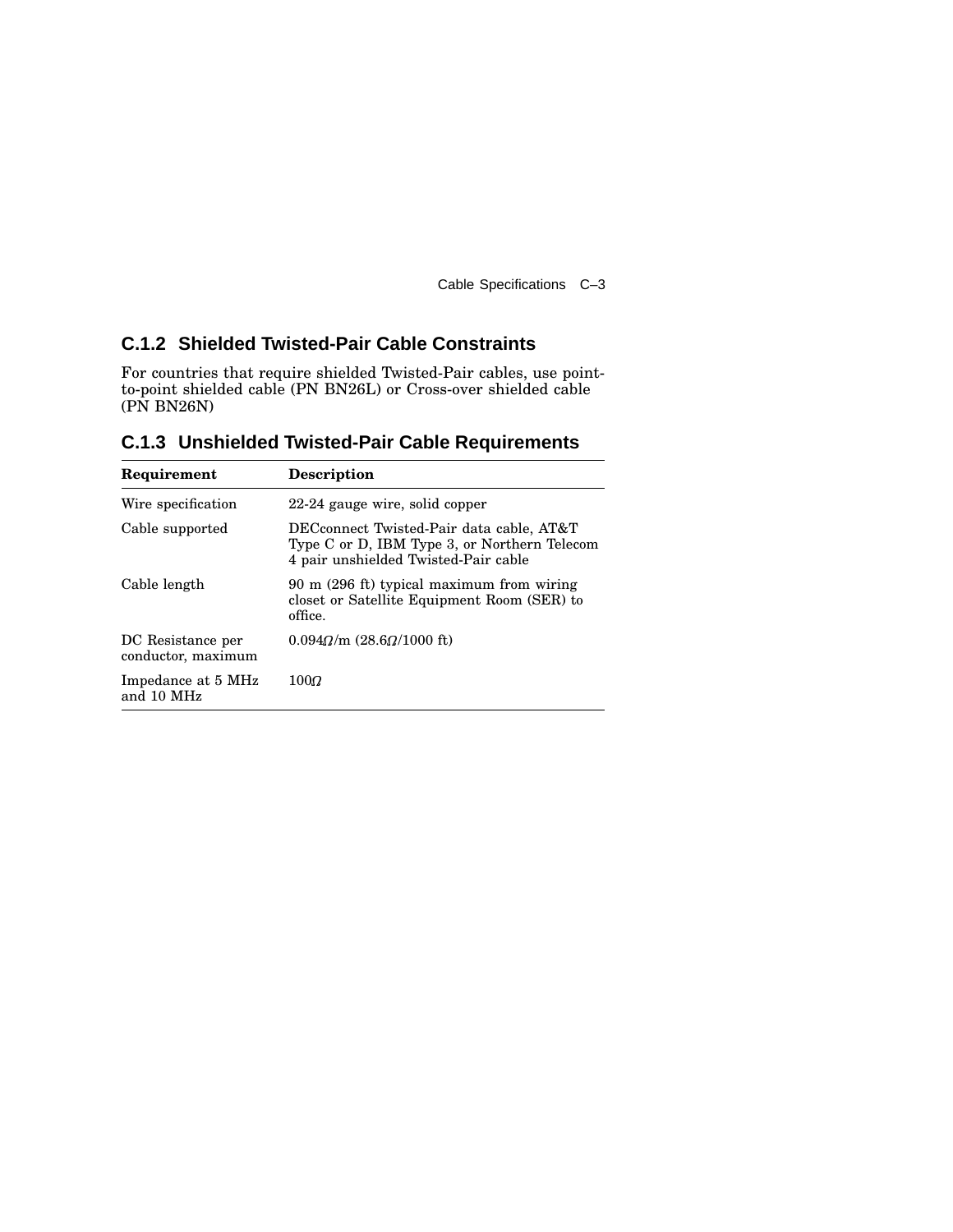### C.1.2 Shielded Twisted-Pair Cable Constraints

For countries that require shielded Twisted-Pair cables, use point-to-point shielded cable (PN BN26L) or Cross-over shielded cable (PN BN26N)

### C.1.3 Unshielded Twisted-Pair Cable Requirements

| Requirement | Description |
|---|---|
| Wire specification | 22-24 gauge wire, solid copper |
| Cable supported | DECconnect Twisted-Pair data cable, AT&T Type C or D, IBM Type 3, or Northern Telecom 4 pair unshielded Twisted-Pair cable |
| Cable length | 90 m (296 ft) typical maximum from wiring closet or Satellite Equipment Room (SER) to office. |
| DC Resistance per conductor, maximum | 0.094Ω/m (28.6Ω/1000 ft) |
| Impedance at 5 MHz and 10 MHz | 100Ω |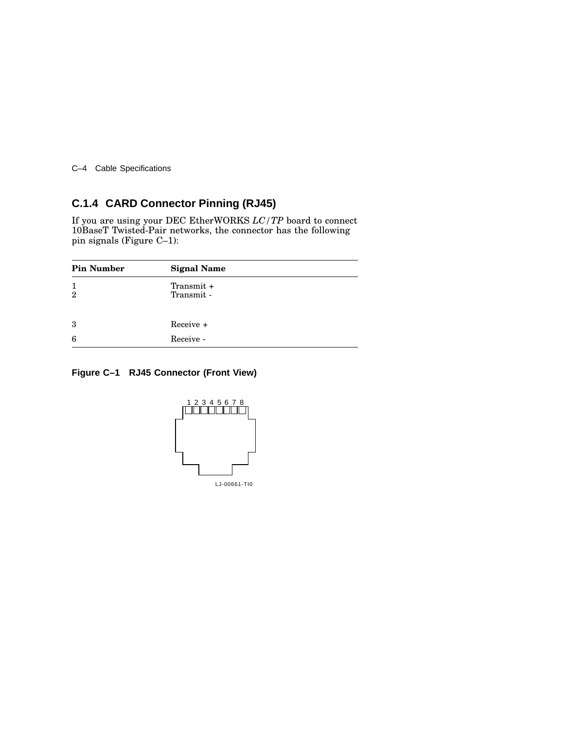### C.1.4 CARD Connector Pinning (RJ45)

If you are using your DEC EtherWORKS *LC/TP* board to connect 10BaseT Twisted-Pair networks, the connector has the following pin signals (Figure C–1):

| Pin Number | Signal Name |
|---|---|
| 1 | Transmit + |
| 2 | Transmit - |
| 3 | Receive + |
| 6 | Receive - |

**Figure C–1 RJ45 Connector (Front View)**

1 2 3 4 5 6 7 8

LJ-00661-TI0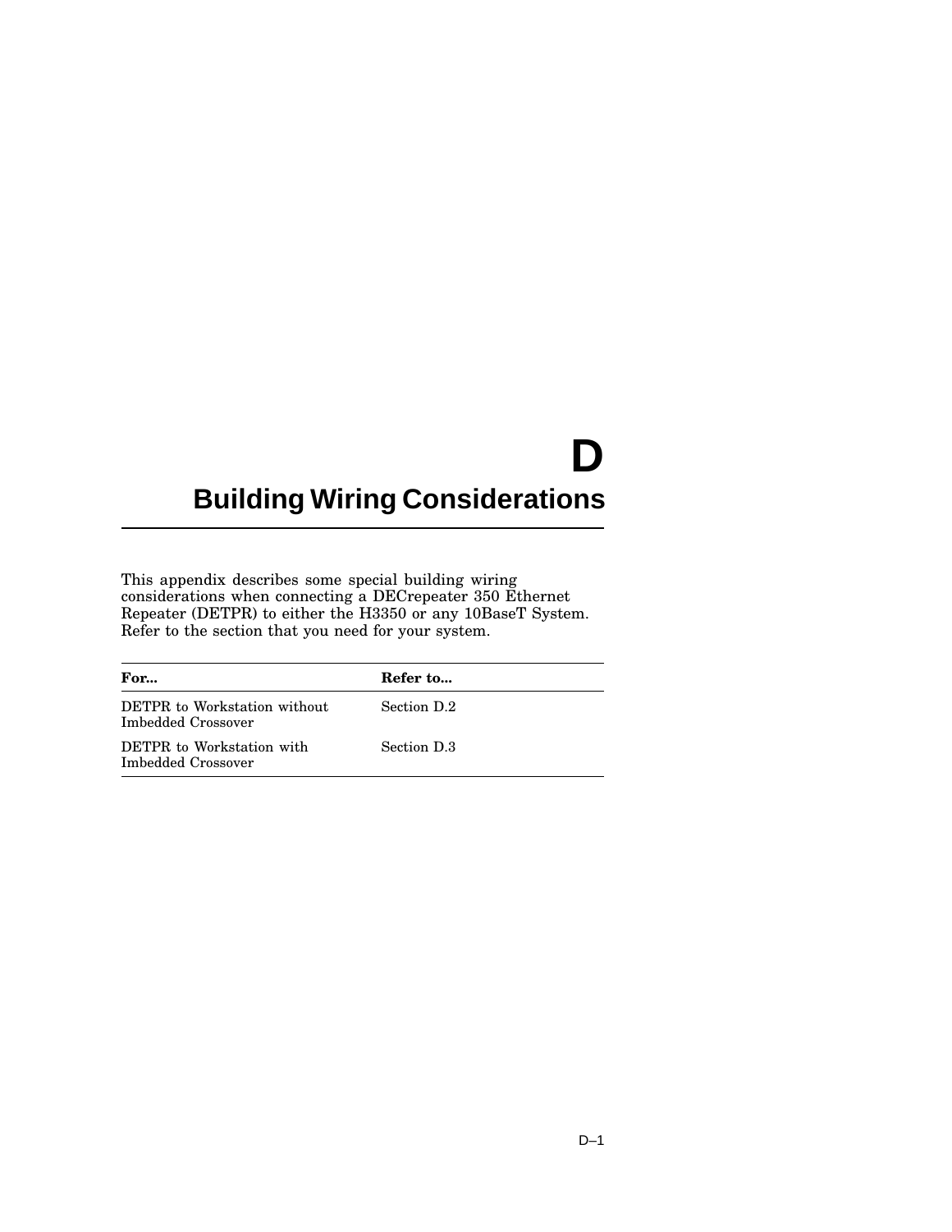# D Building Wiring Considerations

This appendix describes some special building wiring considerations when connecting a DECrepeater 350 Ethernet Repeater (DETPR) to either the H3350 or any 10BaseT System. Refer to the section that you need for your system.

| For... | Refer to... |
| --- | --- |
| DETPR to Workstation without Imbedded Crossover | Section D.2 |
| DETPR to Workstation with Imbedded Crossover | Section D.3 |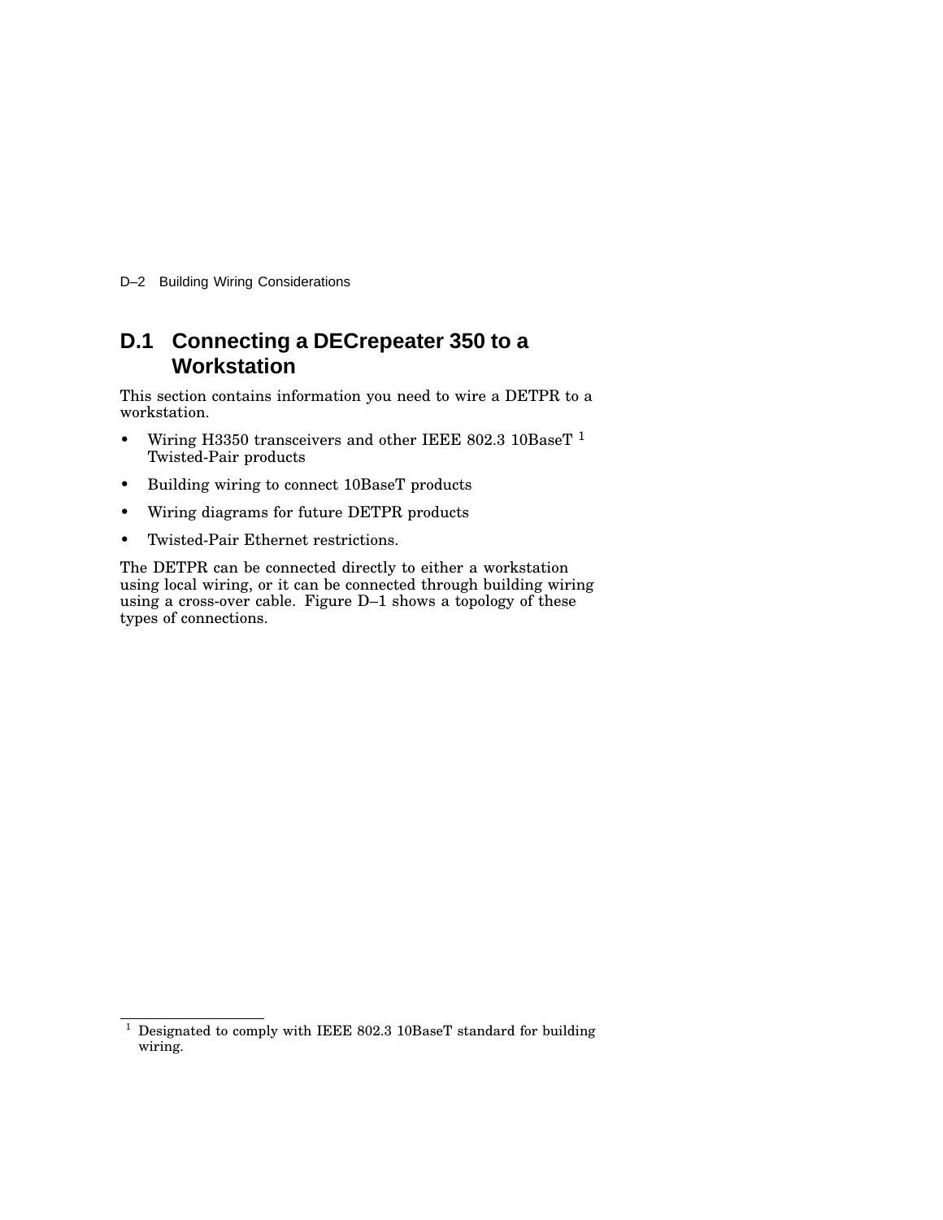## D.1 Connecting a DECrepeater 350 to a Workstation

This section contains information you need to wire a DETPR to a workstation.

- Wiring H3350 transceivers and other IEEE 802.3 10BaseT [1] Twisted-Pair products
- Building wiring to connect 10BaseT products
- Wiring diagrams for future DETPR products
- Twisted-Pair Ethernet restrictions.

The DETPR can be connected directly to either a workstation using local wiring, or it can be connected through building wiring using a cross-over cable. Figure D–1 shows a topology of these types of connections.

---

[1] Designated to comply with IEEE 802.3 10BaseT standard for building wiring.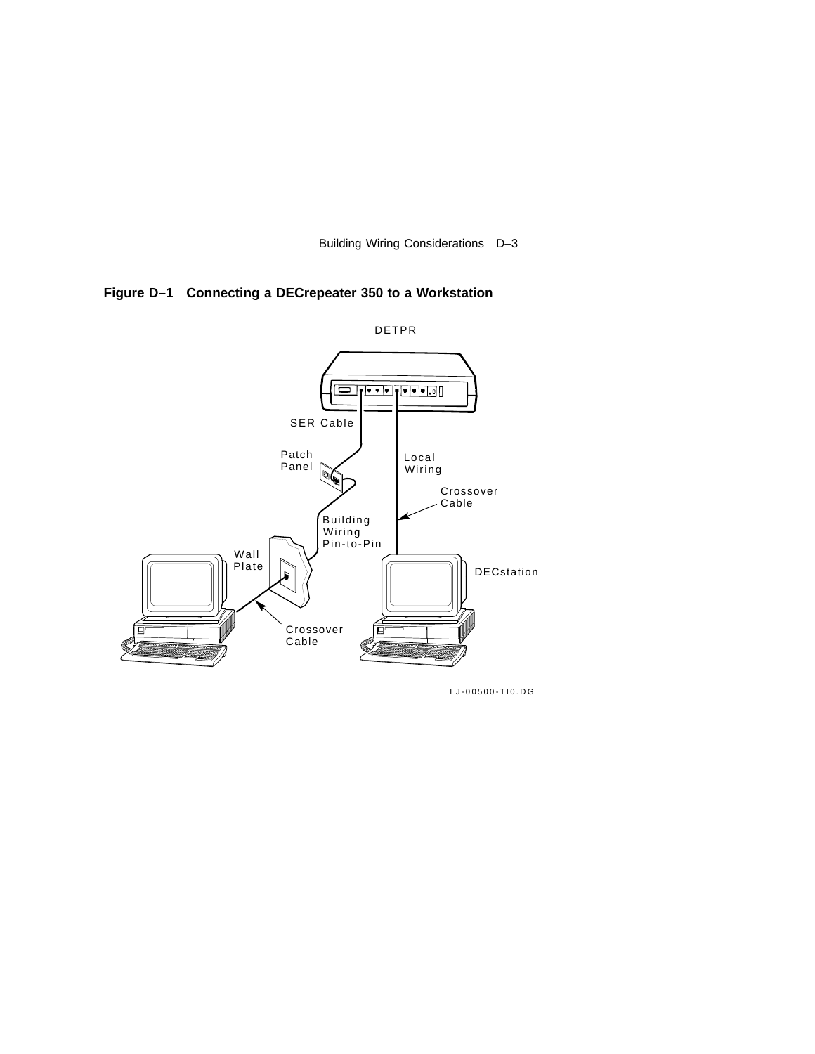**Figure D–1 Connecting a DECrepeater 350 to a Workstation**

DETPR

SER Cable

Patch Panel

Local Wiring

Crossover Cable

Building Wiring Pin-to-Pin

Wall Plate

DECstation

Crossover Cable

LJ-00500-TI0.DG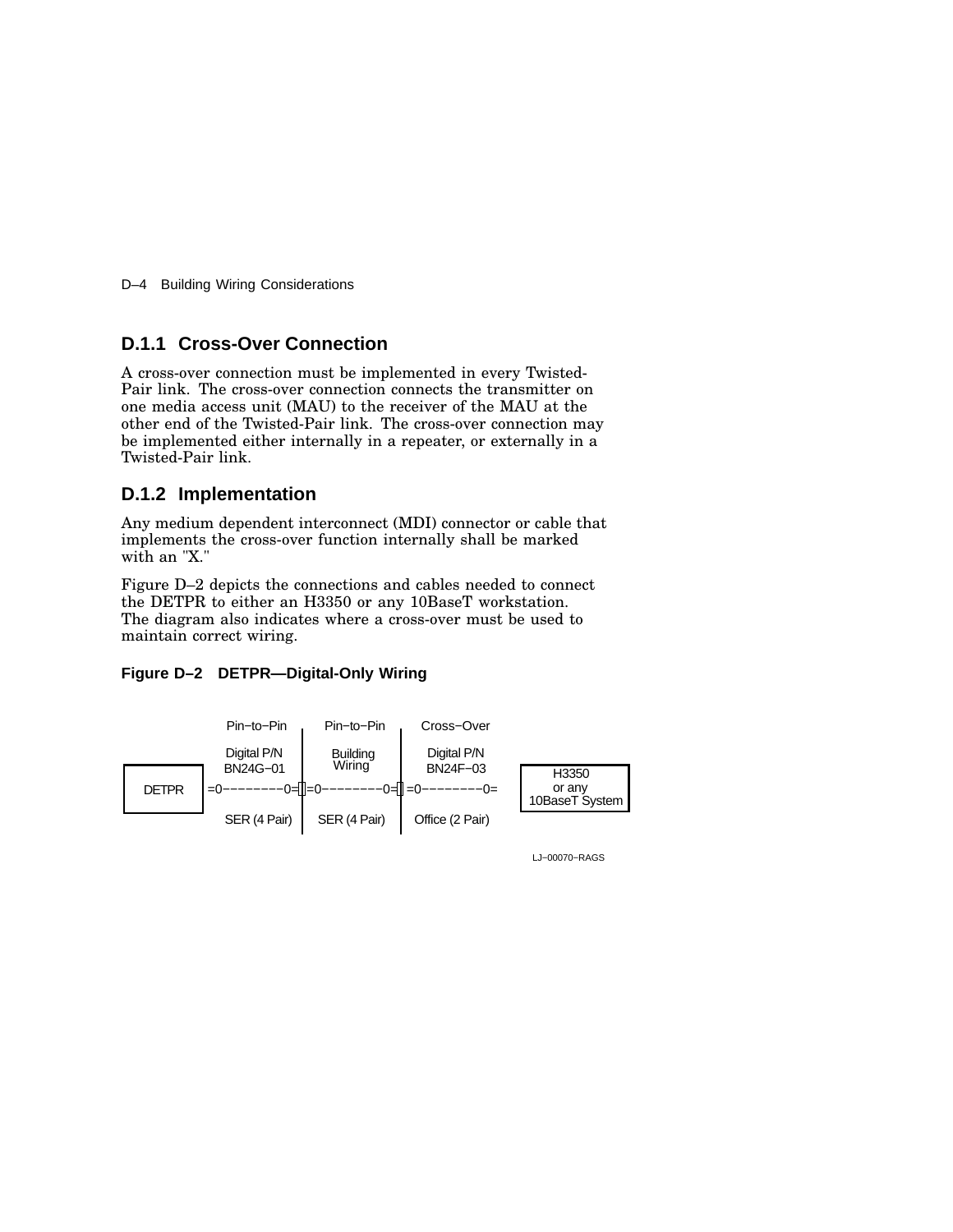### D.1.1 Cross-Over Connection

A cross-over connection must be implemented in every Twisted-Pair link. The cross-over connection connects the transmitter on one media access unit (MAU) to the receiver of the MAU at the other end of the Twisted-Pair link. The cross-over connection may be implemented either internally in a repeater, or externally in a Twisted-Pair link.

### D.1.2 Implementation

Any medium dependent interconnect (MDI) connector or cable that implements the cross-over function internally shall be marked with an "X."

Figure D–2 depicts the connections and cables needed to connect the DETPR to either an H3350 or any 10BaseT workstation. The diagram also indicates where a cross-over must be used to maintain correct wiring.

**Figure D–2 DETPR—Digital-Only Wiring**

```
          Pin-to-Pin      |  Pin-to-Pin      |  Cross-Over
          Digital P/N     |  Building        |  Digital P/N
          BN24G-01        |  Wiring          |  BN24F-03         H3350
DETPR   =0--------0=[]=0--------0=[] =0--------0=              or any
                          |                  |                 10BaseT System
          SER (4 Pair)    |  SER (4 Pair)    |  Office (2 Pair)
```

LJ–00070–RAGS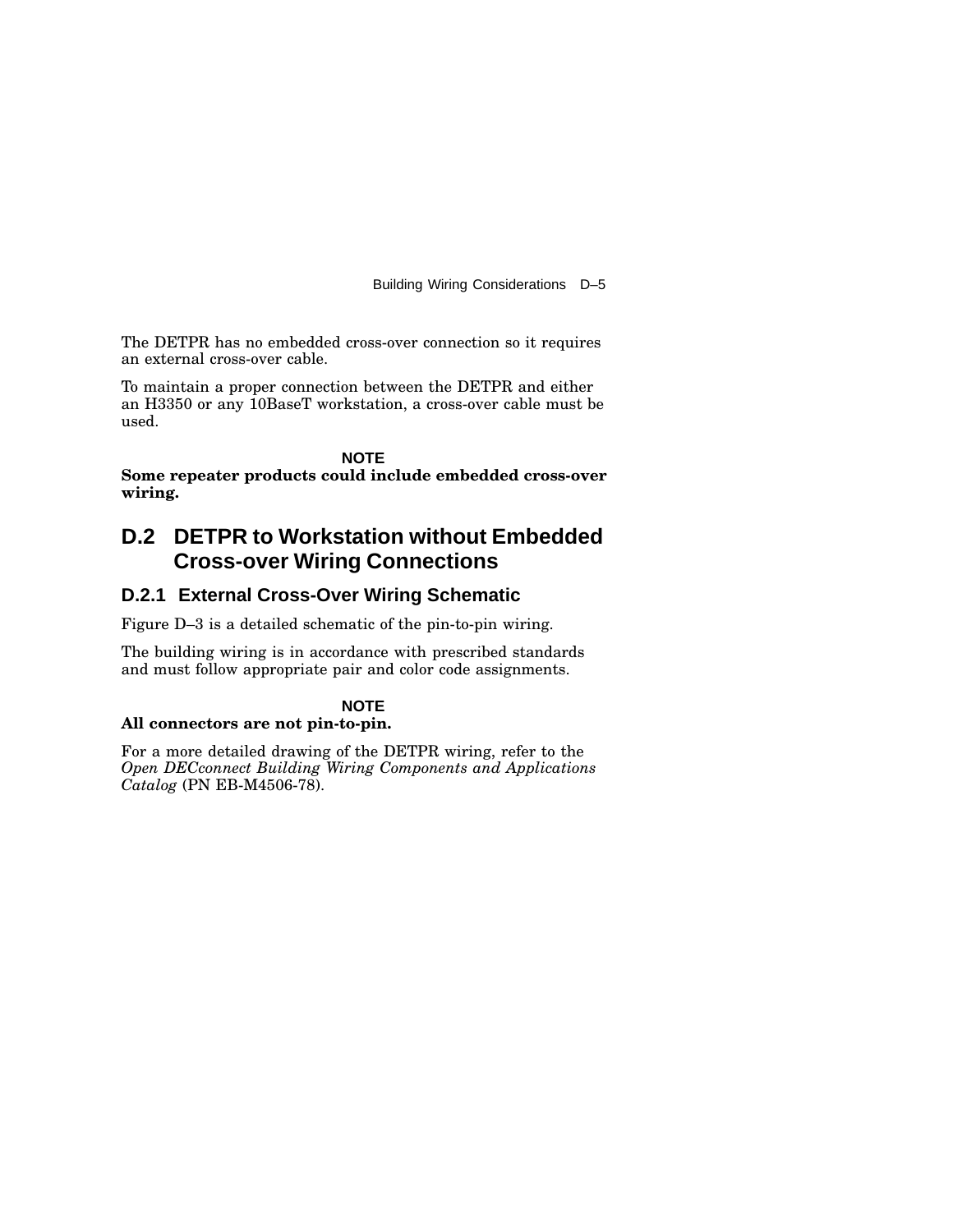The DETPR has no embedded cross-over connection so it requires an external cross-over cable.

To maintain a proper connection between the DETPR and either an H3350 or any 10BaseT workstation, a cross-over cable must be used.

**NOTE**

**Some repeater products could include embedded cross-over wiring.**

## D.2 DETPR to Workstation without Embedded Cross-over Wiring Connections

### D.2.1 External Cross-Over Wiring Schematic

Figure D–3 is a detailed schematic of the pin-to-pin wiring.

The building wiring is in accordance with prescribed standards and must follow appropriate pair and color code assignments.

**NOTE**

**All connectors are not pin-to-pin.**

For a more detailed drawing of the DETPR wiring, refer to the *Open DECconnect Building Wiring Components and Applications Catalog* (PN EB-M4506-78).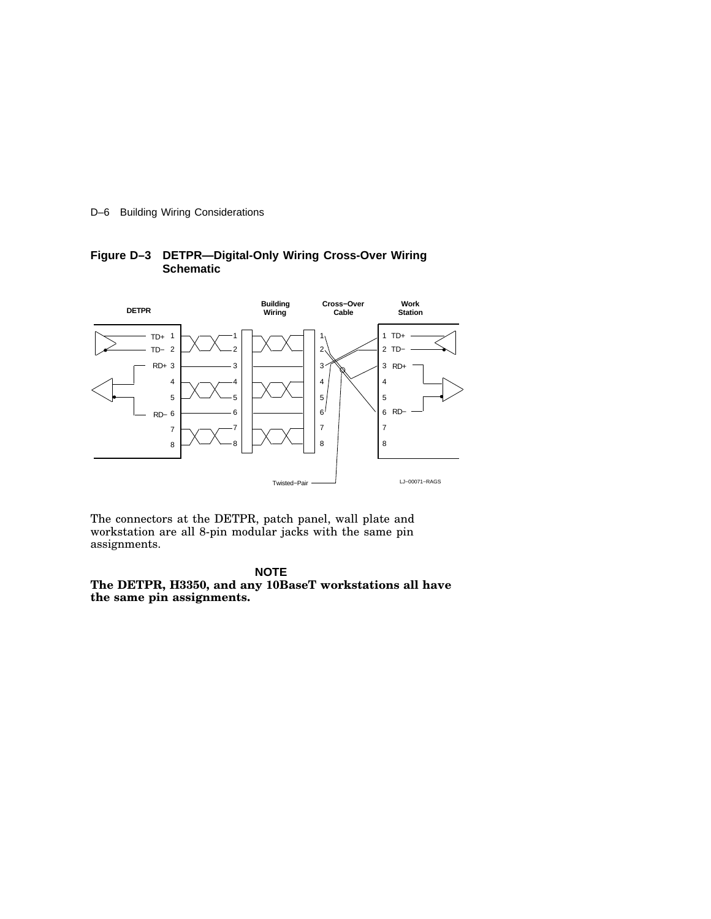**Figure D–3 DETPR—Digital-Only Wiring Cross-Over Wiring Schematic**

The connectors at the DETPR, patch panel, wall plate and workstation are all 8-pin modular jacks with the same pin assignments.

**NOTE**

**The DETPR, H3350, and any 10BaseT workstations all have the same pin assignments.**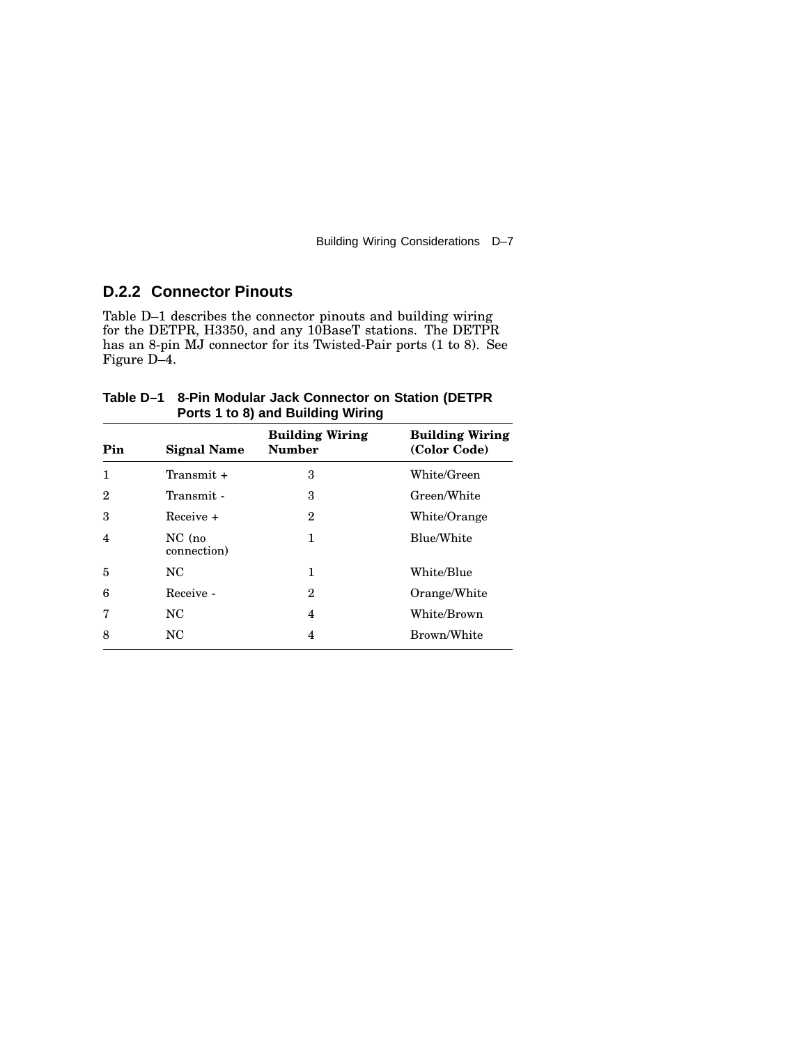### D.2.2 Connector Pinouts

Table D–1 describes the connector pinouts and building wiring for the DETPR, H3350, and any 10BaseT stations. The DETPR has an 8-pin MJ connector for its Twisted-Pair ports (1 to 8). See Figure D–4.

**Table D–1 8-Pin Modular Jack Connector on Station (DETPR Ports 1 to 8) and Building Wiring**

| Pin | Signal Name | Building Wiring Number | Building Wiring (Color Code) |
|---|---|---|---|
| 1 | Transmit + | 3 | White/Green |
| 2 | Transmit - | 3 | Green/White |
| 3 | Receive + | 2 | White/Orange |
| 4 | NC (no connection) | 1 | Blue/White |
| 5 | NC | 1 | White/Blue |
| 6 | Receive - | 2 | Orange/White |
| 7 | NC | 4 | White/Brown |
| 8 | NC | 4 | Brown/White |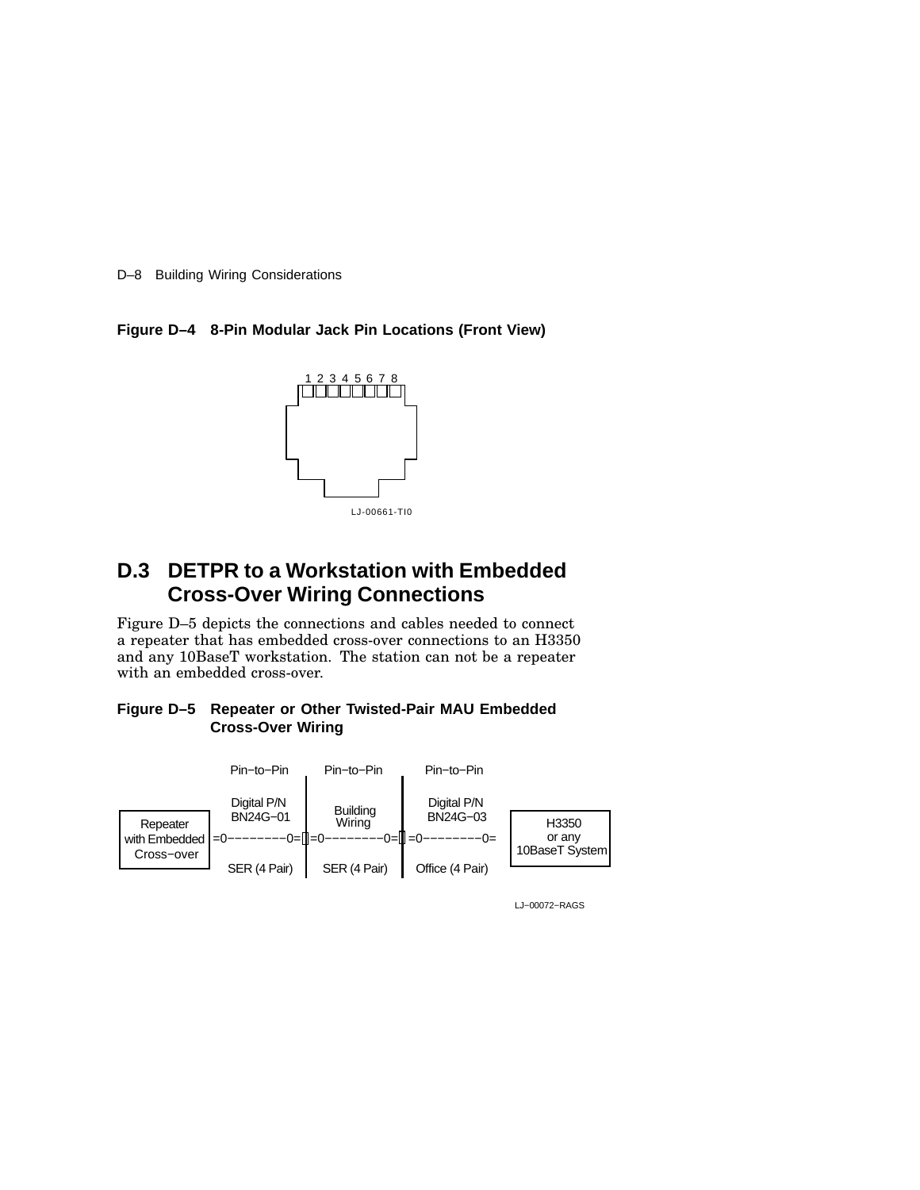**Figure D–4 8-Pin Modular Jack Pin Locations (Front View)**

1 2 3 4 5 6 7 8

LJ-00661-TI0

## D.3 DETPR to a Workstation with Embedded Cross-Over Wiring Connections

Figure D–5 depicts the connections and cables needed to connect a repeater that has embedded cross-over connections to an H3350 and any 10BaseT workstation. The station can not be a repeater with an embedded cross-over.

**Figure D–5 Repeater or Other Twisted-Pair MAU Embedded Cross-Over Wiring**

```
                Pin−to−Pin     Pin−to−Pin      Pin−to−Pin

                Digital P/N     Building       Digital P/N
Repeater        BN24G−01        Wiring         BN24G−03          H3350
with Embedded  =0−−−−−−−−0=[]=0−−−−−−−−0=[]=0−−−−−−−−0=         or any
 Cross−over                                                   10BaseT System
                SER (4 Pair)   SER (4 Pair)    Office (4 Pair)
```

LJ−00072−RAGS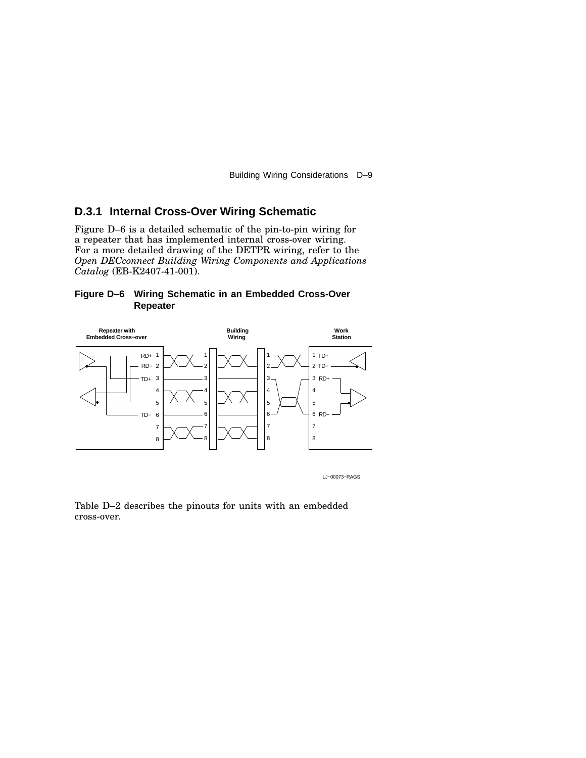### D.3.1 Internal Cross-Over Wiring Schematic

Figure D–6 is a detailed schematic of the pin-to-pin wiring for a repeater that has implemented internal cross-over wiring. For a more detailed drawing of the DETPR wiring, refer to the *Open DECconnect Building Wiring Components and Applications Catalog* (EB-K2407-41-001).

**Figure D–6 Wiring Schematic in an Embedded Cross-Over Repeater**

Table D–2 describes the pinouts for units with an embedded cross-over.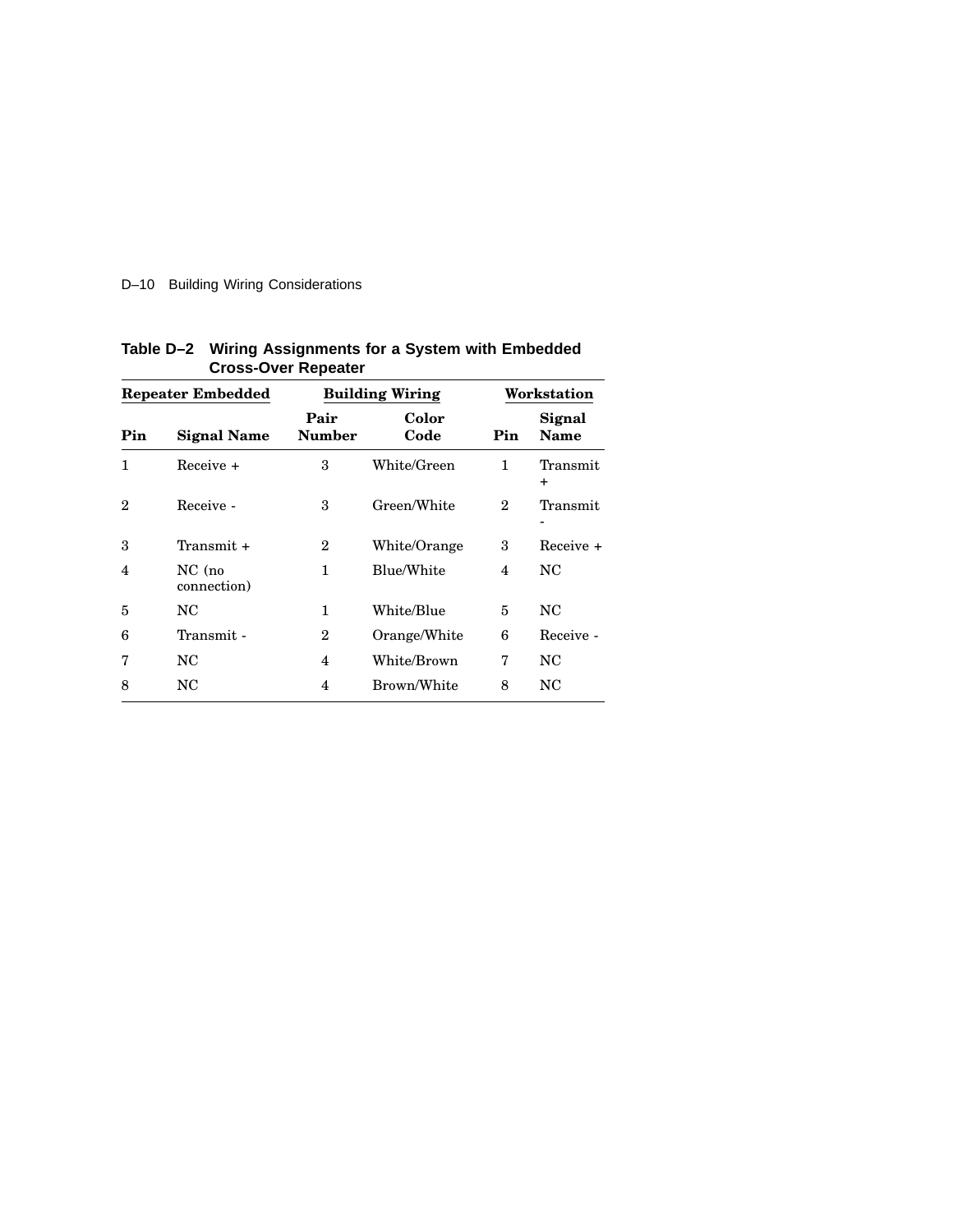**Table D–2 Wiring Assignments for a System with Embedded Cross-Over Repeater**

| Repeater Embedded | | Building Wiring | | Workstation | |
|---|---|---|---|---|---|
| **Pin** | **Signal Name** | **Pair Number** | **Color Code** | **Pin** | **Signal Name** |
| 1 | Receive + | 3 | White/Green | 1 | Transmit + |
| 2 | Receive - | 3 | Green/White | 2 | Transmit - |
| 3 | Transmit + | 2 | White/Orange | 3 | Receive + |
| 4 | NC (no connection) | 1 | Blue/White | 4 | NC |
| 5 | NC | 1 | White/Blue | 5 | NC |
| 6 | Transmit - | 2 | Orange/White | 6 | Receive - |
| 7 | NC | 4 | White/Brown | 7 | NC |
| 8 | NC | 4 | Brown/White | 8 | NC |